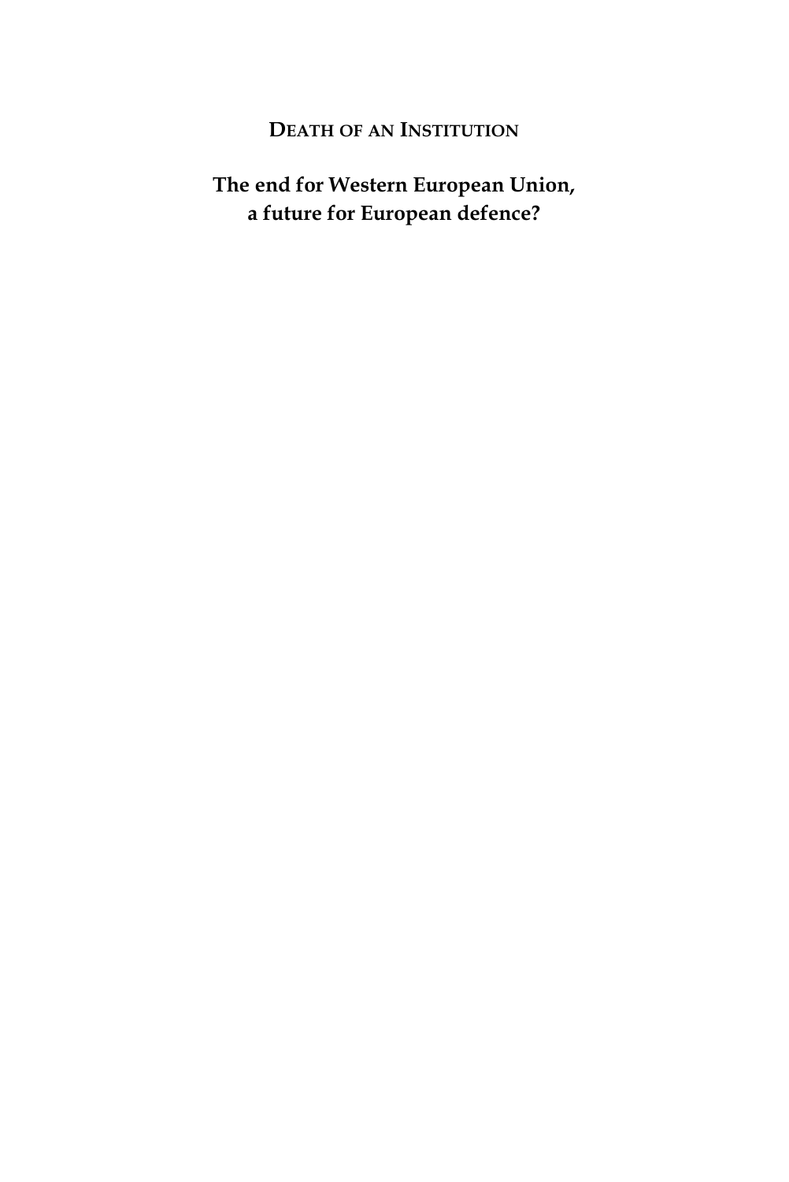# DEATH OF AN INSTITUTION

## The end for Western European Union, a future for European defence?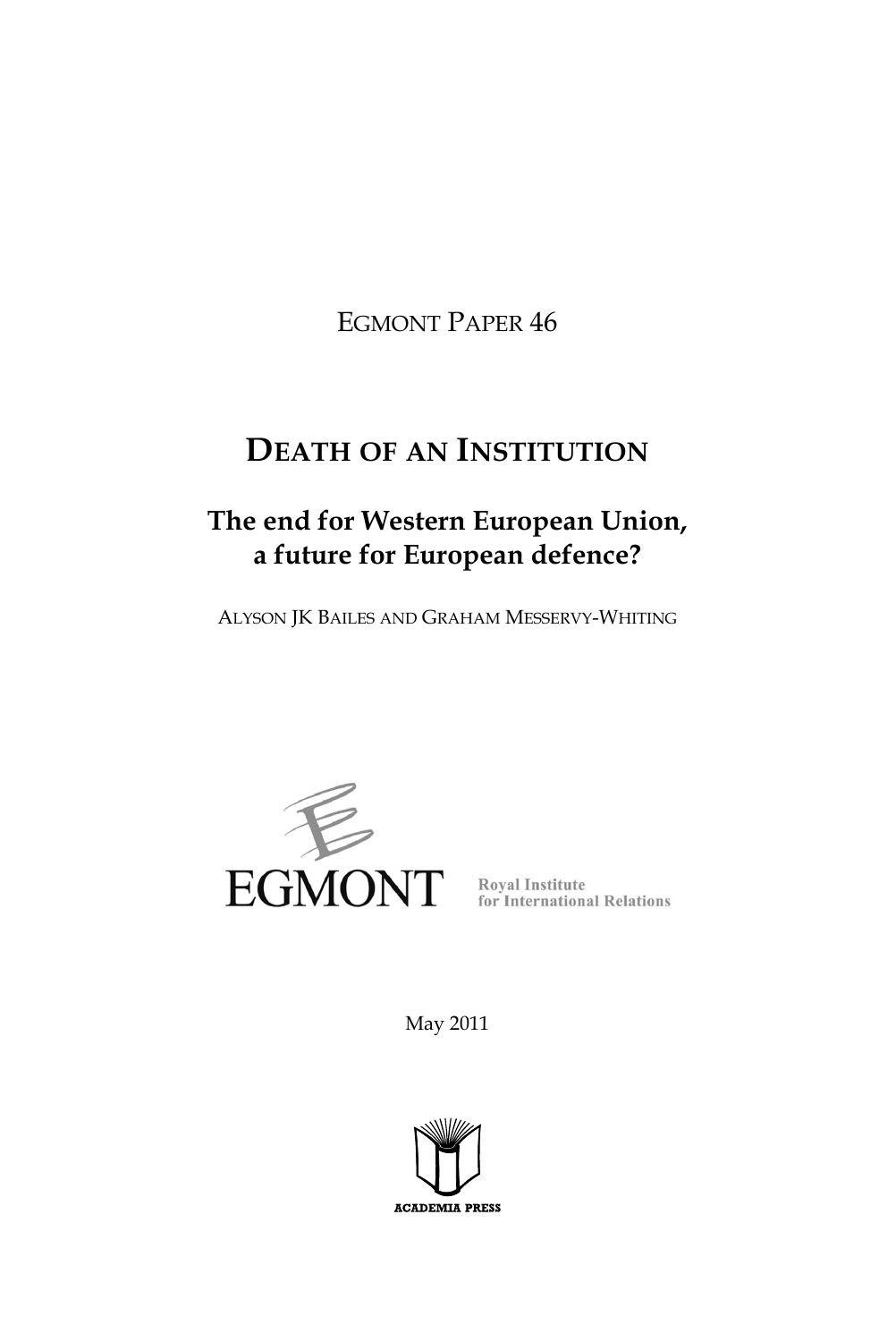EGMONT PAPER 46

# DEATH OF AN INSTITUTION

## The end for Western European Union, a future for European defence?

ALYSON JK BAILES AND GRAHAM MESSERVY-WHITING

EGMONT

Royal Institute
for International Relations

May 2011

ACADEMIA PRESS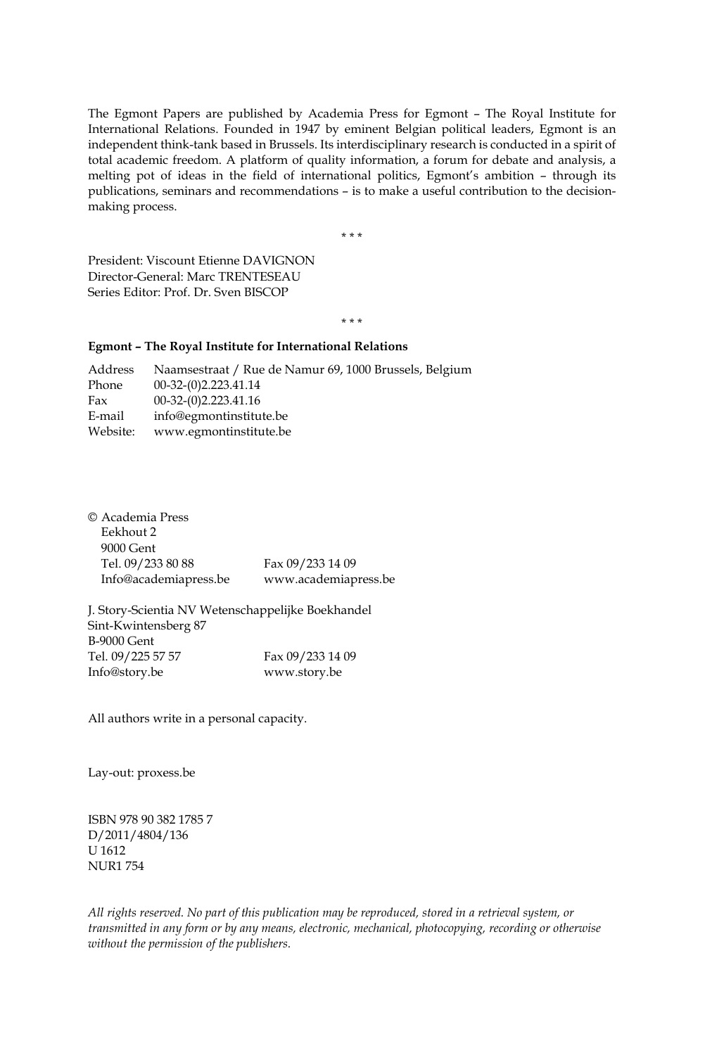The Egmont Papers are published by Academia Press for Egmont – The Royal Institute for International Relations. Founded in 1947 by eminent Belgian political leaders, Egmont is an independent think-tank based in Brussels. Its interdisciplinary research is conducted in a spirit of total academic freedom. A platform of quality information, a forum for debate and analysis, a melting pot of ideas in the field of international politics, Egmont's ambition – through its publications, seminars and recommendations – is to make a useful contribution to the decision-making process.

\* \* \*

President: Viscount Etienne DAVIGNON
Director-General: Marc TRENTESEAU
Series Editor: Prof. Dr. Sven BISCOP

\* \* \*

**Egmont – The Royal Institute for International Relations**

| | |
|---|---|
| Address | Naamsestraat / Rue de Namur 69, 1000 Brussels, Belgium |
| Phone | 00-32-(0)2.223.41.14 |
| Fax | 00-32-(0)2.223.41.16 |
| E-mail | info@egmontinstitute.be |
| Website: | www.egmontinstitute.be |

© Academia Press
Eekhout 2
9000 Gent
Tel. 09/233 80 88 Fax 09/233 14 09
Info@academiapress.be www.academiapress.be

J. Story-Scientia NV Wetenschappelijke Boekhandel
Sint-Kwintensberg 87
B-9000 Gent
Tel. 09/225 57 57 Fax 09/233 14 09
Info@story.be www.story.be

All authors write in a personal capacity.

Lay-out: proxess.be

ISBN 978 90 382 1785 7
D/2011/4804/136
U 1612
NUR1 754

*All rights reserved. No part of this publication may be reproduced, stored in a retrieval system, or transmitted in any form or by any means, electronic, mechanical, photocopying, recording or otherwise without the permission of the publishers.*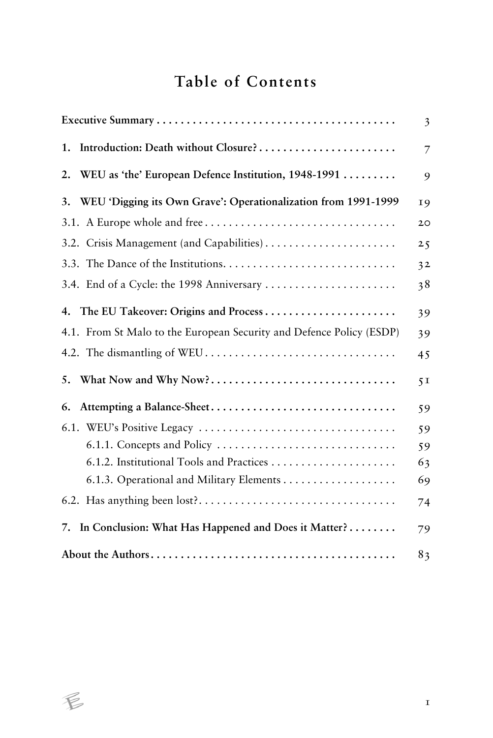# Table of Contents

| | |
|---|---|
| **Executive Summary** | 3 |
| **1. Introduction: Death without Closure?** | 7 |
| **2. WEU as 'the' European Defence Institution, 1948-1991** | 9 |
| **3. WEU 'Digging its Own Grave': Operationalization from 1991-1999** | 19 |
| 3.1. A Europe whole and free | 20 |
| 3.2. Crisis Management (and Capabilities) | 25 |
| 3.3. The Dance of the Institutions. | 32 |
| 3.4. End of a Cycle: the 1998 Anniversary | 38 |
| **4. The EU Takeover: Origins and Process** | 39 |
| 4.1. From St Malo to the European Security and Defence Policy (ESDP) | 39 |
| 4.2. The dismantling of WEU | 45 |
| **5. What Now and Why Now?** | 51 |
| **6. Attempting a Balance-Sheet** | 59 |
| 6.1. WEU's Positive Legacy | 59 |
| 6.1.1. Concepts and Policy | 59 |
| 6.1.2. Institutional Tools and Practices | 63 |
| 6.1.3. Operational and Military Elements | 69 |
| 6.2. Has anything been lost? | 74 |
| **7. In Conclusion: What Has Happened and Does it Matter?** | 79 |
| **About the Authors** | 83 |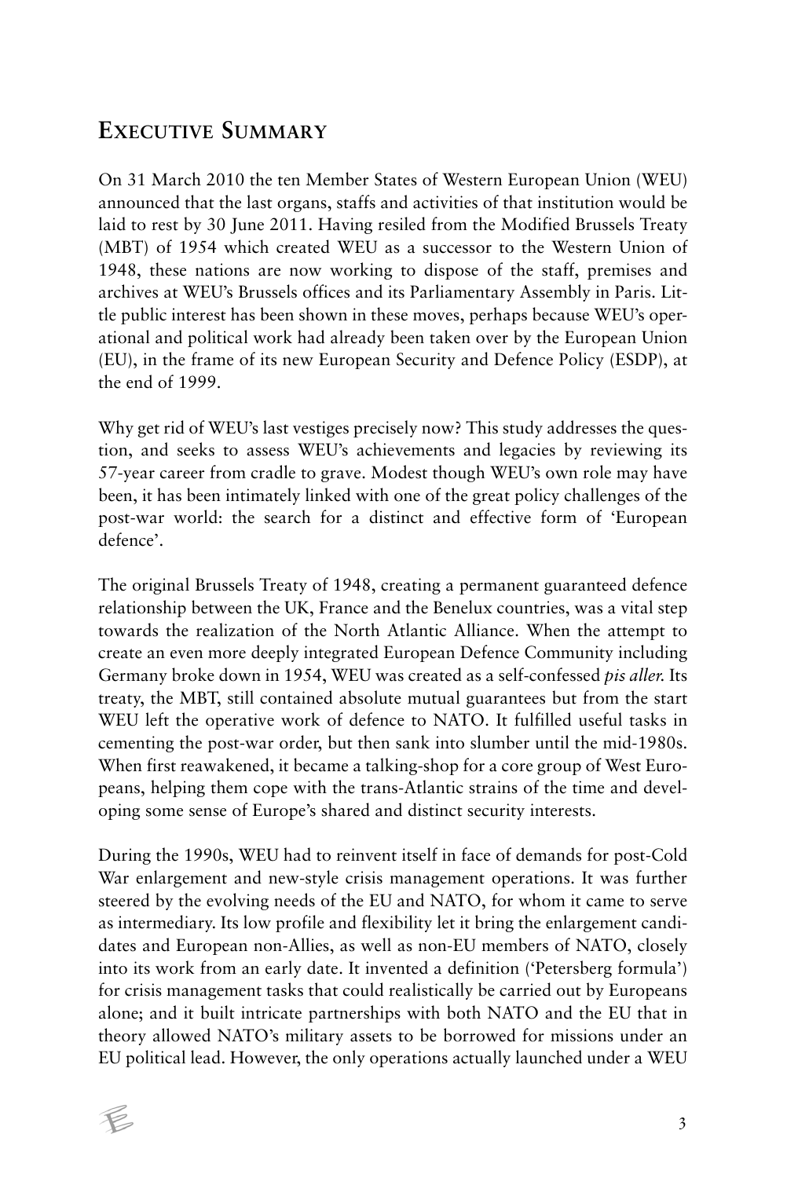## Executive Summary

On 31 March 2010 the ten Member States of Western European Union (WEU) announced that the last organs, staffs and activities of that institution would be laid to rest by 30 June 2011. Having resiled from the Modified Brussels Treaty (MBT) of 1954 which created WEU as a successor to the Western Union of 1948, these nations are now working to dispose of the staff, premises and archives at WEU's Brussels offices and its Parliamentary Assembly in Paris. Little public interest has been shown in these moves, perhaps because WEU's operational and political work had already been taken over by the European Union (EU), in the frame of its new European Security and Defence Policy (ESDP), at the end of 1999.

Why get rid of WEU's last vestiges precisely now? This study addresses the question, and seeks to assess WEU's achievements and legacies by reviewing its 57-year career from cradle to grave. Modest though WEU's own role may have been, it has been intimately linked with one of the great policy challenges of the post-war world: the search for a distinct and effective form of 'European defence'.

The original Brussels Treaty of 1948, creating a permanent guaranteed defence relationship between the UK, France and the Benelux countries, was a vital step towards the realization of the North Atlantic Alliance. When the attempt to create an even more deeply integrated European Defence Community including Germany broke down in 1954, WEU was created as a self-confessed *pis aller*. Its treaty, the MBT, still contained absolute mutual guarantees but from the start WEU left the operative work of defence to NATO. It fulfilled useful tasks in cementing the post-war order, but then sank into slumber until the mid-1980s. When first reawakened, it became a talking-shop for a core group of West Europeans, helping them cope with the trans-Atlantic strains of the time and developing some sense of Europe's shared and distinct security interests.

During the 1990s, WEU had to reinvent itself in face of demands for post-Cold War enlargement and new-style crisis management operations. It was further steered by the evolving needs of the EU and NATO, for whom it came to serve as intermediary. Its low profile and flexibility let it bring the enlargement candidates and European non-Allies, as well as non-EU members of NATO, closely into its work from an early date. It invented a definition ('Petersberg formula') for crisis management tasks that could realistically be carried out by Europeans alone; and it built intricate partnerships with both NATO and the EU that in theory allowed NATO's military assets to be borrowed for missions under an EU political lead. However, the only operations actually launched under a WEU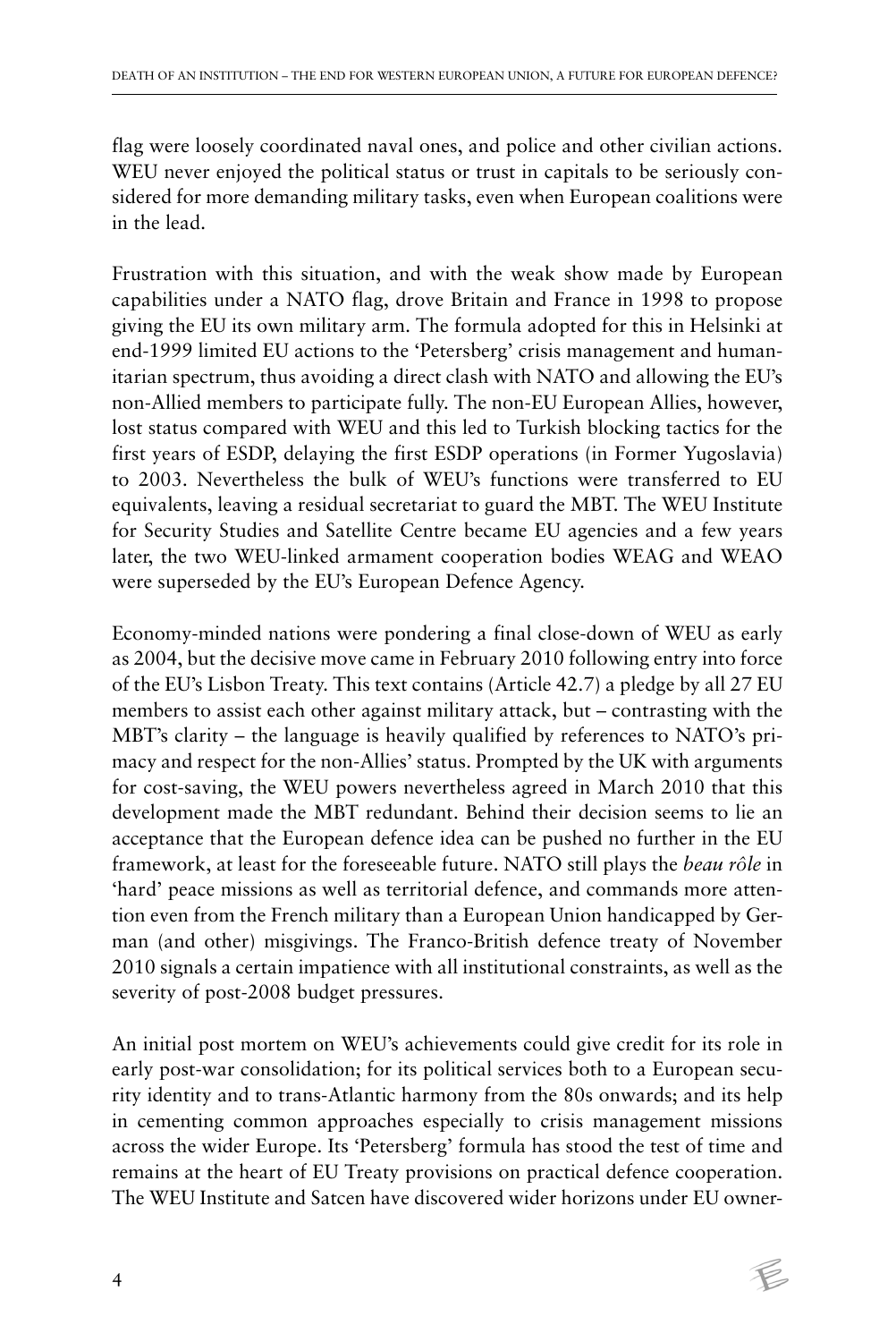flag were loosely coordinated naval ones, and police and other civilian actions. WEU never enjoyed the political status or trust in capitals to be seriously considered for more demanding military tasks, even when European coalitions were in the lead.

Frustration with this situation, and with the weak show made by European capabilities under a NATO flag, drove Britain and France in 1998 to propose giving the EU its own military arm. The formula adopted for this in Helsinki at end-1999 limited EU actions to the 'Petersberg' crisis management and humanitarian spectrum, thus avoiding a direct clash with NATO and allowing the EU's non-Allied members to participate fully. The non-EU European Allies, however, lost status compared with WEU and this led to Turkish blocking tactics for the first years of ESDP, delaying the first ESDP operations (in Former Yugoslavia) to 2003. Nevertheless the bulk of WEU's functions were transferred to EU equivalents, leaving a residual secretariat to guard the MBT. The WEU Institute for Security Studies and Satellite Centre became EU agencies and a few years later, the two WEU-linked armament cooperation bodies WEAG and WEAO were superseded by the EU's European Defence Agency.

Economy-minded nations were pondering a final close-down of WEU as early as 2004, but the decisive move came in February 2010 following entry into force of the EU's Lisbon Treaty. This text contains (Article 42.7) a pledge by all 27 EU members to assist each other against military attack, but – contrasting with the MBT's clarity – the language is heavily qualified by references to NATO's primacy and respect for the non-Allies' status. Prompted by the UK with arguments for cost-saving, the WEU powers nevertheless agreed in March 2010 that this development made the MBT redundant. Behind their decision seems to lie an acceptance that the European defence idea can be pushed no further in the EU framework, at least for the foreseeable future. NATO still plays the *beau rôle* in 'hard' peace missions as well as territorial defence, and commands more attention even from the French military than a European Union handicapped by German (and other) misgivings. The Franco-British defence treaty of November 2010 signals a certain impatience with all institutional constraints, as well as the severity of post-2008 budget pressures.

An initial post mortem on WEU's achievements could give credit for its role in early post-war consolidation; for its political services both to a European security identity and to trans-Atlantic harmony from the 80s onwards; and its help in cementing common approaches especially to crisis management missions across the wider Europe. Its 'Petersberg' formula has stood the test of time and remains at the heart of EU Treaty provisions on practical defence cooperation. The WEU Institute and Satcen have discovered wider horizons under EU owner-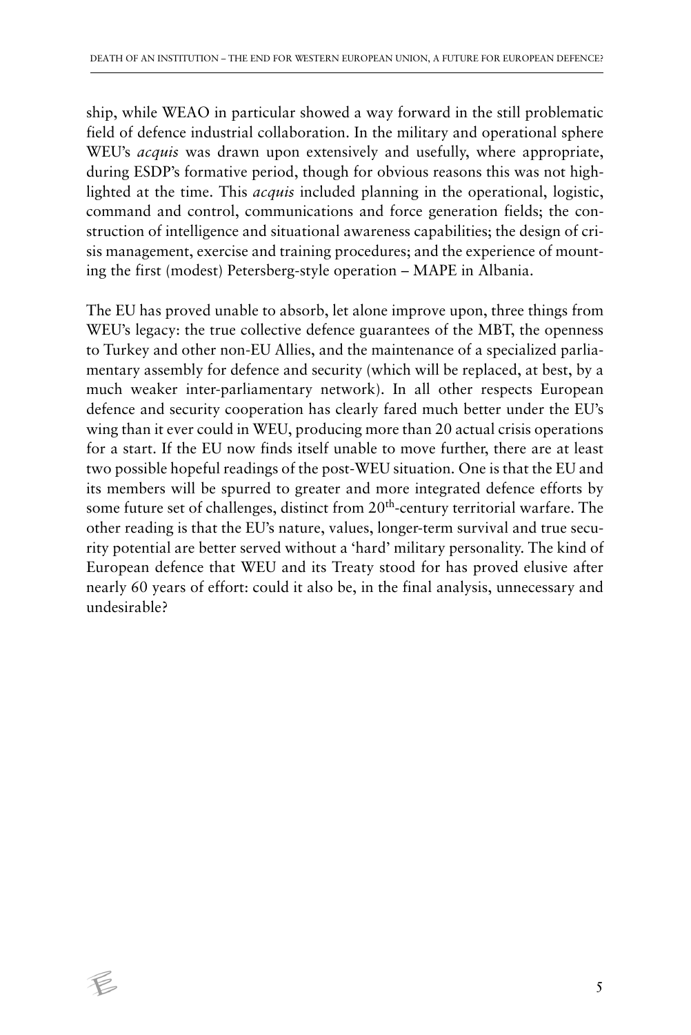ship, while WEAO in particular showed a way forward in the still problematic field of defence industrial collaboration. In the military and operational sphere WEU's *acquis* was drawn upon extensively and usefully, where appropriate, during ESDP's formative period, though for obvious reasons this was not highlighted at the time. This *acquis* included planning in the operational, logistic, command and control, communications and force generation fields; the construction of intelligence and situational awareness capabilities; the design of crisis management, exercise and training procedures; and the experience of mounting the first (modest) Petersberg-style operation – MAPE in Albania.

The EU has proved unable to absorb, let alone improve upon, three things from WEU's legacy: the true collective defence guarantees of the MBT, the openness to Turkey and other non-EU Allies, and the maintenance of a specialized parliamentary assembly for defence and security (which will be replaced, at best, by a much weaker inter-parliamentary network). In all other respects European defence and security cooperation has clearly fared much better under the EU's wing than it ever could in WEU, producing more than 20 actual crisis operations for a start. If the EU now finds itself unable to move further, there are at least two possible hopeful readings of the post-WEU situation. One is that the EU and its members will be spurred to greater and more integrated defence efforts by some future set of challenges, distinct from 20th-century territorial warfare. The other reading is that the EU's nature, values, longer-term survival and true security potential are better served without a 'hard' military personality. The kind of European defence that WEU and its Treaty stood for has proved elusive after nearly 60 years of effort: could it also be, in the final analysis, unnecessary and undesirable?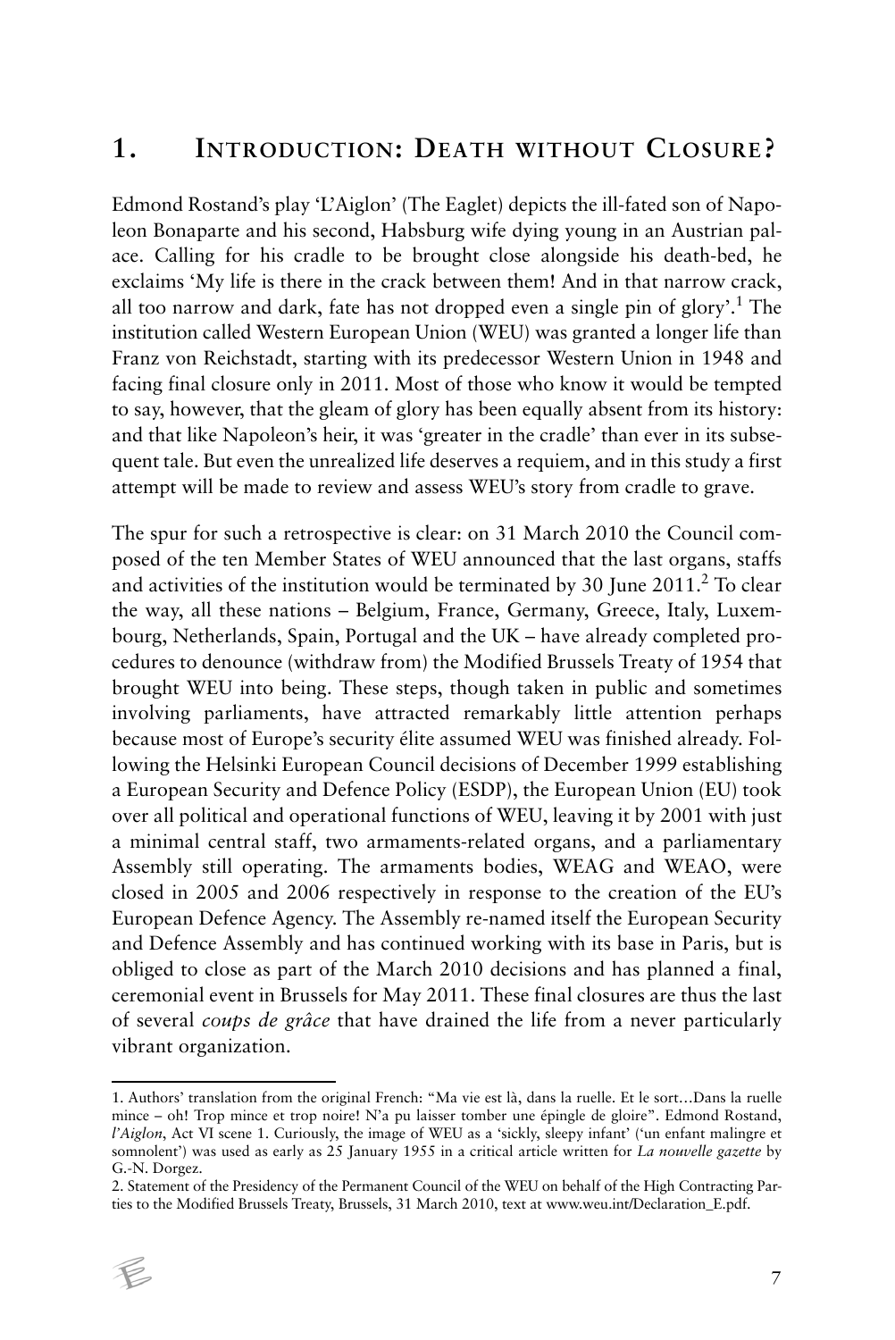# 1. Introduction: Death without Closure?

Edmond Rostand's play 'L'Aiglon' (The Eaglet) depicts the ill-fated son of Napoleon Bonaparte and his second, Habsburg wife dying young in an Austrian palace. Calling for his cradle to be brought close alongside his death-bed, he exclaims 'My life is there in the crack between them! And in that narrow crack, all too narrow and dark, fate has not dropped even a single pin of glory'.[1] The institution called Western European Union (WEU) was granted a longer life than Franz von Reichstadt, starting with its predecessor Western Union in 1948 and facing final closure only in 2011. Most of those who know it would be tempted to say, however, that the gleam of glory has been equally absent from its history: and that like Napoleon's heir, it was 'greater in the cradle' than ever in its subsequent tale. But even the unrealized life deserves a requiem, and in this study a first attempt will be made to review and assess WEU's story from cradle to grave.

The spur for such a retrospective is clear: on 31 March 2010 the Council composed of the ten Member States of WEU announced that the last organs, staffs and activities of the institution would be terminated by 30 June 2011.[2] To clear the way, all these nations – Belgium, France, Germany, Greece, Italy, Luxembourg, Netherlands, Spain, Portugal and the UK – have already completed procedures to denounce (withdraw from) the Modified Brussels Treaty of 1954 that brought WEU into being. These steps, though taken in public and sometimes involving parliaments, have attracted remarkably little attention perhaps because most of Europe's security élite assumed WEU was finished already. Following the Helsinki European Council decisions of December 1999 establishing a European Security and Defence Policy (ESDP), the European Union (EU) took over all political and operational functions of WEU, leaving it by 2001 with just a minimal central staff, two armaments-related organs, and a parliamentary Assembly still operating. The armaments bodies, WEAG and WEAO, were closed in 2005 and 2006 respectively in response to the creation of the EU's European Defence Agency. The Assembly re-named itself the European Security and Defence Assembly and has continued working with its base in Paris, but is obliged to close as part of the March 2010 decisions and has planned a final, ceremonial event in Brussels for May 2011. These final closures are thus the last of several *coups de grâce* that have drained the life from a never particularly vibrant organization.

---

1. Authors' translation from the original French: "Ma vie est là, dans la ruelle. Et le sort…Dans la ruelle mince – oh! Trop mince et trop noire! N'a pu laisser tomber une épingle de gloire". Edmond Rostand, *l'Aiglon*, Act VI scene 1. Curiously, the image of WEU as a 'sickly, sleepy infant' ('un enfant malingre et somnolent') was used as early as 25 January 1955 in a critical article written for *La nouvelle gazette* by G.-N. Dorgez.

2. Statement of the Presidency of the Permanent Council of the WEU on behalf of the High Contracting Parties to the Modified Brussels Treaty, Brussels, 31 March 2010, text at www.weu.int/Declaration_E.pdf.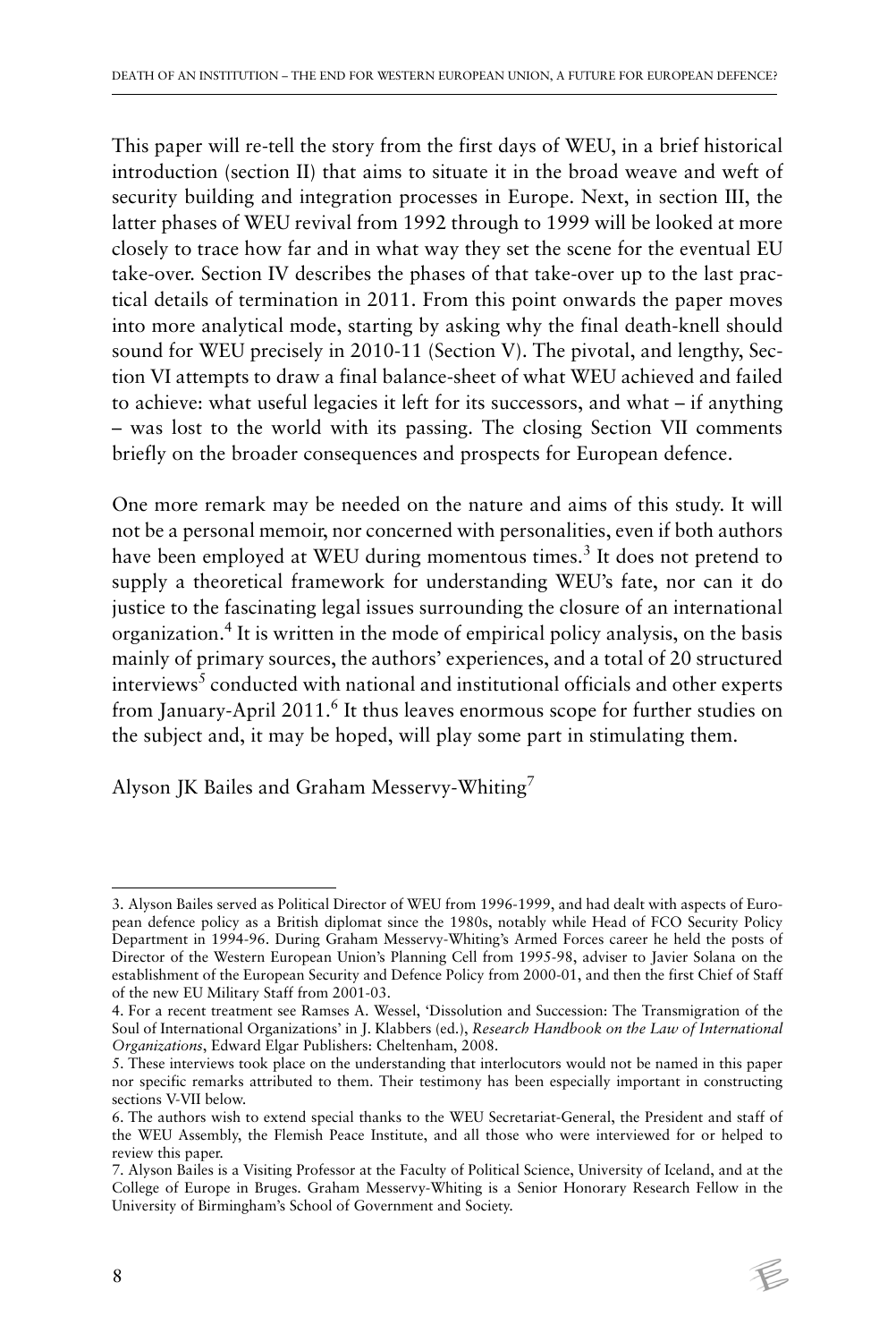This paper will re-tell the story from the first days of WEU, in a brief historical introduction (section II) that aims to situate it in the broad weave and weft of security building and integration processes in Europe. Next, in section III, the latter phases of WEU revival from 1992 through to 1999 will be looked at more closely to trace how far and in what way they set the scene for the eventual EU take-over. Section IV describes the phases of that take-over up to the last practical details of termination in 2011. From this point onwards the paper moves into more analytical mode, starting by asking why the final death-knell should sound for WEU precisely in 2010-11 (Section V). The pivotal, and lengthy, Section VI attempts to draw a final balance-sheet of what WEU achieved and failed to achieve: what useful legacies it left for its successors, and what – if anything – was lost to the world with its passing. The closing Section VII comments briefly on the broader consequences and prospects for European defence.

One more remark may be needed on the nature and aims of this study. It will not be a personal memoir, nor concerned with personalities, even if both authors have been employed at WEU during momentous times.[3] It does not pretend to supply a theoretical framework for understanding WEU's fate, nor can it do justice to the fascinating legal issues surrounding the closure of an international organization.[4] It is written in the mode of empirical policy analysis, on the basis mainly of primary sources, the authors' experiences, and a total of 20 structured interviews[5] conducted with national and institutional officials and other experts from January-April 2011.[6] It thus leaves enormous scope for further studies on the subject and, it may be hoped, will play some part in stimulating them.

Alyson JK Bailes and Graham Messervy-Whiting[7]

---

3. Alyson Bailes served as Political Director of WEU from 1996-1999, and had dealt with aspects of European defence policy as a British diplomat since the 1980s, notably while Head of FCO Security Policy Department in 1994-96. During Graham Messervy-Whiting's Armed Forces career he held the posts of Director of the Western European Union's Planning Cell from 1995-98, adviser to Javier Solana on the establishment of the European Security and Defence Policy from 2000-01, and then the first Chief of Staff of the new EU Military Staff from 2001-03.

4. For a recent treatment see Ramses A. Wessel, 'Dissolution and Succession: The Transmigration of the Soul of International Organizations' in J. Klabbers (ed.), *Research Handbook on the Law of International Organizations*, Edward Elgar Publishers: Cheltenham, 2008.

5. These interviews took place on the understanding that interlocutors would not be named in this paper nor specific remarks attributed to them. Their testimony has been especially important in constructing sections V-VII below.

6. The authors wish to extend special thanks to the WEU Secretariat-General, the President and staff of the WEU Assembly, the Flemish Peace Institute, and all those who were interviewed for or helped to review this paper.

7. Alyson Bailes is a Visiting Professor at the Faculty of Political Science, University of Iceland, and at the College of Europe in Bruges. Graham Messervy-Whiting is a Senior Honorary Research Fellow in the University of Birmingham's School of Government and Society.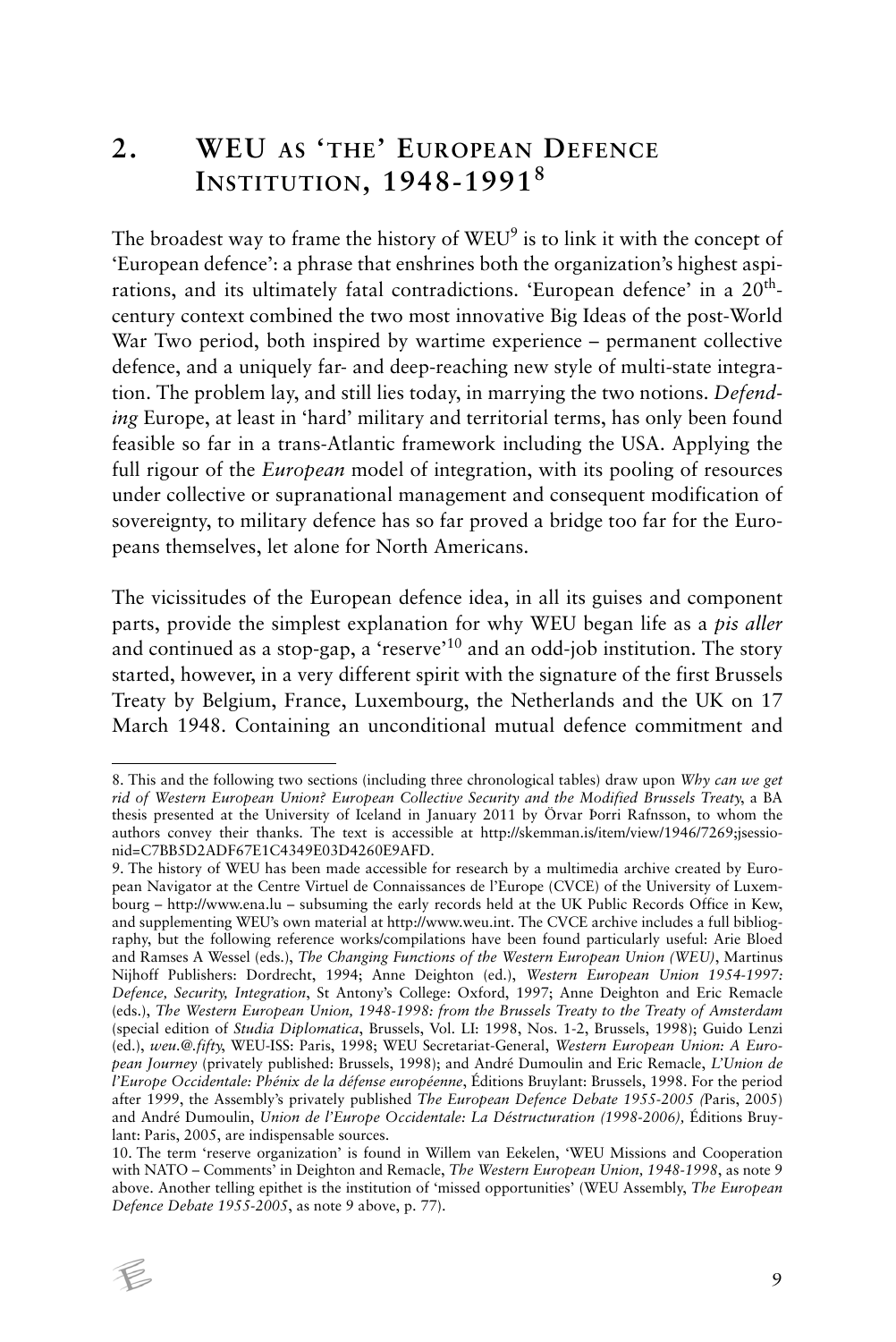## 2. WEU AS 'THE' EUROPEAN DEFENCE INSTITUTION, 1948-1991[8]

The broadest way to frame the history of WEU[9] is to link it with the concept of 'European defence': a phrase that enshrines both the organization's highest aspirations, and its ultimately fatal contradictions. 'European defence' in a 20th-century context combined the two most innovative Big Ideas of the post-World War Two period, both inspired by wartime experience – permanent collective defence, and a uniquely far- and deep-reaching new style of multi-state integration. The problem lay, and still lies today, in marrying the two notions. *Defending* Europe, at least in 'hard' military and territorial terms, has only been found feasible so far in a trans-Atlantic framework including the USA. Applying the full rigour of the *European* model of integration, with its pooling of resources under collective or supranational management and consequent modification of sovereignty, to military defence has so far proved a bridge too far for the Europeans themselves, let alone for North Americans.

The vicissitudes of the European defence idea, in all its guises and component parts, provide the simplest explanation for why WEU began life as a *pis aller* and continued as a stop-gap, a 'reserve'[10] and an odd-job institution. The story started, however, in a very different spirit with the signature of the first Brussels Treaty by Belgium, France, Luxembourg, the Netherlands and the UK on 17 March 1948. Containing an unconditional mutual defence commitment and

---

8. This and the following two sections (including three chronological tables) draw upon *Why can we get rid of Western European Union? European Collective Security and the Modified Brussels Treaty*, a BA thesis presented at the University of Iceland in January 2011 by Örvar Þorri Rafnsson, to whom the authors convey their thanks. The text is accessible at http://skemman.is/item/view/1946/7269;jsessionid=C7BB5D2ADF67E1C4349E03D4260E9AFD.

9. The history of WEU has been made accessible for research by a multimedia archive created by European Navigator at the Centre Virtuel de Connaissances de l'Europe (CVCE) of the University of Luxembourg – http://www.ena.lu – subsuming the early records held at the UK Public Records Office in Kew, and supplementing WEU's own material at http://www.weu.int. The CVCE archive includes a full bibliography, but the following reference works/compilations have been found particularly useful: Arie Bloed and Ramses A Wessel (eds.), *The Changing Functions of the Western European Union (WEU)*, Martinus Nijhoff Publishers: Dordrecht, 1994; Anne Deighton (ed.), *Western European Union 1954-1997: Defence, Security, Integration*, St Antony's College: Oxford, 1997; Anne Deighton and Eric Remacle (eds.), *The Western European Union, 1948-1998: from the Brussels Treaty to the Treaty of Amsterdam* (special edition of *Studia Diplomatica*, Brussels, Vol. LI: 1998, Nos. 1-2, Brussels, 1998); Guido Lenzi (ed.), *weu.@.fifty*, WEU-ISS: Paris, 1998; WEU Secretariat-General, *Western European Union: A European Journey* (privately published: Brussels, 1998); and André Dumoulin and Eric Remacle, *L'Union de l'Europe Occidentale: Phénix de la défense européenne*, Éditions Bruylant: Brussels, 1998. For the period after 1999, the Assembly's privately published *The European Defence Debate 1955-2005 (*Paris, 2005) and André Dumoulin, *Union de l'Europe Occidentale: La Déstructuration (1998-2006),* Éditions Bruylant: Paris, 2005, are indispensable sources.

10. The term 'reserve organization' is found in Willem van Eekelen, 'WEU Missions and Cooperation with NATO – Comments' in Deighton and Remacle, *The Western European Union, 1948-1998*, as note 9 above. Another telling epithet is the institution of 'missed opportunities' (WEU Assembly, *The European Defence Debate 1955-2005*, as note 9 above, p. 77).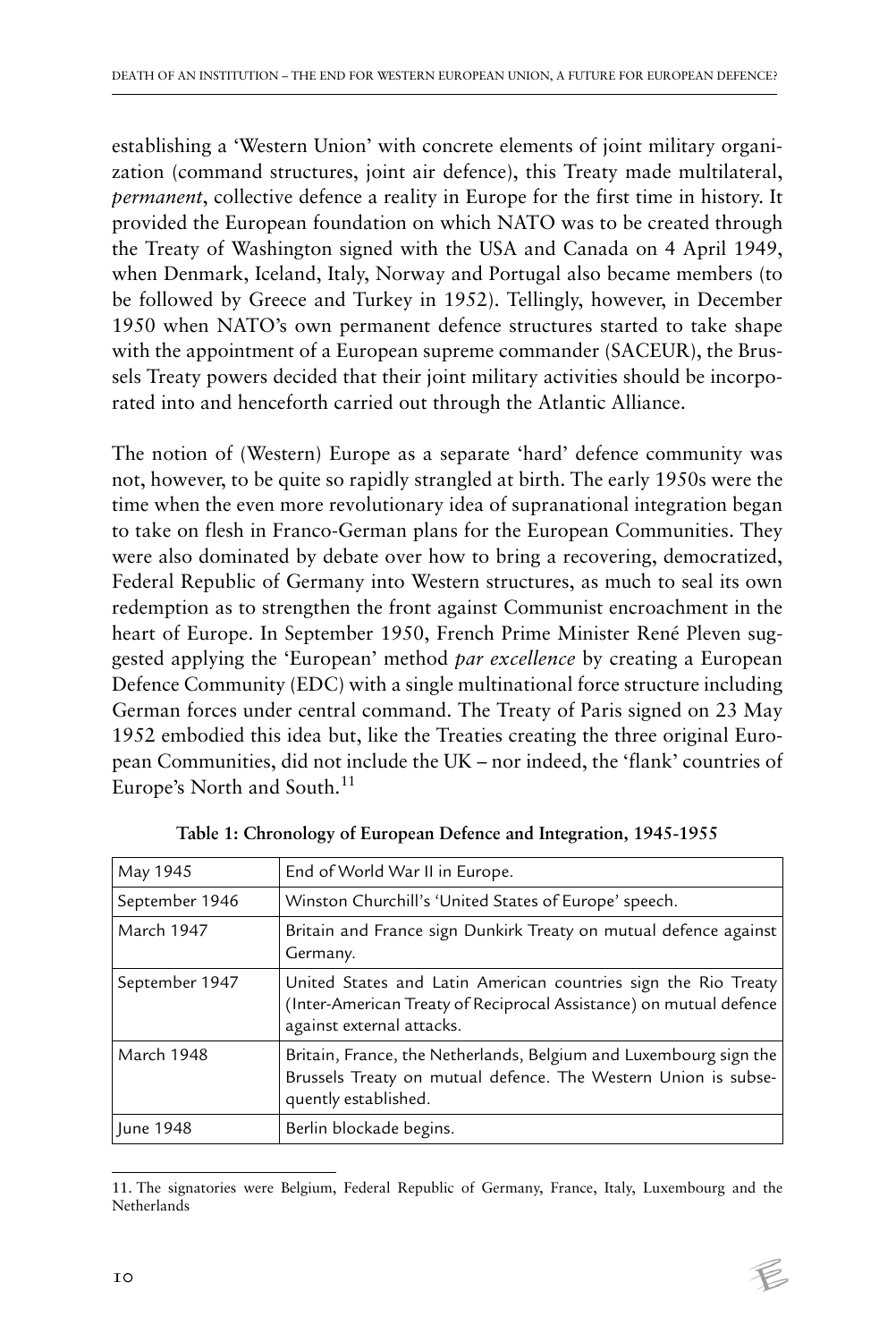establishing a 'Western Union' with concrete elements of joint military organization (command structures, joint air defence), this Treaty made multilateral, *permanent*, collective defence a reality in Europe for the first time in history. It provided the European foundation on which NATO was to be created through the Treaty of Washington signed with the USA and Canada on 4 April 1949, when Denmark, Iceland, Italy, Norway and Portugal also became members (to be followed by Greece and Turkey in 1952). Tellingly, however, in December 1950 when NATO's own permanent defence structures started to take shape with the appointment of a European supreme commander (SACEUR), the Brussels Treaty powers decided that their joint military activities should be incorporated into and henceforth carried out through the Atlantic Alliance.

The notion of (Western) Europe as a separate 'hard' defence community was not, however, to be quite so rapidly strangled at birth. The early 1950s were the time when the even more revolutionary idea of supranational integration began to take on flesh in Franco-German plans for the European Communities. They were also dominated by debate over how to bring a recovering, democratized, Federal Republic of Germany into Western structures, as much to seal its own redemption as to strengthen the front against Communist encroachment in the heart of Europe. In September 1950, French Prime Minister René Pleven suggested applying the 'European' method *par excellence* by creating a European Defence Community (EDC) with a single multinational force structure including German forces under central command. The Treaty of Paris signed on 23 May 1952 embodied this idea but, like the Treaties creating the three original European Communities, did not include the UK – nor indeed, the 'flank' countries of Europe's North and South.[11]

**Table 1: Chronology of European Defence and Integration, 1945-1955**

| | |
|---|---|
| May 1945 | End of World War II in Europe. |
| September 1946 | Winston Churchill's 'United States of Europe' speech. |
| March 1947 | Britain and France sign Dunkirk Treaty on mutual defence against Germany. |
| September 1947 | United States and Latin American countries sign the Rio Treaty (Inter-American Treaty of Reciprocal Assistance) on mutual defence against external attacks. |
| March 1948 | Britain, France, the Netherlands, Belgium and Luxembourg sign the Brussels Treaty on mutual defence. The Western Union is subsequently established. |
| June 1948 | Berlin blockade begins. |

11. The signatories were Belgium, Federal Republic of Germany, France, Italy, Luxembourg and the Netherlands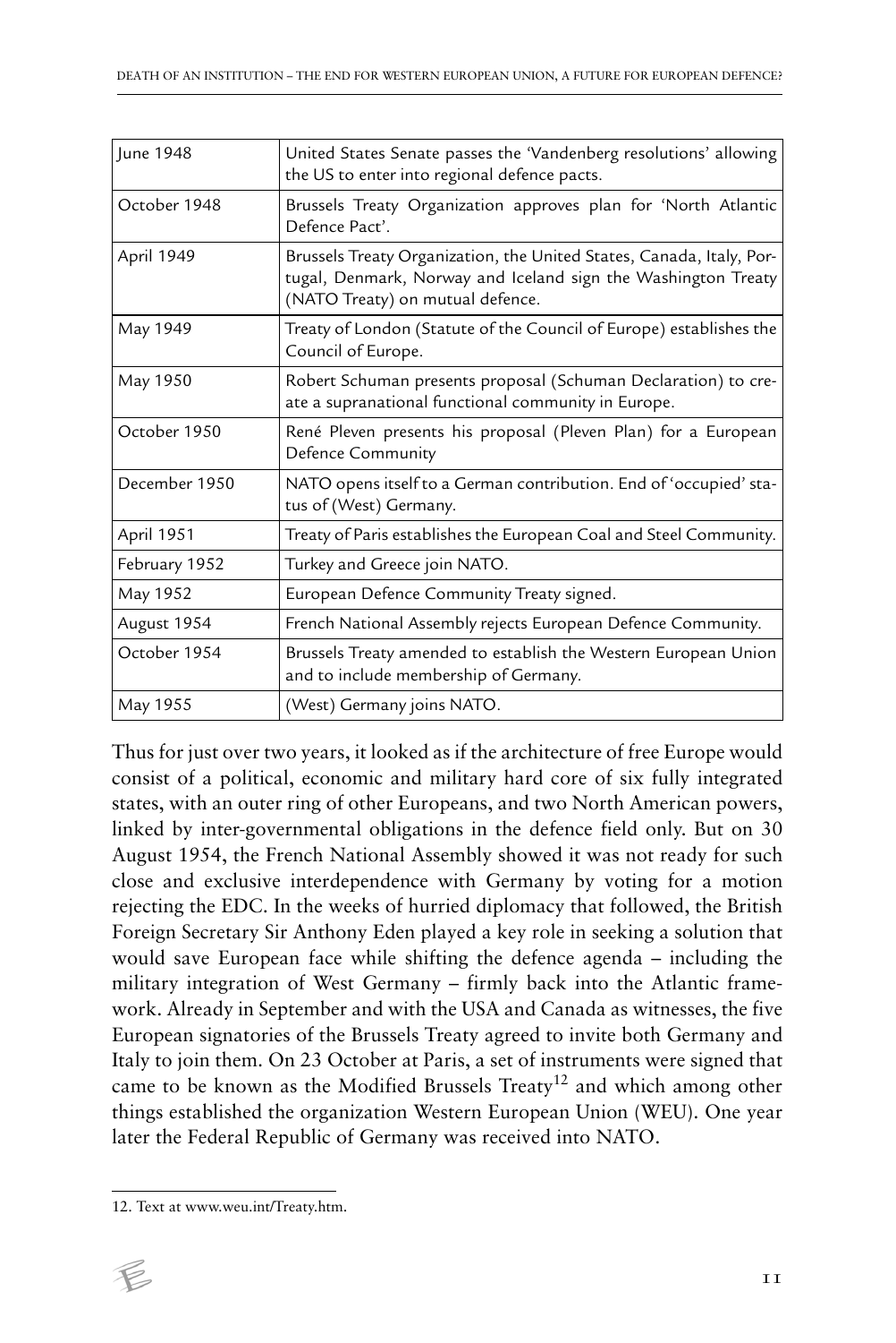| June 1948 | United States Senate passes the 'Vandenberg resolutions' allowing the US to enter into regional defence pacts. |
|---|---|
| October 1948 | Brussels Treaty Organization approves plan for 'North Atlantic Defence Pact'. |
| April 1949 | Brussels Treaty Organization, the United States, Canada, Italy, Portugal, Denmark, Norway and Iceland sign the Washington Treaty (NATO Treaty) on mutual defence. |
| May 1949 | Treaty of London (Statute of the Council of Europe) establishes the Council of Europe. |
| May 1950 | Robert Schuman presents proposal (Schuman Declaration) to create a supranational functional community in Europe. |
| October 1950 | René Pleven presents his proposal (Pleven Plan) for a European Defence Community |
| December 1950 | NATO opens itself to a German contribution. End of 'occupied' status of (West) Germany. |
| April 1951 | Treaty of Paris establishes the European Coal and Steel Community. |
| February 1952 | Turkey and Greece join NATO. |
| May 1952 | European Defence Community Treaty signed. |
| August 1954 | French National Assembly rejects European Defence Community. |
| October 1954 | Brussels Treaty amended to establish the Western European Union and to include membership of Germany. |
| May 1955 | (West) Germany joins NATO. |

Thus for just over two years, it looked as if the architecture of free Europe would consist of a political, economic and military hard core of six fully integrated states, with an outer ring of other Europeans, and two North American powers, linked by inter-governmental obligations in the defence field only. But on 30 August 1954, the French National Assembly showed it was not ready for such close and exclusive interdependence with Germany by voting for a motion rejecting the EDC. In the weeks of hurried diplomacy that followed, the British Foreign Secretary Sir Anthony Eden played a key role in seeking a solution that would save European face while shifting the defence agenda – including the military integration of West Germany – firmly back into the Atlantic framework. Already in September and with the USA and Canada as witnesses, the five European signatories of the Brussels Treaty agreed to invite both Germany and Italy to join them. On 23 October at Paris, a set of instruments were signed that came to be known as the Modified Brussels Treaty[12] and which among other things established the organization Western European Union (WEU). One year later the Federal Republic of Germany was received into NATO.

12. Text at www.weu.int/Treaty.htm.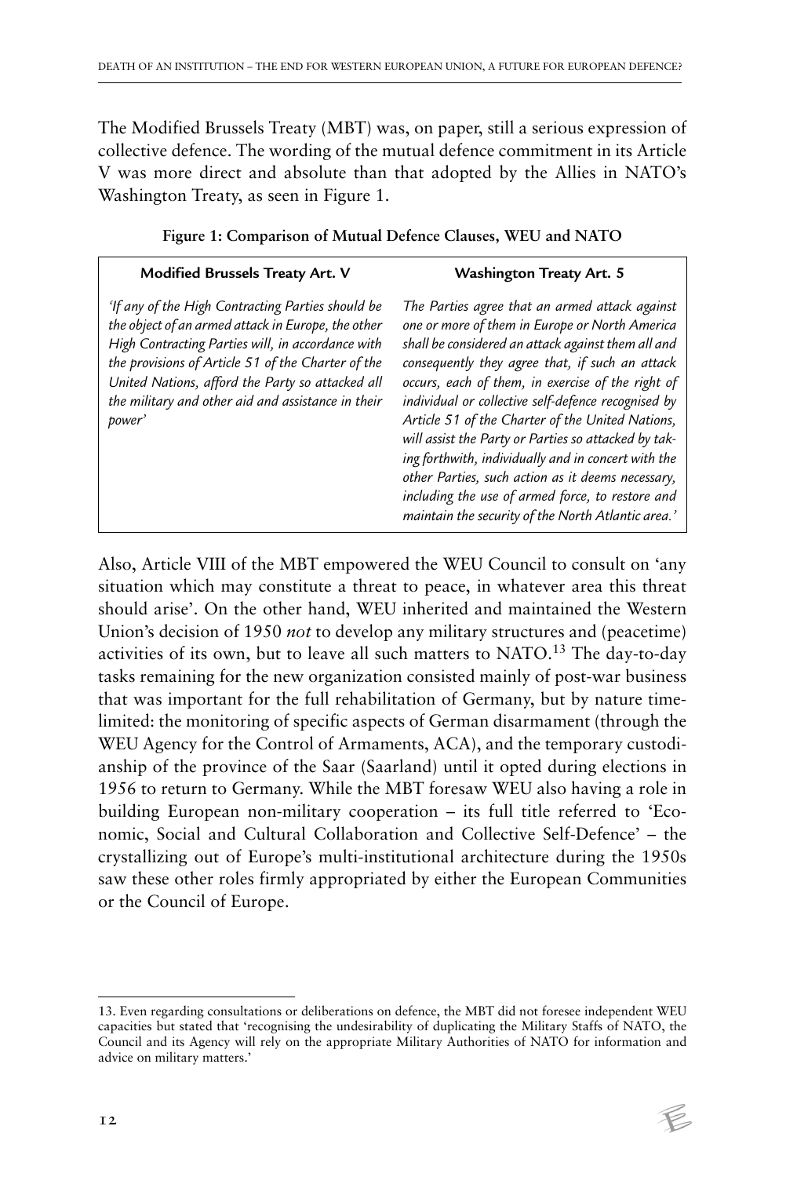The Modified Brussels Treaty (MBT) was, on paper, still a serious expression of collective defence. The wording of the mutual defence commitment in its Article V was more direct and absolute than that adopted by the Allies in NATO's Washington Treaty, as seen in Figure 1.

**Figure 1: Comparison of Mutual Defence Clauses, WEU and NATO**

| Modified Brussels Treaty Art. V | Washington Treaty Art. 5 |
|---|---|
| *'If any of the High Contracting Parties should be the object of an armed attack in Europe, the other High Contracting Parties will, in accordance with the provisions of Article 51 of the Charter of the United Nations, afford the Party so attacked all the military and other aid and assistance in their power'* | *The Parties agree that an armed attack against one or more of them in Europe or North America shall be considered an attack against them all and consequently they agree that, if such an attack occurs, each of them, in exercise of the right of individual or collective self-defence recognised by Article 51 of the Charter of the United Nations, will assist the Party or Parties so attacked by taking forthwith, individually and in concert with the other Parties, such action as it deems necessary, including the use of armed force, to restore and maintain the security of the North Atlantic area.'* |

Also, Article VIII of the MBT empowered the WEU Council to consult on 'any situation which may constitute a threat to peace, in whatever area this threat should arise'. On the other hand, WEU inherited and maintained the Western Union's decision of 1950 *not* to develop any military structures and (peacetime) activities of its own, but to leave all such matters to NATO.[13] The day-to-day tasks remaining for the new organization consisted mainly of post-war business that was important for the full rehabilitation of Germany, but by nature time-limited: the monitoring of specific aspects of German disarmament (through the WEU Agency for the Control of Armaments, ACA), and the temporary custodianship of the province of the Saar (Saarland) until it opted during elections in 1956 to return to Germany. While the MBT foresaw WEU also having a role in building European non-military cooperation – its full title referred to 'Economic, Social and Cultural Collaboration and Collective Self-Defence' – the crystallizing out of Europe's multi-institutional architecture during the 1950s saw these other roles firmly appropriated by either the European Communities or the Council of Europe.

---

13. Even regarding consultations or deliberations on defence, the MBT did not foresee independent WEU capacities but stated that 'recognising the undesirability of duplicating the Military Staffs of NATO, the Council and its Agency will rely on the appropriate Military Authorities of NATO for information and advice on military matters.'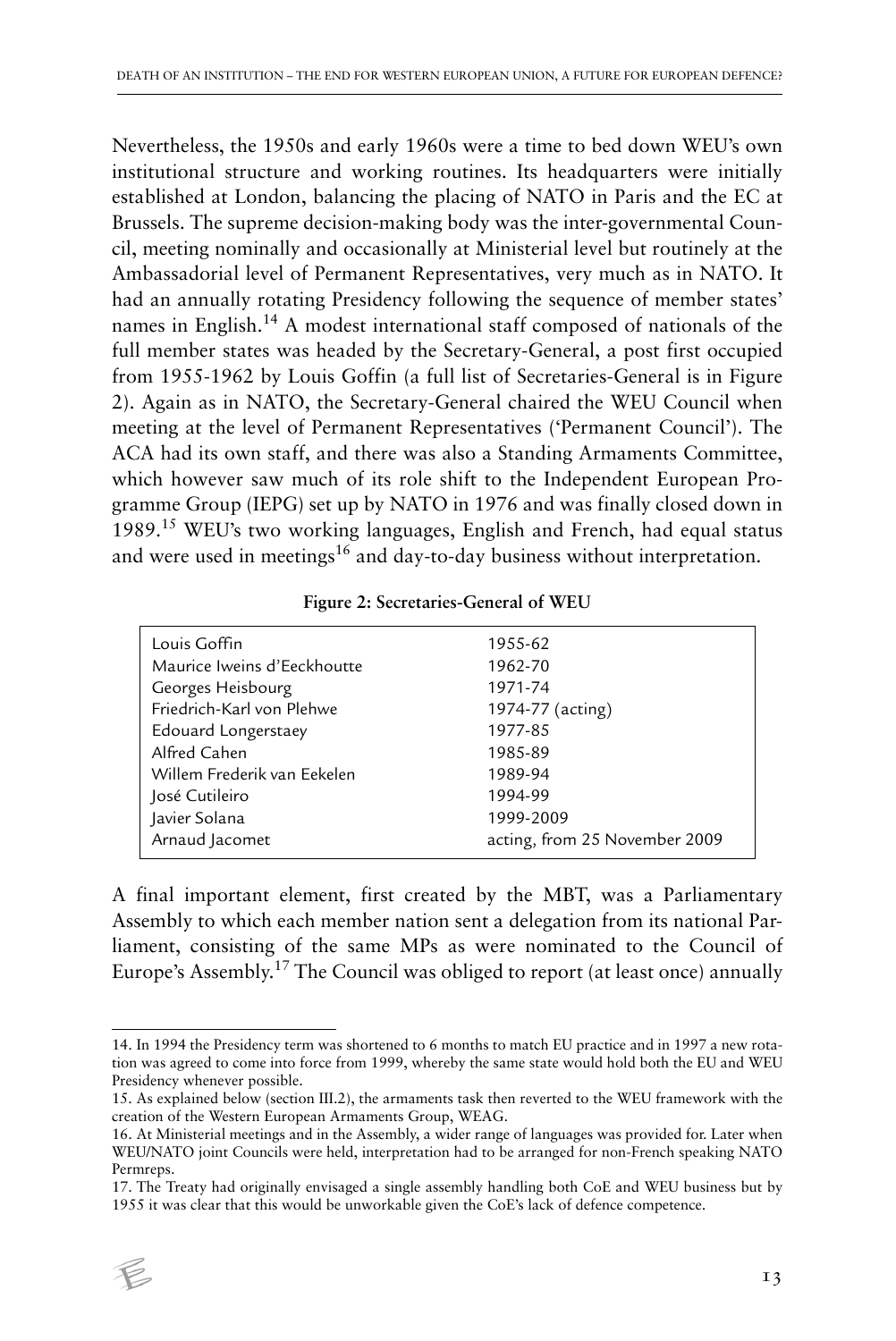Nevertheless, the 1950s and early 1960s were a time to bed down WEU's own institutional structure and working routines. Its headquarters were initially established at London, balancing the placing of NATO in Paris and the EC at Brussels. The supreme decision-making body was the inter-governmental Council, meeting nominally and occasionally at Ministerial level but routinely at the Ambassadorial level of Permanent Representatives, very much as in NATO. It had an annually rotating Presidency following the sequence of member states' names in English.[14] A modest international staff composed of nationals of the full member states was headed by the Secretary-General, a post first occupied from 1955-1962 by Louis Goffin (a full list of Secretaries-General is in Figure 2). Again as in NATO, the Secretary-General chaired the WEU Council when meeting at the level of Permanent Representatives ('Permanent Council'). The ACA had its own staff, and there was also a Standing Armaments Committee, which however saw much of its role shift to the Independent European Programme Group (IEPG) set up by NATO in 1976 and was finally closed down in 1989.[15] WEU's two working languages, English and French, had equal status and were used in meetings[16] and day-to-day business without interpretation.

**Figure 2: Secretaries-General of WEU**

| | |
|---|---|
| Louis Goffin | 1955-62 |
| Maurice Iweins d'Eeckhoutte | 1962-70 |
| Georges Heisbourg | 1971-74 |
| Friedrich-Karl von Plehwe | 1974-77 (acting) |
| Edouard Longerstaey | 1977-85 |
| Alfred Cahen | 1985-89 |
| Willem Frederik van Eekelen | 1989-94 |
| José Cutileiro | 1994-99 |
| Javier Solana | 1999-2009 |
| Arnaud Jacomet | acting, from 25 November 2009 |

A final important element, first created by the MBT, was a Parliamentary Assembly to which each member nation sent a delegation from its national Parliament, consisting of the same MPs as were nominated to the Council of Europe's Assembly.[17] The Council was obliged to report (at least once) annually

---

14. In 1994 the Presidency term was shortened to 6 months to match EU practice and in 1997 a new rotation was agreed to come into force from 1999, whereby the same state would hold both the EU and WEU Presidency whenever possible.

15. As explained below (section III.2), the armaments task then reverted to the WEU framework with the creation of the Western European Armaments Group, WEAG.

16. At Ministerial meetings and in the Assembly, a wider range of languages was provided for. Later when WEU/NATO joint Councils were held, interpretation had to be arranged for non-French speaking NATO Permreps.

17. The Treaty had originally envisaged a single assembly handling both CoE and WEU business but by 1955 it was clear that this would be unworkable given the CoE's lack of defence competence.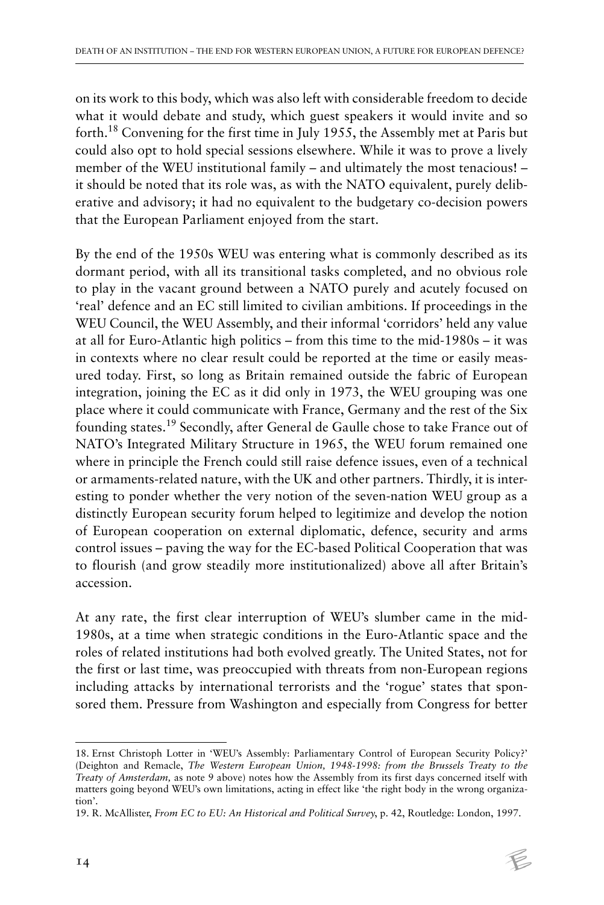on its work to this body, which was also left with considerable freedom to decide what it would debate and study, which guest speakers it would invite and so forth.[18] Convening for the first time in July 1955, the Assembly met at Paris but could also opt to hold special sessions elsewhere. While it was to prove a lively member of the WEU institutional family – and ultimately the most tenacious! – it should be noted that its role was, as with the NATO equivalent, purely deliberative and advisory; it had no equivalent to the budgetary co-decision powers that the European Parliament enjoyed from the start.

By the end of the 1950s WEU was entering what is commonly described as its dormant period, with all its transitional tasks completed, and no obvious role to play in the vacant ground between a NATO purely and acutely focused on 'real' defence and an EC still limited to civilian ambitions. If proceedings in the WEU Council, the WEU Assembly, and their informal 'corridors' held any value at all for Euro-Atlantic high politics – from this time to the mid-1980s – it was in contexts where no clear result could be reported at the time or easily measured today. First, so long as Britain remained outside the fabric of European integration, joining the EC as it did only in 1973, the WEU grouping was one place where it could communicate with France, Germany and the rest of the Six founding states.[19] Secondly, after General de Gaulle chose to take France out of NATO's Integrated Military Structure in 1965, the WEU forum remained one where in principle the French could still raise defence issues, even of a technical or armaments-related nature, with the UK and other partners. Thirdly, it is interesting to ponder whether the very notion of the seven-nation WEU group as a distinctly European security forum helped to legitimize and develop the notion of European cooperation on external diplomatic, defence, security and arms control issues – paving the way for the EC-based Political Cooperation that was to flourish (and grow steadily more institutionalized) above all after Britain's accession.

At any rate, the first clear interruption of WEU's slumber came in the mid-1980s, at a time when strategic conditions in the Euro-Atlantic space and the roles of related institutions had both evolved greatly. The United States, not for the first or last time, was preoccupied with threats from non-European regions including attacks by international terrorists and the 'rogue' states that sponsored them. Pressure from Washington and especially from Congress for better

---

18. Ernst Christoph Lotter in 'WEU's Assembly: Parliamentary Control of European Security Policy?' (Deighton and Remacle, *The Western European Union, 1948-1998: from the Brussels Treaty to the Treaty of Amsterdam,* as note 9 above) notes how the Assembly from its first days concerned itself with matters going beyond WEU's own limitations, acting in effect like 'the right body in the wrong organization'.

19. R. McAllister, *From EC to EU: An Historical and Political Survey*, p. 42, Routledge: London, 1997.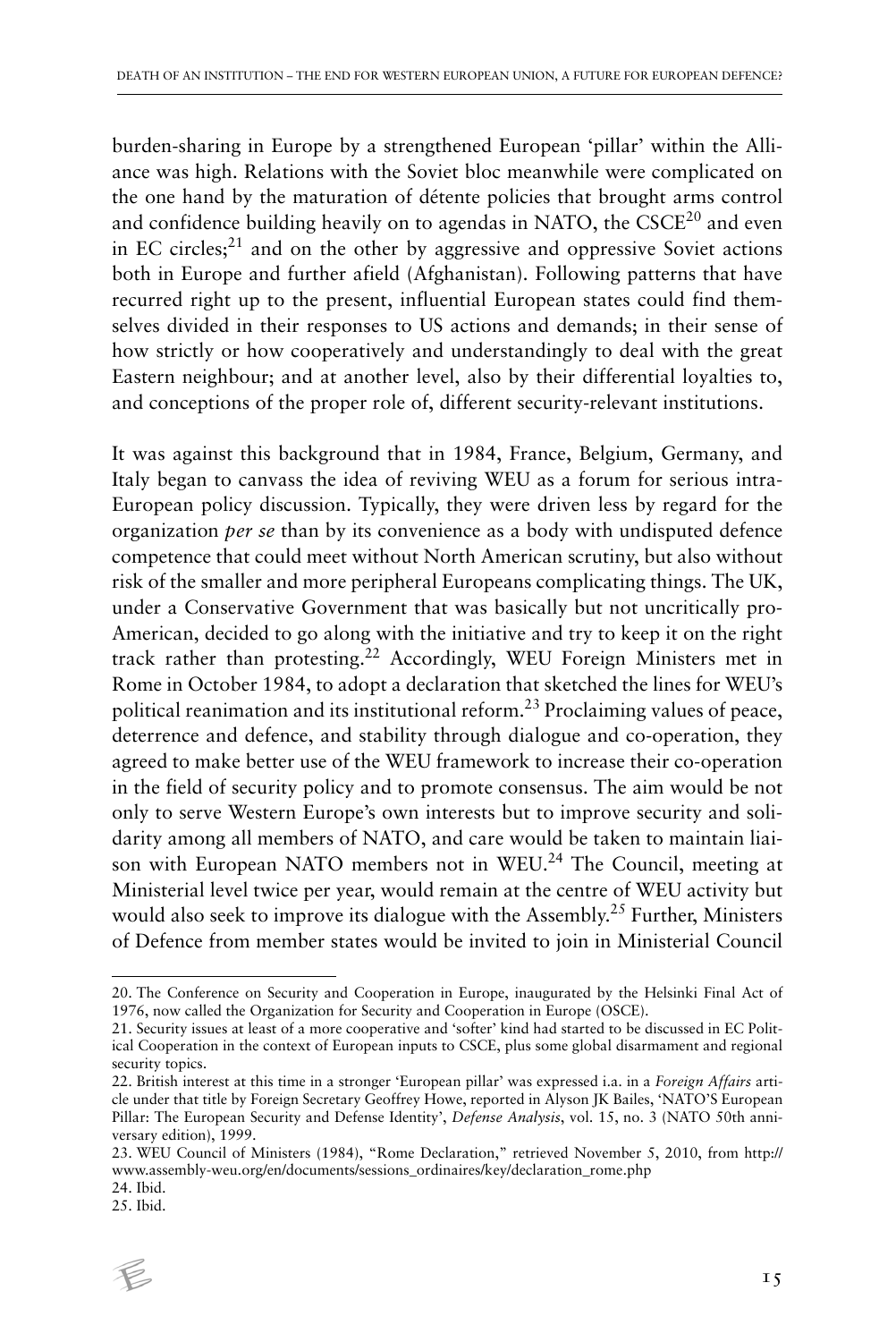burden-sharing in Europe by a strengthened European 'pillar' within the Alliance was high. Relations with the Soviet bloc meanwhile were complicated on the one hand by the maturation of détente policies that brought arms control and confidence building heavily on to agendas in NATO, the CSCE[20] and even in EC circles;[21] and on the other by aggressive and oppressive Soviet actions both in Europe and further afield (Afghanistan). Following patterns that have recurred right up to the present, influential European states could find themselves divided in their responses to US actions and demands; in their sense of how strictly or how cooperatively and understandingly to deal with the great Eastern neighbour; and at another level, also by their differential loyalties to, and conceptions of the proper role of, different security-relevant institutions.

It was against this background that in 1984, France, Belgium, Germany, and Italy began to canvass the idea of reviving WEU as a forum for serious intra-European policy discussion. Typically, they were driven less by regard for the organization *per se* than by its convenience as a body with undisputed defence competence that could meet without North American scrutiny, but also without risk of the smaller and more peripheral Europeans complicating things. The UK, under a Conservative Government that was basically but not uncritically pro-American, decided to go along with the initiative and try to keep it on the right track rather than protesting.[22] Accordingly, WEU Foreign Ministers met in Rome in October 1984, to adopt a declaration that sketched the lines for WEU's political reanimation and its institutional reform.[23] Proclaiming values of peace, deterrence and defence, and stability through dialogue and co-operation, they agreed to make better use of the WEU framework to increase their co-operation in the field of security policy and to promote consensus. The aim would be not only to serve Western Europe's own interests but to improve security and solidarity among all members of NATO, and care would be taken to maintain liaison with European NATO members not in WEU.[24] The Council, meeting at Ministerial level twice per year, would remain at the centre of WEU activity but would also seek to improve its dialogue with the Assembly.[25] Further, Ministers of Defence from member states would be invited to join in Ministerial Council

20. The Conference on Security and Cooperation in Europe, inaugurated by the Helsinki Final Act of 1976, now called the Organization for Security and Cooperation in Europe (OSCE).

21. Security issues at least of a more cooperative and 'softer' kind had started to be discussed in EC Political Cooperation in the context of European inputs to CSCE, plus some global disarmament and regional security topics.

22. British interest at this time in a stronger 'European pillar' was expressed i.a. in a *Foreign Affairs* article under that title by Foreign Secretary Geoffrey Howe, reported in Alyson JK Bailes, 'NATO'S European Pillar: The European Security and Defense Identity', *Defense Analysis*, vol. 15, no. 3 (NATO 50th anniversary edition), 1999.

23. WEU Council of Ministers (1984), "Rome Declaration," retrieved November 5, 2010, from http://www.assembly-weu.org/en/documents/sessions_ordinaires/key/declaration_rome.php

24. Ibid.

25. Ibid.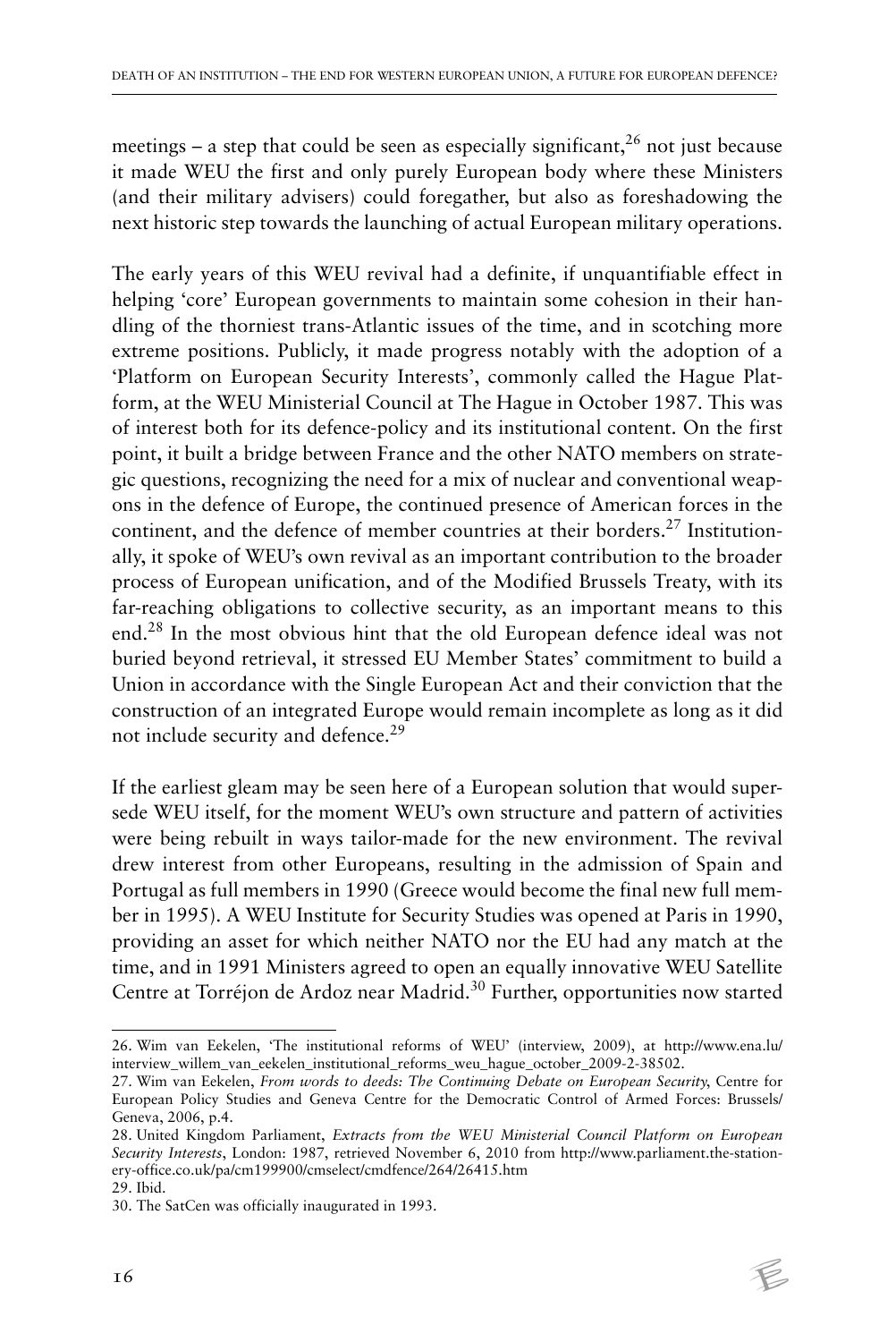meetings – a step that could be seen as especially significant,[26] not just because it made WEU the first and only purely European body where these Ministers (and their military advisers) could foregather, but also as foreshadowing the next historic step towards the launching of actual European military operations.

The early years of this WEU revival had a definite, if unquantifiable effect in helping 'core' European governments to maintain some cohesion in their handling of the thorniest trans-Atlantic issues of the time, and in scotching more extreme positions. Publicly, it made progress notably with the adoption of a 'Platform on European Security Interests', commonly called the Hague Platform, at the WEU Ministerial Council at The Hague in October 1987. This was of interest both for its defence-policy and its institutional content. On the first point, it built a bridge between France and the other NATO members on strategic questions, recognizing the need for a mix of nuclear and conventional weapons in the defence of Europe, the continued presence of American forces in the continent, and the defence of member countries at their borders.[27] Institutionally, it spoke of WEU's own revival as an important contribution to the broader process of European unification, and of the Modified Brussels Treaty, with its far-reaching obligations to collective security, as an important means to this end.[28] In the most obvious hint that the old European defence ideal was not buried beyond retrieval, it stressed EU Member States' commitment to build a Union in accordance with the Single European Act and their conviction that the construction of an integrated Europe would remain incomplete as long as it did not include security and defence.[29]

If the earliest gleam may be seen here of a European solution that would supersede WEU itself, for the moment WEU's own structure and pattern of activities were being rebuilt in ways tailor-made for the new environment. The revival drew interest from other Europeans, resulting in the admission of Spain and Portugal as full members in 1990 (Greece would become the final new full member in 1995). A WEU Institute for Security Studies was opened at Paris in 1990, providing an asset for which neither NATO nor the EU had any match at the time, and in 1991 Ministers agreed to open an equally innovative WEU Satellite Centre at Torréjon de Ardoz near Madrid.[30] Further, opportunities now started

---

26. Wim van Eekelen, 'The institutional reforms of WEU' (interview, 2009), at http://www.ena.lu/interview_willem_van_eekelen_institutional_reforms_weu_hague_october_2009-2-38502.

27. Wim van Eekelen, *From words to deeds: The Continuing Debate on European Security*, Centre for European Policy Studies and Geneva Centre for the Democratic Control of Armed Forces: Brussels/Geneva, 2006, p.4.

28. United Kingdom Parliament, *Extracts from the WEU Ministerial Council Platform on European Security Interests*, London: 1987, retrieved November 6, 2010 from http://www.parliament.the-stationery-office.co.uk/pa/cm199900/cmselect/cmdfence/264/26415.htm

29. Ibid.

30. The SatCen was officially inaugurated in 1993.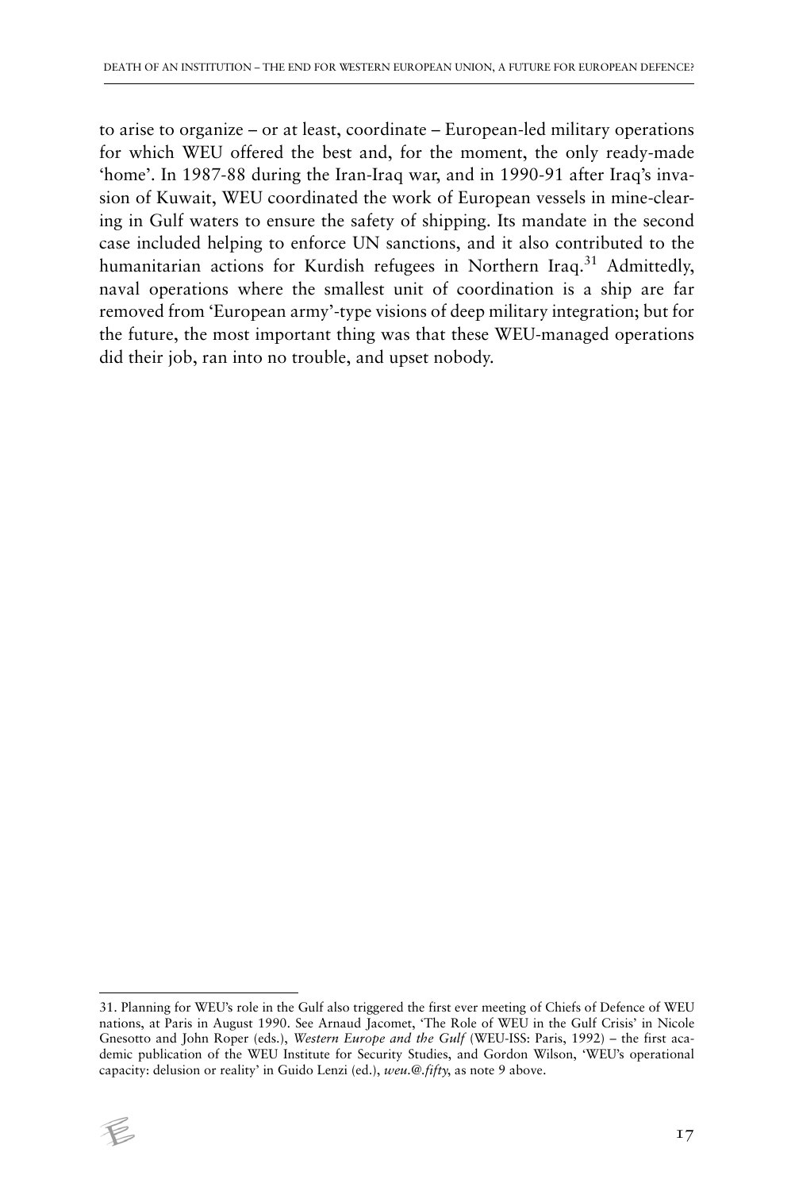to arise to organize – or at least, coordinate – European-led military operations for which WEU offered the best and, for the moment, the only ready-made 'home'. In 1987-88 during the Iran-Iraq war, and in 1990-91 after Iraq's invasion of Kuwait, WEU coordinated the work of European vessels in mine-clearing in Gulf waters to ensure the safety of shipping. Its mandate in the second case included helping to enforce UN sanctions, and it also contributed to the humanitarian actions for Kurdish refugees in Northern Iraq.[31] Admittedly, naval operations where the smallest unit of coordination is a ship are far removed from 'European army'-type visions of deep military integration; but for the future, the most important thing was that these WEU-managed operations did their job, ran into no trouble, and upset nobody.

31. Planning for WEU's role in the Gulf also triggered the first ever meeting of Chiefs of Defence of WEU nations, at Paris in August 1990. See Arnaud Jacomet, 'The Role of WEU in the Gulf Crisis' in Nicole Gnesotto and John Roper (eds.), *Western Europe and the Gulf* (WEU-ISS: Paris, 1992) – the first academic publication of the WEU Institute for Security Studies, and Gordon Wilson, 'WEU's operational capacity: delusion or reality' in Guido Lenzi (ed.), *weu.@.fifty*, as note 9 above.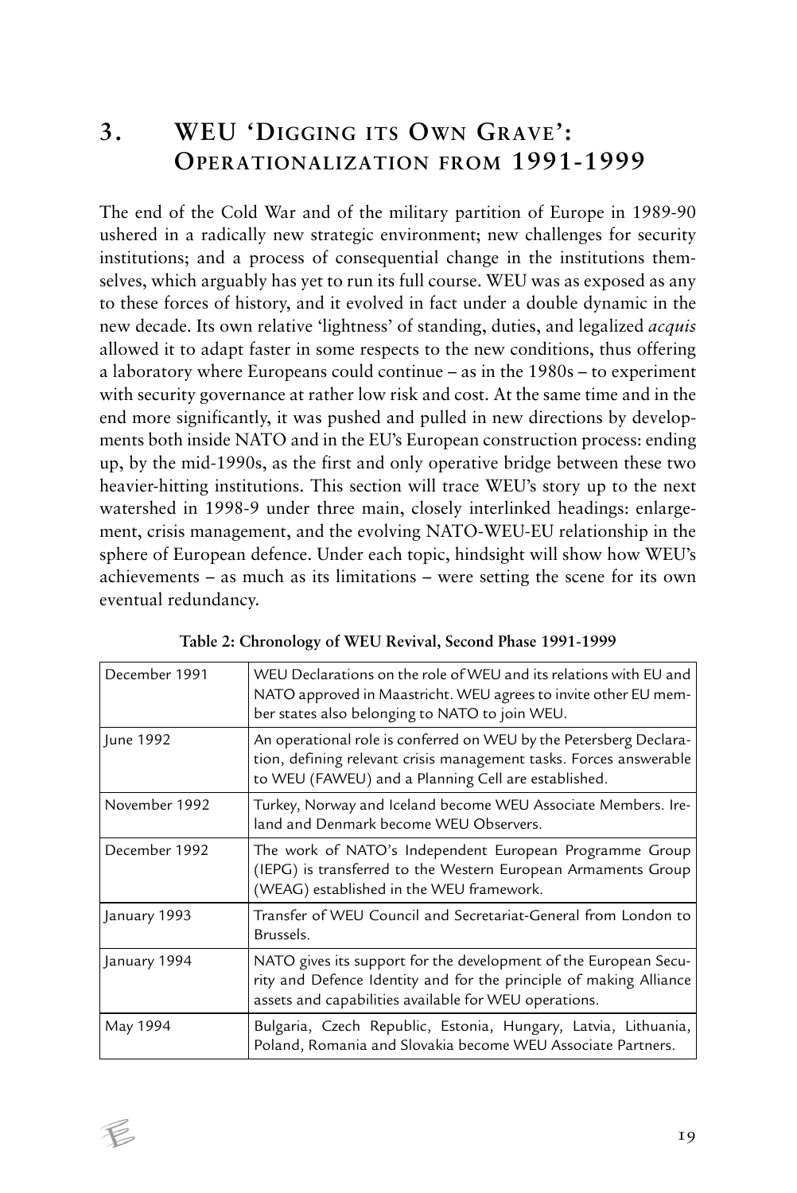## 3. WEU 'Digging its Own Grave': Operationalization from 1991-1999

The end of the Cold War and of the military partition of Europe in 1989-90 ushered in a radically new strategic environment; new challenges for security institutions; and a process of consequential change in the institutions themselves, which arguably has yet to run its full course. WEU was as exposed as any to these forces of history, and it evolved in fact under a double dynamic in the new decade. Its own relative 'lightness' of standing, duties, and legalized *acquis* allowed it to adapt faster in some respects to the new conditions, thus offering a laboratory where Europeans could continue – as in the 1980s – to experiment with security governance at rather low risk and cost. At the same time and in the end more significantly, it was pushed and pulled in new directions by developments both inside NATO and in the EU's European construction process: ending up, by the mid-1990s, as the first and only operative bridge between these two heavier-hitting institutions. This section will trace WEU's story up to the next watershed in 1998-9 under three main, closely interlinked headings: enlargement, crisis management, and the evolving NATO-WEU-EU relationship in the sphere of European defence. Under each topic, hindsight will show how WEU's achievements – as much as its limitations – were setting the scene for its own eventual redundancy.

**Table 2: Chronology of WEU Revival, Second Phase 1991-1999**

| | |
|---|---|
| December 1991 | WEU Declarations on the role of WEU and its relations with EU and NATO approved in Maastricht. WEU agrees to invite other EU member states also belonging to NATO to join WEU. |
| June 1992 | An operational role is conferred on WEU by the Petersberg Declaration, defining relevant crisis management tasks. Forces answerable to WEU (FAWEU) and a Planning Cell are established. |
| November 1992 | Turkey, Norway and Iceland become WEU Associate Members. Ireland and Denmark become WEU Observers. |
| December 1992 | The work of NATO's Independent European Programme Group (IEPG) is transferred to the Western European Armaments Group (WEAG) established in the WEU framework. |
| January 1993 | Transfer of WEU Council and Secretariat-General from London to Brussels. |
| January 1994 | NATO gives its support for the development of the European Security and Defence Identity and for the principle of making Alliance assets and capabilities available for WEU operations. |
| May 1994 | Bulgaria, Czech Republic, Estonia, Hungary, Latvia, Lithuania, Poland, Romania and Slovakia become WEU Associate Partners. |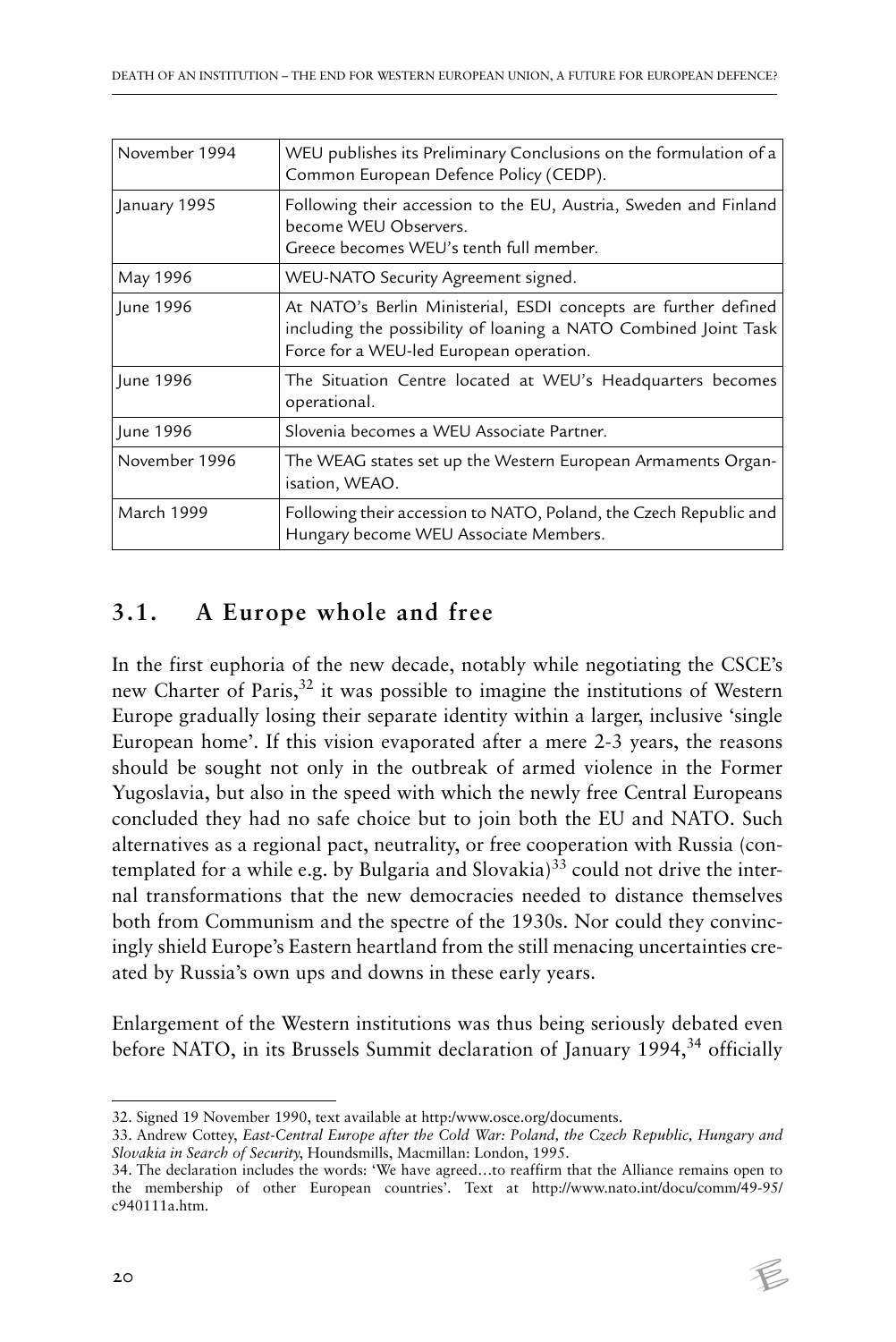| November 1994 | WEU publishes its Preliminary Conclusions on the formulation of a Common European Defence Policy (CEDP). |
|---|---|
| January 1995 | Following their accession to the EU, Austria, Sweden and Finland become WEU Observers.<br>Greece becomes WEU's tenth full member. |
| May 1996 | WEU-NATO Security Agreement signed. |
| June 1996 | At NATO's Berlin Ministerial, ESDI concepts are further defined including the possibility of loaning a NATO Combined Joint Task Force for a WEU-led European operation. |
| June 1996 | The Situation Centre located at WEU's Headquarters becomes operational. |
| June 1996 | Slovenia becomes a WEU Associate Partner. |
| November 1996 | The WEAG states set up the Western European Armaments Organisation, WEAO. |
| March 1999 | Following their accession to NATO, Poland, the Czech Republic and Hungary become WEU Associate Members. |

## 3.1. A Europe whole and free

In the first euphoria of the new decade, notably while negotiating the CSCE's new Charter of Paris,[32] it was possible to imagine the institutions of Western Europe gradually losing their separate identity within a larger, inclusive 'single European home'. If this vision evaporated after a mere 2-3 years, the reasons should be sought not only in the outbreak of armed violence in the Former Yugoslavia, but also in the speed with which the newly free Central Europeans concluded they had no safe choice but to join both the EU and NATO. Such alternatives as a regional pact, neutrality, or free cooperation with Russia (contemplated for a while e.g. by Bulgaria and Slovakia)[33] could not drive the internal transformations that the new democracies needed to distance themselves both from Communism and the spectre of the 1930s. Nor could they convincingly shield Europe's Eastern heartland from the still menacing uncertainties created by Russia's own ups and downs in these early years.

Enlargement of the Western institutions was thus being seriously debated even before NATO, in its Brussels Summit declaration of January 1994,[34] officially

32. Signed 19 November 1990, text available at http:/www.osce.org/documents.

33. Andrew Cottey, *East-Central Europe after the Cold War: Poland, the Czech Republic, Hungary and Slovakia in Search of Security*, Houndsmills, Macmillan: London, 1995.

34. The declaration includes the words: 'We have agreed…to reaffirm that the Alliance remains open to the membership of other European countries'. Text at http://www.nato.int/docu/comm/49-95/c940111a.htm.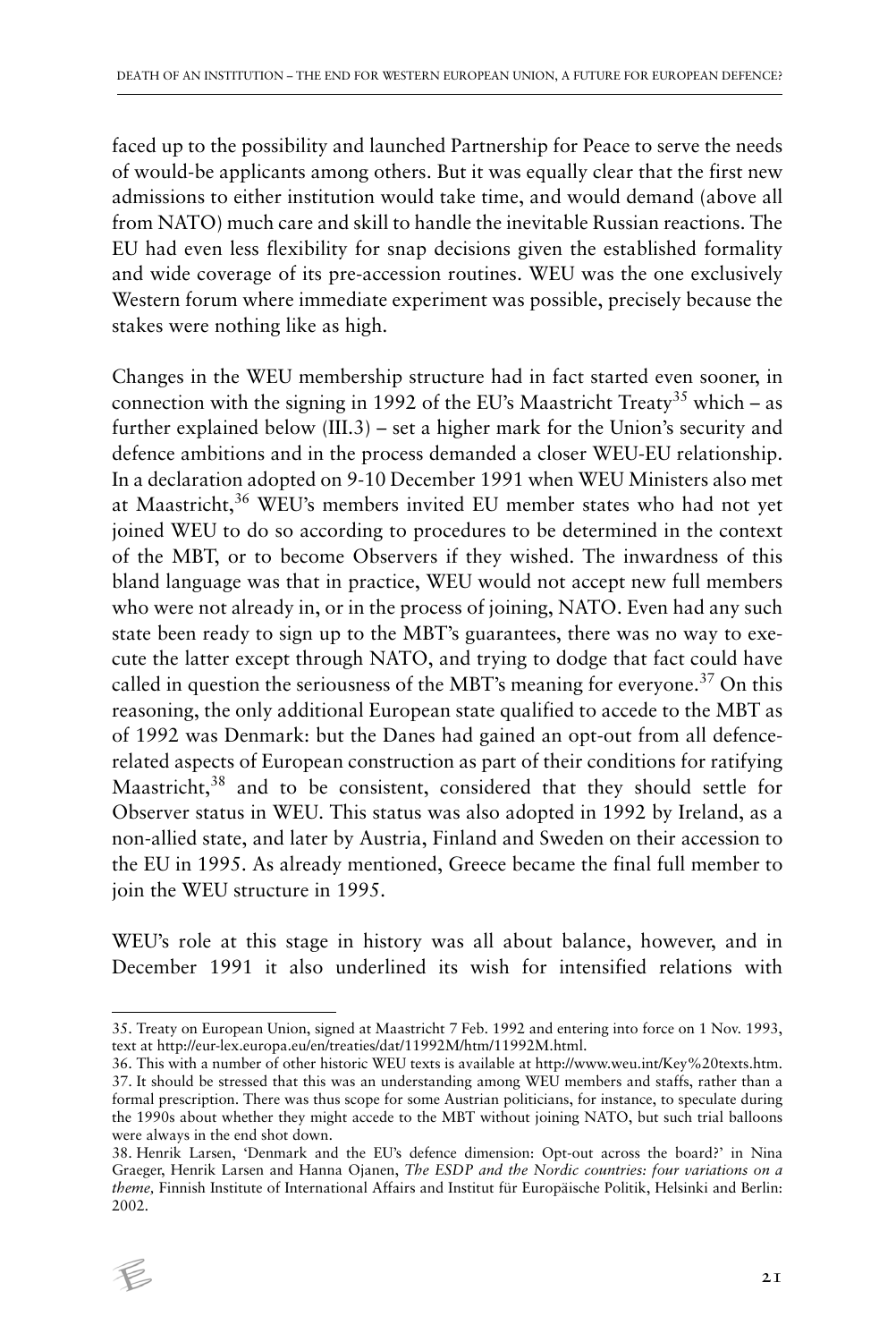faced up to the possibility and launched Partnership for Peace to serve the needs of would-be applicants among others. But it was equally clear that the first new admissions to either institution would take time, and would demand (above all from NATO) much care and skill to handle the inevitable Russian reactions. The EU had even less flexibility for snap decisions given the established formality and wide coverage of its pre-accession routines. WEU was the one exclusively Western forum where immediate experiment was possible, precisely because the stakes were nothing like as high.

Changes in the WEU membership structure had in fact started even sooner, in connection with the signing in 1992 of the EU's Maastricht Treaty[35] which – as further explained below (III.3) – set a higher mark for the Union's security and defence ambitions and in the process demanded a closer WEU-EU relationship. In a declaration adopted on 9-10 December 1991 when WEU Ministers also met at Maastricht,[36] WEU's members invited EU member states who had not yet joined WEU to do so according to procedures to be determined in the context of the MBT, or to become Observers if they wished. The inwardness of this bland language was that in practice, WEU would not accept new full members who were not already in, or in the process of joining, NATO. Even had any such state been ready to sign up to the MBT's guarantees, there was no way to execute the latter except through NATO, and trying to dodge that fact could have called in question the seriousness of the MBT's meaning for everyone.[37] On this reasoning, the only additional European state qualified to accede to the MBT as of 1992 was Denmark: but the Danes had gained an opt-out from all defence-related aspects of European construction as part of their conditions for ratifying Maastricht,[38] and to be consistent, considered that they should settle for Observer status in WEU. This status was also adopted in 1992 by Ireland, as a non-allied state, and later by Austria, Finland and Sweden on their accession to the EU in 1995. As already mentioned, Greece became the final full member to join the WEU structure in 1995.

WEU's role at this stage in history was all about balance, however, and in December 1991 it also underlined its wish for intensified relations with

---

35. Treaty on European Union, signed at Maastricht 7 Feb. 1992 and entering into force on 1 Nov. 1993, text at http://eur-lex.europa.eu/en/treaties/dat/11992M/htm/11992M.html.

36. This with a number of other historic WEU texts is available at http://www.weu.int/Key%20texts.htm.

37. It should be stressed that this was an understanding among WEU members and staffs, rather than a formal prescription. There was thus scope for some Austrian politicians, for instance, to speculate during the 1990s about whether they might accede to the MBT without joining NATO, but such trial balloons were always in the end shot down.

38. Henrik Larsen, 'Denmark and the EU's defence dimension: Opt-out across the board?' in Nina Graeger, Henrik Larsen and Hanna Ojanen, *The ESDP and the Nordic countries: four variations on a theme,* Finnish Institute of International Affairs and Institut für Europäische Politik, Helsinki and Berlin: 2002.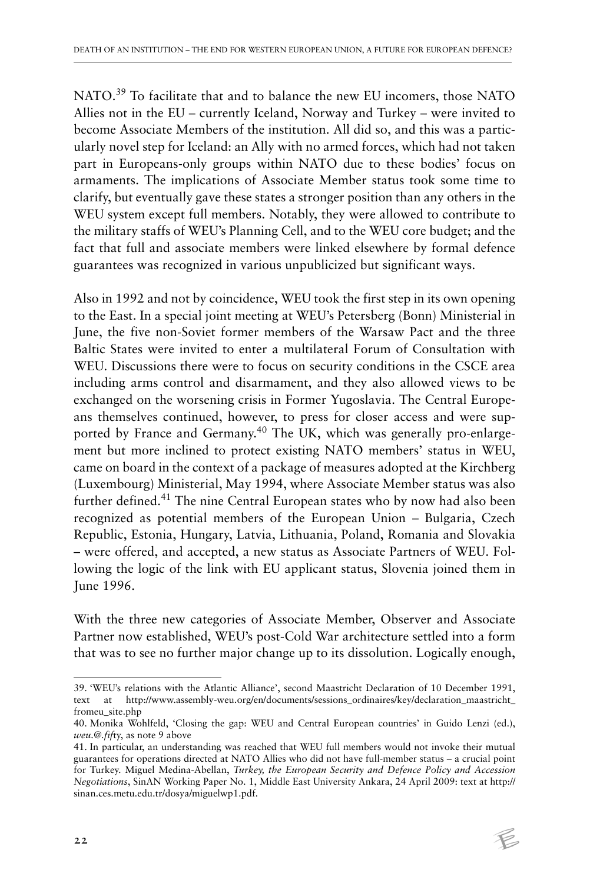NATO.[39] To facilitate that and to balance the new EU incomers, those NATO Allies not in the EU – currently Iceland, Norway and Turkey – were invited to become Associate Members of the institution. All did so, and this was a particularly novel step for Iceland: an Ally with no armed forces, which had not taken part in Europeans-only groups within NATO due to these bodies' focus on armaments. The implications of Associate Member status took some time to clarify, but eventually gave these states a stronger position than any others in the WEU system except full members. Notably, they were allowed to contribute to the military staffs of WEU's Planning Cell, and to the WEU core budget; and the fact that full and associate members were linked elsewhere by formal defence guarantees was recognized in various unpublicized but significant ways.

Also in 1992 and not by coincidence, WEU took the first step in its own opening to the East. In a special joint meeting at WEU's Petersberg (Bonn) Ministerial in June, the five non-Soviet former members of the Warsaw Pact and the three Baltic States were invited to enter a multilateral Forum of Consultation with WEU. Discussions there were to focus on security conditions in the CSCE area including arms control and disarmament, and they also allowed views to be exchanged on the worsening crisis in Former Yugoslavia. The Central Europeans themselves continued, however, to press for closer access and were supported by France and Germany.[40] The UK, which was generally pro-enlargement but more inclined to protect existing NATO members' status in WEU, came on board in the context of a package of measures adopted at the Kirchberg (Luxembourg) Ministerial, May 1994, where Associate Member status was also further defined.[41] The nine Central European states who by now had also been recognized as potential members of the European Union – Bulgaria, Czech Republic, Estonia, Hungary, Latvia, Lithuania, Poland, Romania and Slovakia – were offered, and accepted, a new status as Associate Partners of WEU. Following the logic of the link with EU applicant status, Slovenia joined them in June 1996.

With the three new categories of Associate Member, Observer and Associate Partner now established, WEU's post-Cold War architecture settled into a form that was to see no further major change up to its dissolution. Logically enough,

---

39. 'WEU's relations with the Atlantic Alliance', second Maastricht Declaration of 10 December 1991, text at http://www.assembly-weu.org/en/documents/sessions_ordinaires/key/declaration_maastricht_fromeu_site.php

40. Monika Wohlfeld, 'Closing the gap: WEU and Central European countries' in Guido Lenzi (ed.), *weu.@.fifty*, as note 9 above

41. In particular, an understanding was reached that WEU full members would not invoke their mutual guarantees for operations directed at NATO Allies who did not have full-member status – a crucial point for Turkey. Miguel Medina-Abellan, *Turkey, the European Security and Defence Policy and Accession Negotiations*, SinAN Working Paper No. 1, Middle East University Ankara, 24 April 2009: text at http://sinan.ces.metu.edu.tr/dosya/miguelwp1.pdf.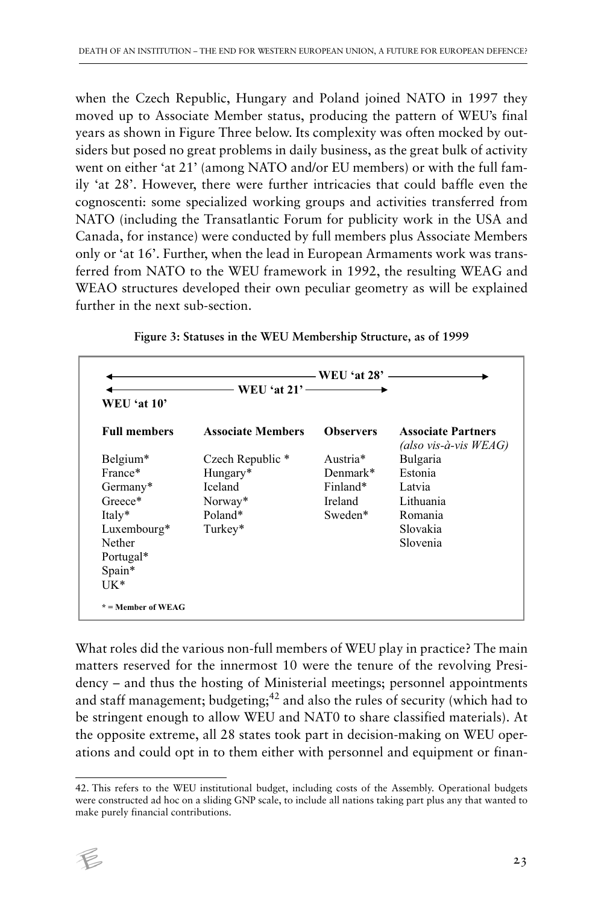when the Czech Republic, Hungary and Poland joined NATO in 1997 they moved up to Associate Member status, producing the pattern of WEU's final years as shown in Figure Three below. Its complexity was often mocked by outsiders but posed no great problems in daily business, as the great bulk of activity went on either 'at 21' (among NATO and/or EU members) or with the full family 'at 28'. However, there were further intricacies that could baffle even the cognoscenti: some specialized working groups and activities transferred from NATO (including the Transatlantic Forum for publicity work in the USA and Canada, for instance) were conducted by full members plus Associate Members only or 'at 16'. Further, when the lead in European Armaments work was transferred from NATO to the WEU framework in 1992, the resulting WEAG and WEAO structures developed their own peculiar geometry as will be explained further in the next sub-section.

**Figure 3: Statuses in the WEU Membership Structure, as of 1999**

| WEU 'at 28' | | | |
|---|---|---|---|
| WEU 'at 21' | | | |
| WEU 'at 10' | | | |
| **Full members** | **Associate Members** | **Observers** | **Associate Partners** *(also vis-à-vis WEAG)* |
| Belgium* | Czech Republic * | Austria* | Bulgaria |
| France* | Hungary* | Denmark* | Estonia |
| Germany* | Iceland | Finland* | Latvia |
| Greece* | Norway* | Ireland | Lithuania |
| Italy* | Poland* | Sweden* | Romania |
| Luxembourg* | Turkey* | | Slovakia |
| Nether | | | Slovenia |
| Portugal* | | | |
| Spain* | | | |
| UK* | | | |

\* = Member of WEAG

What roles did the various non-full members of WEU play in practice? The main matters reserved for the innermost 10 were the tenure of the revolving Presidency – and thus the hosting of Ministerial meetings; personnel appointments and staff management; budgeting;[42] and also the rules of security (which had to be stringent enough to allow WEU and NAT0 to share classified materials). At the opposite extreme, all 28 states took part in decision-making on WEU operations and could opt in to them either with personnel and equipment or finan-

42. This refers to the WEU institutional budget, including costs of the Assembly. Operational budgets were constructed ad hoc on a sliding GNP scale, to include all nations taking part plus any that wanted to make purely financial contributions.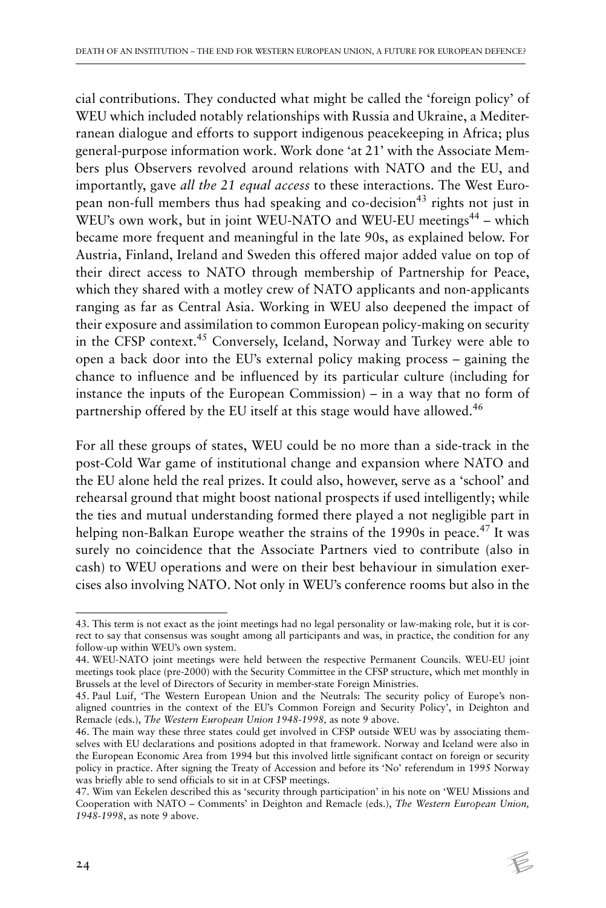cial contributions. They conducted what might be called the 'foreign policy' of WEU which included notably relationships with Russia and Ukraine, a Mediterranean dialogue and efforts to support indigenous peacekeeping in Africa; plus general-purpose information work. Work done 'at 21' with the Associate Members plus Observers revolved around relations with NATO and the EU, and importantly, gave *all the 21 equal access* to these interactions. The West European non-full members thus had speaking and co-decision[43] rights not just in WEU's own work, but in joint WEU-NATO and WEU-EU meetings[44] – which became more frequent and meaningful in the late 90s, as explained below. For Austria, Finland, Ireland and Sweden this offered major added value on top of their direct access to NATO through membership of Partnership for Peace, which they shared with a motley crew of NATO applicants and non-applicants ranging as far as Central Asia. Working in WEU also deepened the impact of their exposure and assimilation to common European policy-making on security in the CFSP context.[45] Conversely, Iceland, Norway and Turkey were able to open a back door into the EU's external policy making process – gaining the chance to influence and be influenced by its particular culture (including for instance the inputs of the European Commission) – in a way that no form of partnership offered by the EU itself at this stage would have allowed.[46]

For all these groups of states, WEU could be no more than a side-track in the post-Cold War game of institutional change and expansion where NATO and the EU alone held the real prizes. It could also, however, serve as a 'school' and rehearsal ground that might boost national prospects if used intelligently; while the ties and mutual understanding formed there played a not negligible part in helping non-Balkan Europe weather the strains of the 1990s in peace.[47] It was surely no coincidence that the Associate Partners vied to contribute (also in cash) to WEU operations and were on their best behaviour in simulation exercises also involving NATO. Not only in WEU's conference rooms but also in the

---

43. This term is not exact as the joint meetings had no legal personality or law-making role, but it is correct to say that consensus was sought among all participants and was, in practice, the condition for any follow-up within WEU's own system.

44. WEU-NATO joint meetings were held between the respective Permanent Councils. WEU-EU joint meetings took place (pre-2000) with the Security Committee in the CFSP structure, which met monthly in Brussels at the level of Directors of Security in member-state Foreign Ministries.

45. Paul Luif, 'The Western European Union and the Neutrals: The security policy of Europe's non-aligned countries in the context of the EU's Common Foreign and Security Policy', in Deighton and Remacle (eds.), *The Western European Union 1948-1998,* as note 9 above.

46. The main way these three states could get involved in CFSP outside WEU was by associating themselves with EU declarations and positions adopted in that framework. Norway and Iceland were also in the European Economic Area from 1994 but this involved little significant contact on foreign or security policy in practice. After signing the Treaty of Accession and before its 'No' referendum in 1995 Norway was briefly able to send officials to sit in at CFSP meetings.

47. Wim van Eekelen described this as 'security through participation' in his note on 'WEU Missions and Cooperation with NATO – Comments' in Deighton and Remacle (eds.), *The Western European Union, 1948-1998*, as note 9 above.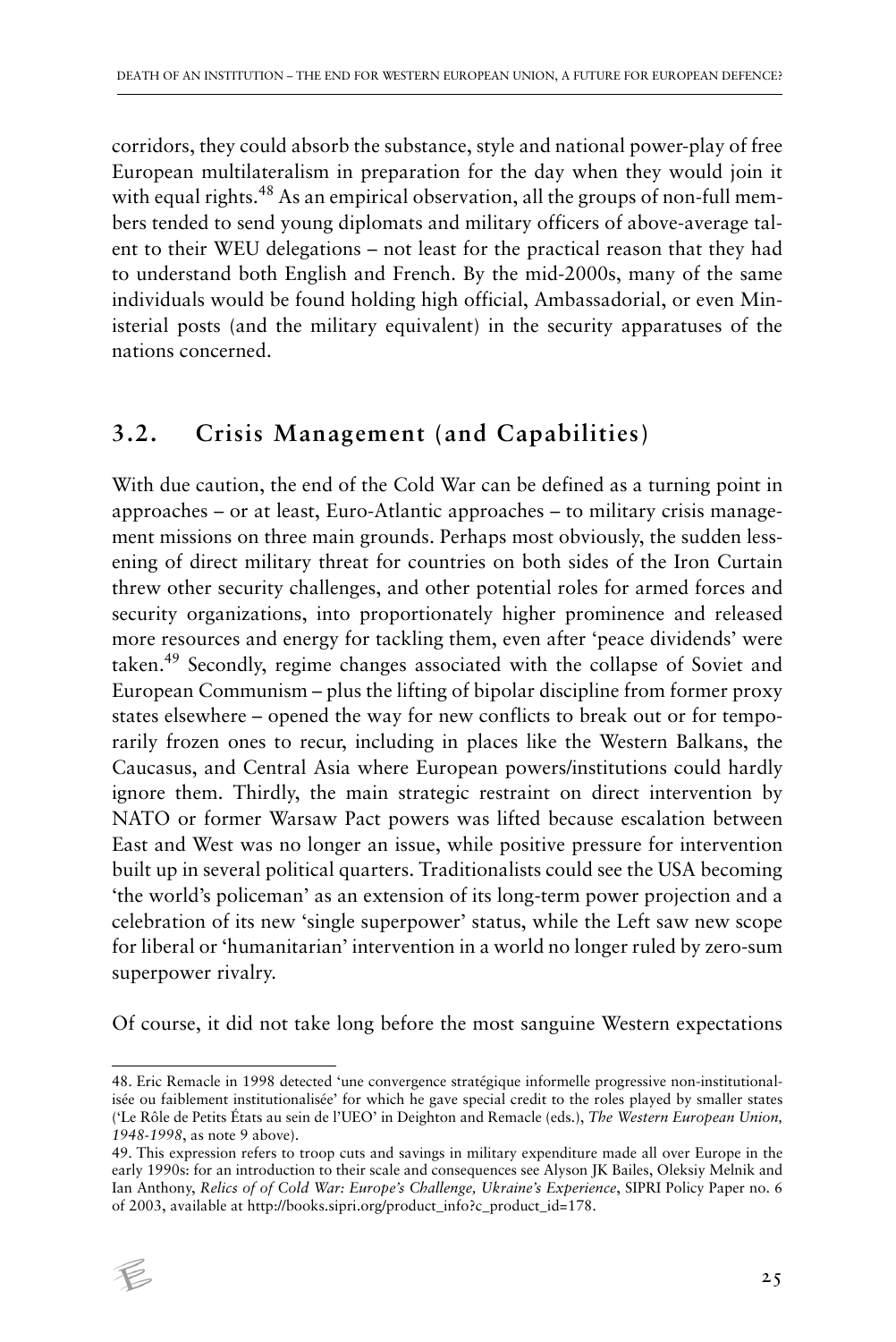corridors, they could absorb the substance, style and national power-play of free European multilateralism in preparation for the day when they would join it with equal rights.[48] As an empirical observation, all the groups of non-full members tended to send young diplomats and military officers of above-average talent to their WEU delegations – not least for the practical reason that they had to understand both English and French. By the mid-2000s, many of the same individuals would be found holding high official, Ambassadorial, or even Ministerial posts (and the military equivalent) in the security apparatuses of the nations concerned.

## 3.2. Crisis Management (and Capabilities)

With due caution, the end of the Cold War can be defined as a turning point in approaches – or at least, Euro-Atlantic approaches – to military crisis management missions on three main grounds. Perhaps most obviously, the sudden lessening of direct military threat for countries on both sides of the Iron Curtain threw other security challenges, and other potential roles for armed forces and security organizations, into proportionately higher prominence and released more resources and energy for tackling them, even after 'peace dividends' were taken.[49] Secondly, regime changes associated with the collapse of Soviet and European Communism – plus the lifting of bipolar discipline from former proxy states elsewhere – opened the way for new conflicts to break out or for temporarily frozen ones to recur, including in places like the Western Balkans, the Caucasus, and Central Asia where European powers/institutions could hardly ignore them. Thirdly, the main strategic restraint on direct intervention by NATO or former Warsaw Pact powers was lifted because escalation between East and West was no longer an issue, while positive pressure for intervention built up in several political quarters. Traditionalists could see the USA becoming 'the world's policeman' as an extension of its long-term power projection and a celebration of its new 'single superpower' status, while the Left saw new scope for liberal or 'humanitarian' intervention in a world no longer ruled by zero-sum superpower rivalry.

Of course, it did not take long before the most sanguine Western expectations

---

48. Eric Remacle in 1998 detected 'une convergence stratégique informelle progressive non-institutionalisée ou faiblement institutionalisée' for which he gave special credit to the roles played by smaller states ('Le Rôle de Petits États au sein de l'UEO' in Deighton and Remacle (eds.), *The Western European Union, 1948-1998*, as note 9 above).

49. This expression refers to troop cuts and savings in military expenditure made all over Europe in the early 1990s: for an introduction to their scale and consequences see Alyson JK Bailes, Oleksiy Melnik and Ian Anthony, *Relics of of Cold War: Europe's Challenge, Ukraine's Experience*, SIPRI Policy Paper no. 6 of 2003, available at http://books.sipri.org/product_info?c_product_id=178.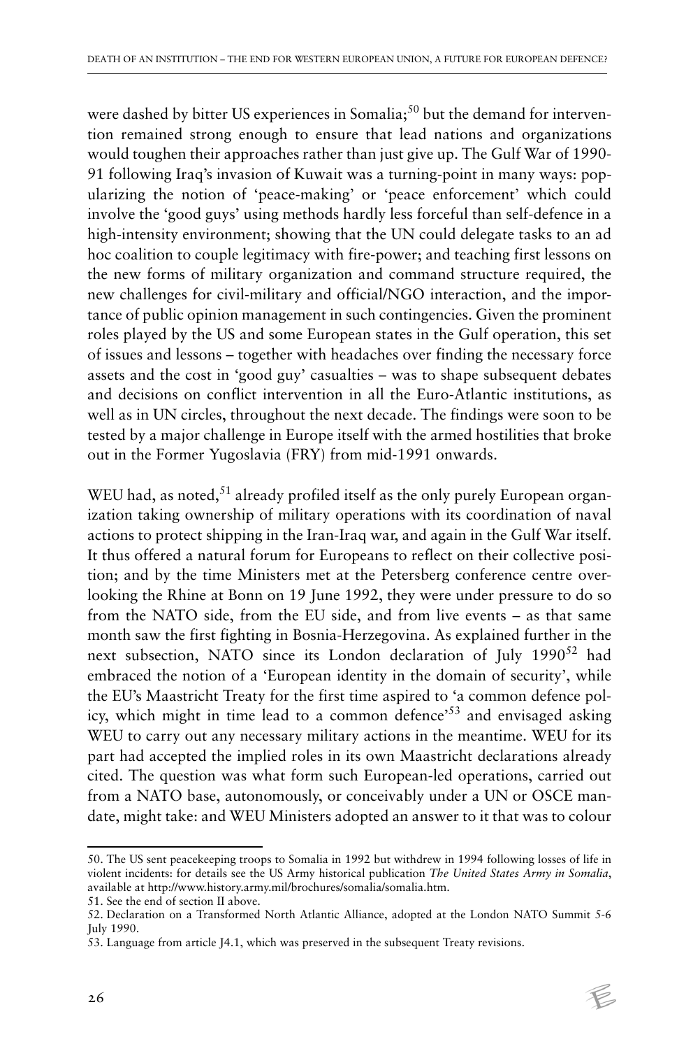were dashed by bitter US experiences in Somalia;[50] but the demand for intervention remained strong enough to ensure that lead nations and organizations would toughen their approaches rather than just give up. The Gulf War of 1990-91 following Iraq's invasion of Kuwait was a turning-point in many ways: popularizing the notion of 'peace-making' or 'peace enforcement' which could involve the 'good guys' using methods hardly less forceful than self-defence in a high-intensity environment; showing that the UN could delegate tasks to an ad hoc coalition to couple legitimacy with fire-power; and teaching first lessons on the new forms of military organization and command structure required, the new challenges for civil-military and official/NGO interaction, and the importance of public opinion management in such contingencies. Given the prominent roles played by the US and some European states in the Gulf operation, this set of issues and lessons – together with headaches over finding the necessary force assets and the cost in 'good guy' casualties – was to shape subsequent debates and decisions on conflict intervention in all the Euro-Atlantic institutions, as well as in UN circles, throughout the next decade. The findings were soon to be tested by a major challenge in Europe itself with the armed hostilities that broke out in the Former Yugoslavia (FRY) from mid-1991 onwards.

WEU had, as noted,[51] already profiled itself as the only purely European organization taking ownership of military operations with its coordination of naval actions to protect shipping in the Iran-Iraq war, and again in the Gulf War itself. It thus offered a natural forum for Europeans to reflect on their collective position; and by the time Ministers met at the Petersberg conference centre overlooking the Rhine at Bonn on 19 June 1992, they were under pressure to do so from the NATO side, from the EU side, and from live events – as that same month saw the first fighting in Bosnia-Herzegovina. As explained further in the next subsection, NATO since its London declaration of July 1990[52] had embraced the notion of a 'European identity in the domain of security', while the EU's Maastricht Treaty for the first time aspired to 'a common defence policy, which might in time lead to a common defence'[53] and envisaged asking WEU to carry out any necessary military actions in the meantime. WEU for its part had accepted the implied roles in its own Maastricht declarations already cited. The question was what form such European-led operations, carried out from a NATO base, autonomously, or conceivably under a UN or OSCE mandate, might take: and WEU Ministers adopted an answer to it that was to colour

---

50. The US sent peacekeeping troops to Somalia in 1992 but withdrew in 1994 following losses of life in violent incidents: for details see the US Army historical publication *The United States Army in Somalia*, available at http://www.history.army.mil/brochures/somalia/somalia.htm.

51. See the end of section II above.

52. Declaration on a Transformed North Atlantic Alliance, adopted at the London NATO Summit 5-6 July 1990.

53. Language from article J4.1, which was preserved in the subsequent Treaty revisions.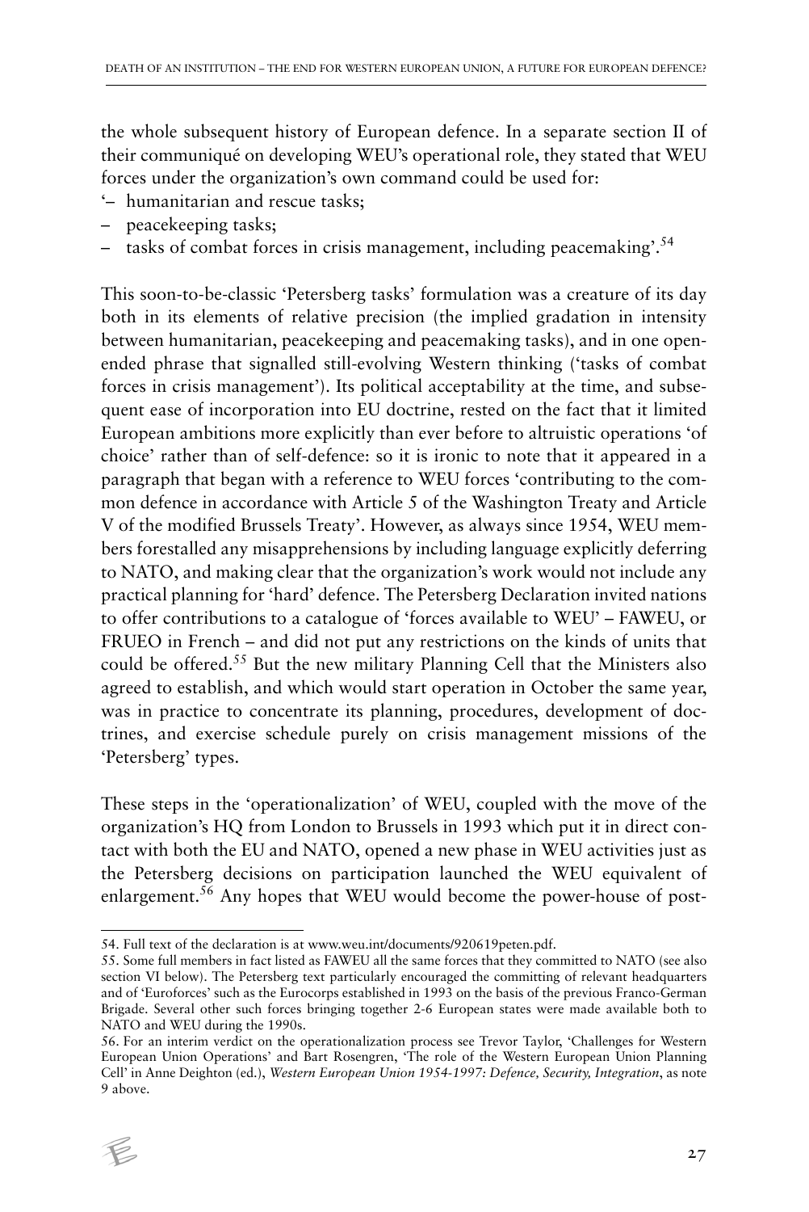the whole subsequent history of European defence. In a separate section II of their communiqué on developing WEU's operational role, they stated that WEU forces under the organization's own command could be used for:

'– humanitarian and rescue tasks;
– peacekeeping tasks;
– tasks of combat forces in crisis management, including peacemaking'.[54]

This soon-to-be-classic 'Petersberg tasks' formulation was a creature of its day both in its elements of relative precision (the implied gradation in intensity between humanitarian, peacekeeping and peacemaking tasks), and in one open-ended phrase that signalled still-evolving Western thinking ('tasks of combat forces in crisis management'). Its political acceptability at the time, and subsequent ease of incorporation into EU doctrine, rested on the fact that it limited European ambitions more explicitly than ever before to altruistic operations 'of choice' rather than of self-defence: so it is ironic to note that it appeared in a paragraph that began with a reference to WEU forces 'contributing to the common defence in accordance with Article 5 of the Washington Treaty and Article V of the modified Brussels Treaty'. However, as always since 1954, WEU members forestalled any misapprehensions by including language explicitly deferring to NATO, and making clear that the organization's work would not include any practical planning for 'hard' defence. The Petersberg Declaration invited nations to offer contributions to a catalogue of 'forces available to WEU' – FAWEU, or FRUEO in French – and did not put any restrictions on the kinds of units that could be offered.[55] But the new military Planning Cell that the Ministers also agreed to establish, and which would start operation in October the same year, was in practice to concentrate its planning, procedures, development of doctrines, and exercise schedule purely on crisis management missions of the 'Petersberg' types.

These steps in the 'operationalization' of WEU, coupled with the move of the organization's HQ from London to Brussels in 1993 which put it in direct contact with both the EU and NATO, opened a new phase in WEU activities just as the Petersberg decisions on participation launched the WEU equivalent of enlargement.[56] Any hopes that WEU would become the power-house of post-

---

54. Full text of the declaration is at www.weu.int/documents/920619peten.pdf.

55. Some full members in fact listed as FAWEU all the same forces that they committed to NATO (see also section VI below). The Petersberg text particularly encouraged the committing of relevant headquarters and of 'Euroforces' such as the Eurocorps established in 1993 on the basis of the previous Franco-German Brigade. Several other such forces bringing together 2-6 European states were made available both to NATO and WEU during the 1990s.

56. For an interim verdict on the operationalization process see Trevor Taylor, 'Challenges for Western European Union Operations' and Bart Rosengren, 'The role of the Western European Union Planning Cell' in Anne Deighton (ed.), *Western European Union 1954-1997: Defence, Security, Integration*, as note 9 above.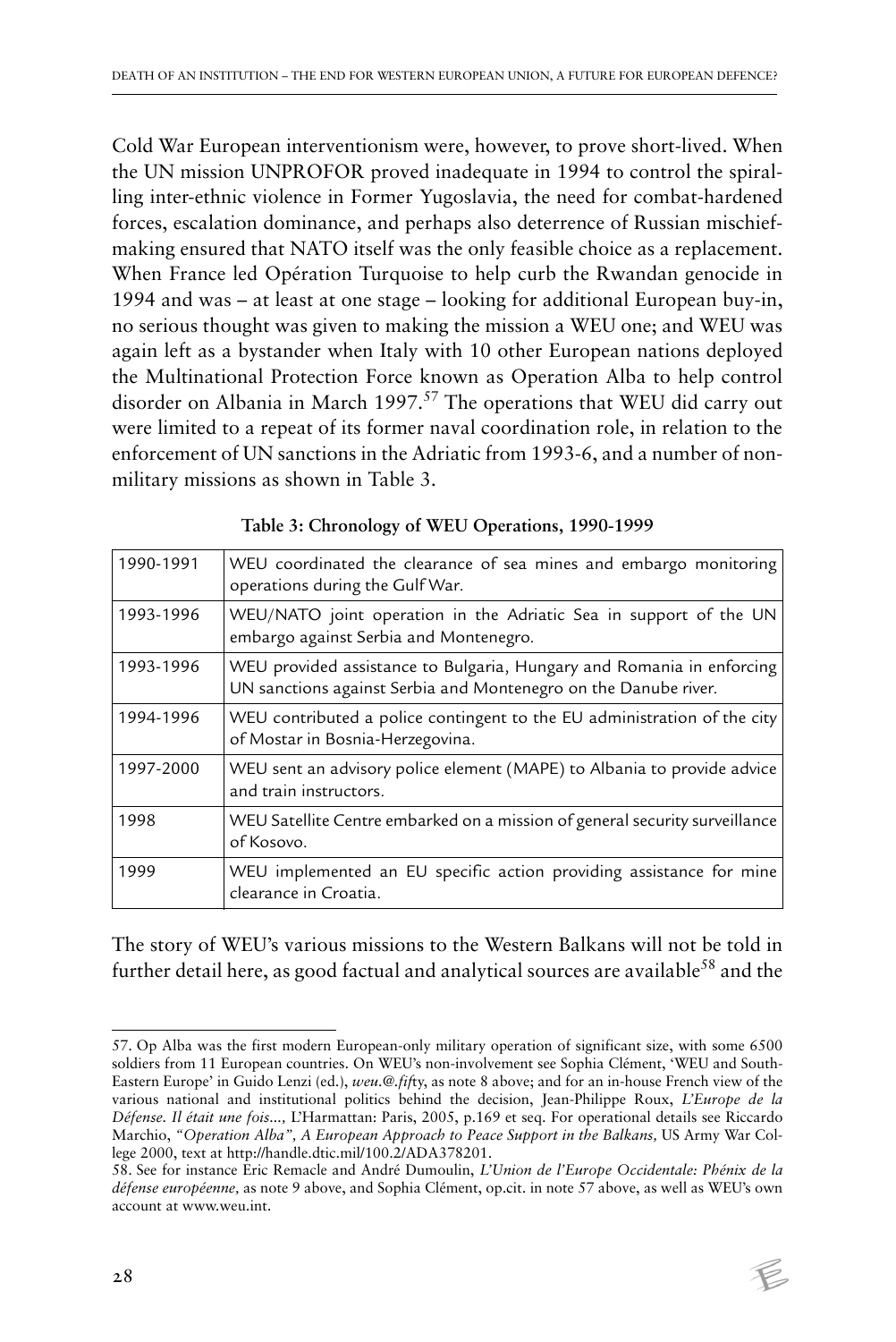Cold War European interventionism were, however, to prove short-lived. When the UN mission UNPROFOR proved inadequate in 1994 to control the spiralling inter-ethnic violence in Former Yugoslavia, the need for combat-hardened forces, escalation dominance, and perhaps also deterrence of Russian mischief-making ensured that NATO itself was the only feasible choice as a replacement. When France led Opération Turquoise to help curb the Rwandan genocide in 1994 and was – at least at one stage – looking for additional European buy-in, no serious thought was given to making the mission a WEU one; and WEU was again left as a bystander when Italy with 10 other European nations deployed the Multinational Protection Force known as Operation Alba to help control disorder on Albania in March 1997.[57] The operations that WEU did carry out were limited to a repeat of its former naval coordination role, in relation to the enforcement of UN sanctions in the Adriatic from 1993-6, and a number of non-military missions as shown in Table 3.

**Table 3: Chronology of WEU Operations, 1990-1999**

| | |
|---|---|
| 1990-1991 | WEU coordinated the clearance of sea mines and embargo monitoring operations during the Gulf War. |
| 1993-1996 | WEU/NATO joint operation in the Adriatic Sea in support of the UN embargo against Serbia and Montenegro. |
| 1993-1996 | WEU provided assistance to Bulgaria, Hungary and Romania in enforcing UN sanctions against Serbia and Montenegro on the Danube river. |
| 1994-1996 | WEU contributed a police contingent to the EU administration of the city of Mostar in Bosnia-Herzegovina. |
| 1997-2000 | WEU sent an advisory police element (MAPE) to Albania to provide advice and train instructors. |
| 1998 | WEU Satellite Centre embarked on a mission of general security surveillance of Kosovo. |
| 1999 | WEU implemented an EU specific action providing assistance for mine clearance in Croatia. |

The story of WEU's various missions to the Western Balkans will not be told in further detail here, as good factual and analytical sources are available[58] and the

57. Op Alba was the first modern European-only military operation of significant size, with some 6500 soldiers from 11 European countries. On WEU's non-involvement see Sophia Clément, 'WEU and South-Eastern Europe' in Guido Lenzi (ed.), *weu.@.fifty*, as note 8 above; and for an in-house French view of the various national and institutional politics behind the decision, Jean-Philippe Roux, *L'Europe de la Défense. Il était une fois...,* L'Harmattan: Paris, 2005, p.169 et seq. For operational details see Riccardo Marchio, *"Operation Alba", A European Approach to Peace Support in the Balkans,* US Army War College 2000, text at http://handle.dtic.mil/100.2/ADA378201.

58. See for instance Eric Remacle and André Dumoulin, *L'Union de l'Europe Occidentale: Phénix de la défense européenne,* as note 9 above, and Sophia Clément, op.cit. in note 57 above, as well as WEU's own account at www.weu.int.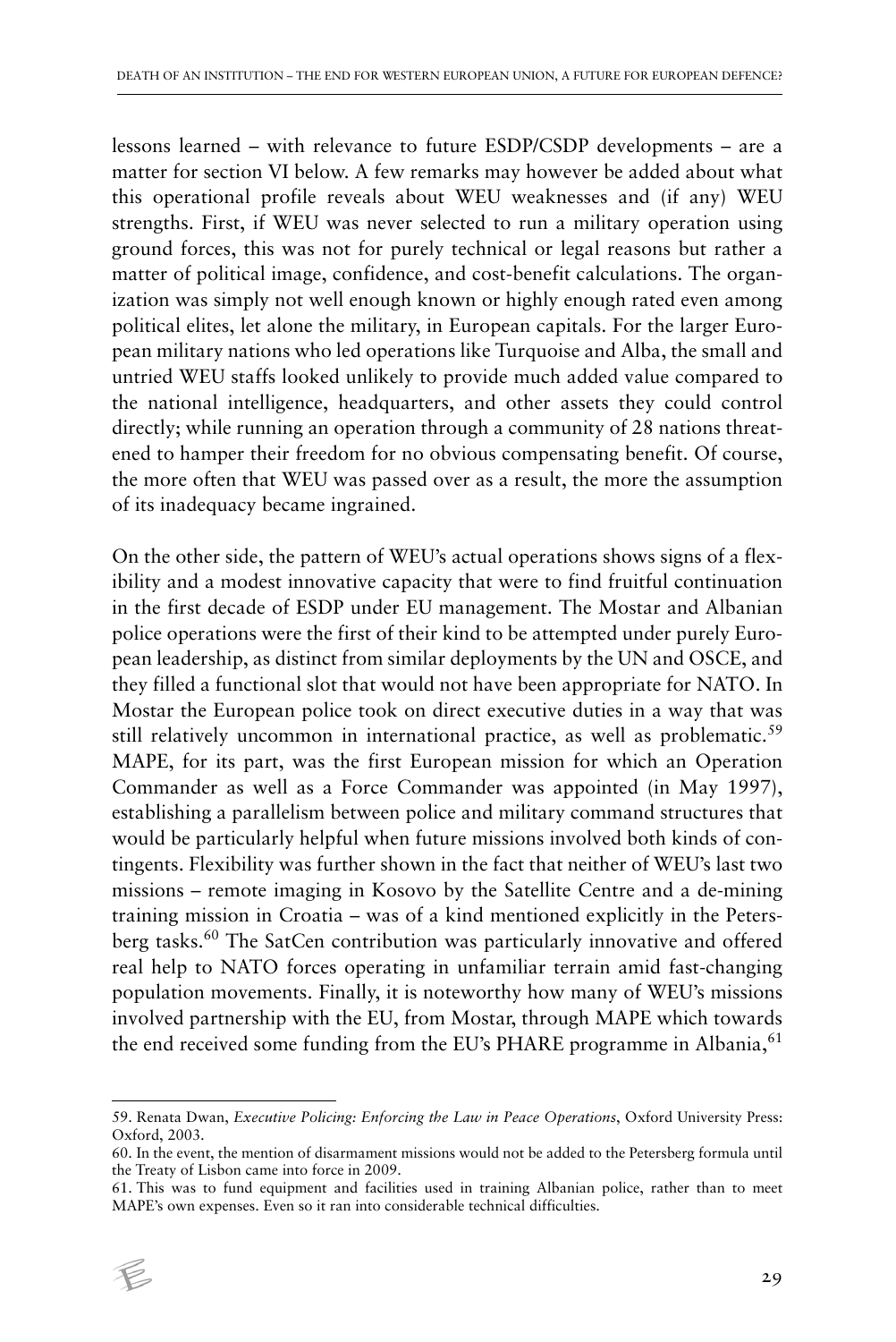lessons learned – with relevance to future ESDP/CSDP developments – are a matter for section VI below. A few remarks may however be added about what this operational profile reveals about WEU weaknesses and (if any) WEU strengths. First, if WEU was never selected to run a military operation using ground forces, this was not for purely technical or legal reasons but rather a matter of political image, confidence, and cost-benefit calculations. The organization was simply not well enough known or highly enough rated even among political elites, let alone the military, in European capitals. For the larger European military nations who led operations like Turquoise and Alba, the small and untried WEU staffs looked unlikely to provide much added value compared to the national intelligence, headquarters, and other assets they could control directly; while running an operation through a community of 28 nations threatened to hamper their freedom for no obvious compensating benefit. Of course, the more often that WEU was passed over as a result, the more the assumption of its inadequacy became ingrained.

On the other side, the pattern of WEU's actual operations shows signs of a flexibility and a modest innovative capacity that were to find fruitful continuation in the first decade of ESDP under EU management. The Mostar and Albanian police operations were the first of their kind to be attempted under purely European leadership, as distinct from similar deployments by the UN and OSCE, and they filled a functional slot that would not have been appropriate for NATO. In Mostar the European police took on direct executive duties in a way that was still relatively uncommon in international practice, as well as problematic.[59] MAPE, for its part, was the first European mission for which an Operation Commander as well as a Force Commander was appointed (in May 1997), establishing a parallelism between police and military command structures that would be particularly helpful when future missions involved both kinds of contingents. Flexibility was further shown in the fact that neither of WEU's last two missions – remote imaging in Kosovo by the Satellite Centre and a de-mining training mission in Croatia – was of a kind mentioned explicitly in the Petersberg tasks.[60] The SatCen contribution was particularly innovative and offered real help to NATO forces operating in unfamiliar terrain amid fast-changing population movements. Finally, it is noteworthy how many of WEU's missions involved partnership with the EU, from Mostar, through MAPE which towards the end received some funding from the EU's PHARE programme in Albania,[61]

---

59. Renata Dwan, *Executive Policing: Enforcing the Law in Peace Operations*, Oxford University Press: Oxford, 2003.

60. In the event, the mention of disarmament missions would not be added to the Petersberg formula until the Treaty of Lisbon came into force in 2009.

61. This was to fund equipment and facilities used in training Albanian police, rather than to meet MAPE's own expenses. Even so it ran into considerable technical difficulties.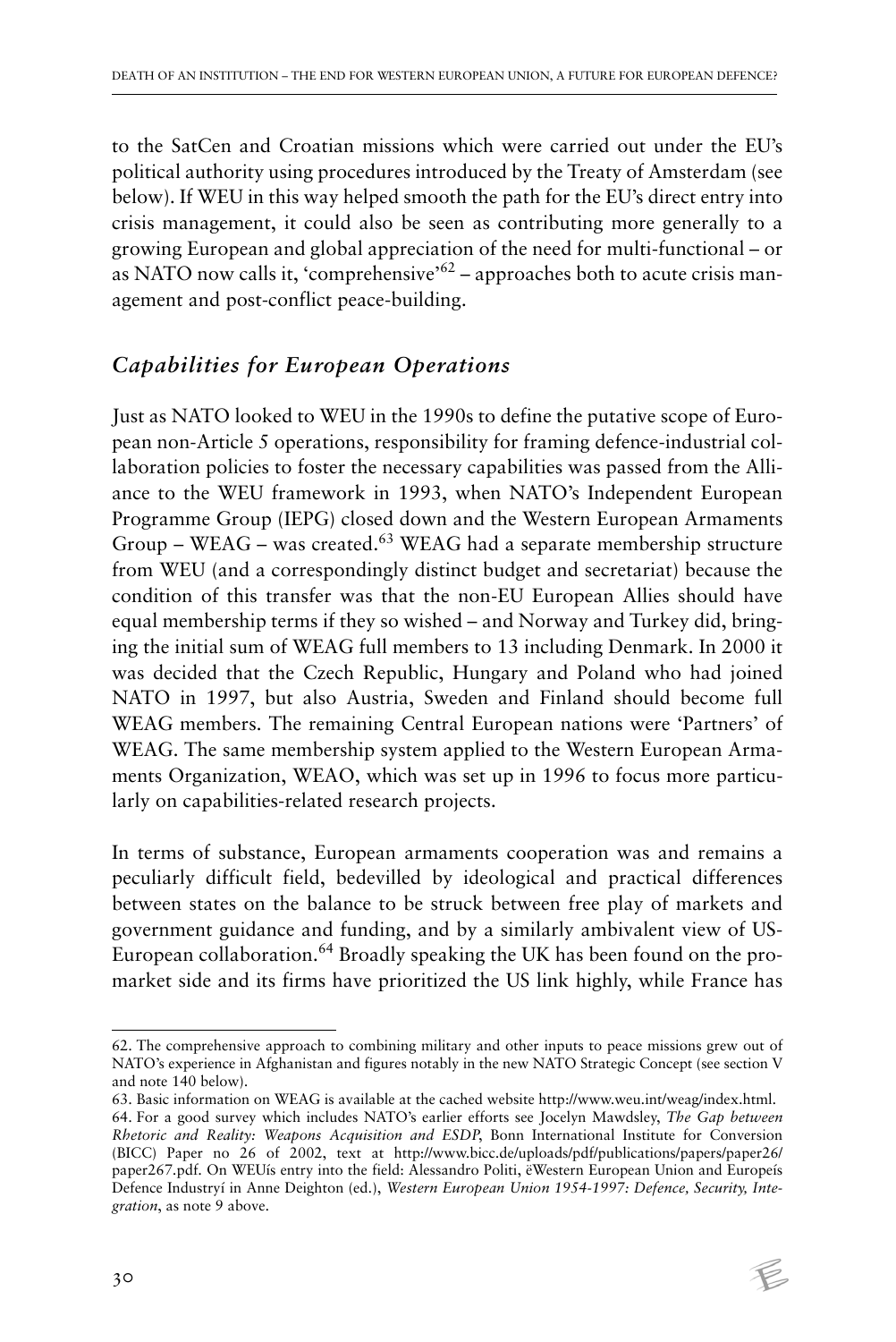to the SatCen and Croatian missions which were carried out under the EU's political authority using procedures introduced by the Treaty of Amsterdam (see below). If WEU in this way helped smooth the path for the EU's direct entry into crisis management, it could also be seen as contributing more generally to a growing European and global appreciation of the need for multi-functional – or as NATO now calls it, 'comprehensive'[62] – approaches both to acute crisis management and post-conflict peace-building.

## *Capabilities for European Operations*

Just as NATO looked to WEU in the 1990s to define the putative scope of European non-Article 5 operations, responsibility for framing defence-industrial collaboration policies to foster the necessary capabilities was passed from the Alliance to the WEU framework in 1993, when NATO's Independent European Programme Group (IEPG) closed down and the Western European Armaments Group – WEAG – was created.[63] WEAG had a separate membership structure from WEU (and a correspondingly distinct budget and secretariat) because the condition of this transfer was that the non-EU European Allies should have equal membership terms if they so wished – and Norway and Turkey did, bringing the initial sum of WEAG full members to 13 including Denmark. In 2000 it was decided that the Czech Republic, Hungary and Poland who had joined NATO in 1997, but also Austria, Sweden and Finland should become full WEAG members. The remaining Central European nations were 'Partners' of WEAG. The same membership system applied to the Western European Armaments Organization, WEAO, which was set up in 1996 to focus more particularly on capabilities-related research projects.

In terms of substance, European armaments cooperation was and remains a peculiarly difficult field, bedevilled by ideological and practical differences between states on the balance to be struck between free play of markets and government guidance and funding, and by a similarly ambivalent view of US-European collaboration.[64] Broadly speaking the UK has been found on the pro-market side and its firms have prioritized the US link highly, while France has

---

62. The comprehensive approach to combining military and other inputs to peace missions grew out of NATO's experience in Afghanistan and figures notably in the new NATO Strategic Concept (see section V and note 140 below).

63. Basic information on WEAG is available at the cached website http://www.weu.int/weag/index.html.

64. For a good survey which includes NATO's earlier efforts see Jocelyn Mawdsley, *The Gap between Rhetoric and Reality: Weapons Acquisition and ESDP*, Bonn International Institute for Conversion (BICC) Paper no 26 of 2002, text at http://www.bicc.de/uploads/pdf/publications/papers/paper26/paper267.pdf. On WEUís entry into the field: Alessandro Politi, ëWestern European Union and Europeís Defence Industryí in Anne Deighton (ed.), *Western European Union 1954-1997: Defence, Security, Integration*, as note 9 above.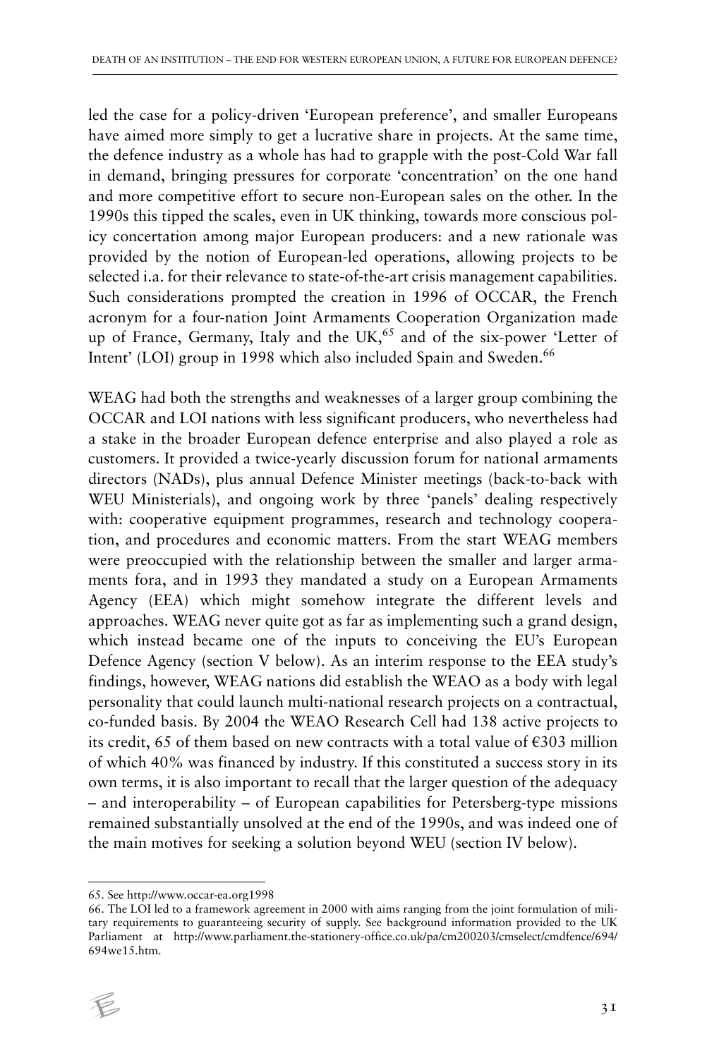led the case for a policy-driven 'European preference', and smaller Europeans have aimed more simply to get a lucrative share in projects. At the same time, the defence industry as a whole has had to grapple with the post-Cold War fall in demand, bringing pressures for corporate 'concentration' on the one hand and more competitive effort to secure non-European sales on the other. In the 1990s this tipped the scales, even in UK thinking, towards more conscious policy concertation among major European producers: and a new rationale was provided by the notion of European-led operations, allowing projects to be selected i.a. for their relevance to state-of-the-art crisis management capabilities. Such considerations prompted the creation in 1996 of OCCAR, the French acronym for a four-nation Joint Armaments Cooperation Organization made up of France, Germany, Italy and the UK,[65] and of the six-power 'Letter of Intent' (LOI) group in 1998 which also included Spain and Sweden.[66]

WEAG had both the strengths and weaknesses of a larger group combining the OCCAR and LOI nations with less significant producers, who nevertheless had a stake in the broader European defence enterprise and also played a role as customers. It provided a twice-yearly discussion forum for national armaments directors (NADs), plus annual Defence Minister meetings (back-to-back with WEU Ministerials), and ongoing work by three 'panels' dealing respectively with: cooperative equipment programmes, research and technology cooperation, and procedures and economic matters. From the start WEAG members were preoccupied with the relationship between the smaller and larger armaments fora, and in 1993 they mandated a study on a European Armaments Agency (EEA) which might somehow integrate the different levels and approaches. WEAG never quite got as far as implementing such a grand design, which instead became one of the inputs to conceiving the EU's European Defence Agency (section V below). As an interim response to the EEA study's findings, however, WEAG nations did establish the WEAO as a body with legal personality that could launch multi-national research projects on a contractual, co-funded basis. By 2004 the WEAO Research Cell had 138 active projects to its credit, 65 of them based on new contracts with a total value of €303 million of which 40% was financed by industry. If this constituted a success story in its own terms, it is also important to recall that the larger question of the adequacy – and interoperability – of European capabilities for Petersberg-type missions remained substantially unsolved at the end of the 1990s, and was indeed one of the main motives for seeking a solution beyond WEU (section IV below).

---

65. See http://www.occar-ea.org1998

66. The LOI led to a framework agreement in 2000 with aims ranging from the joint formulation of military requirements to guaranteeing security of supply. See background information provided to the UK Parliament at http://www.parliament.the-stationery-office.co.uk/pa/cm200203/cmselect/cmdfence/694/694we15.htm.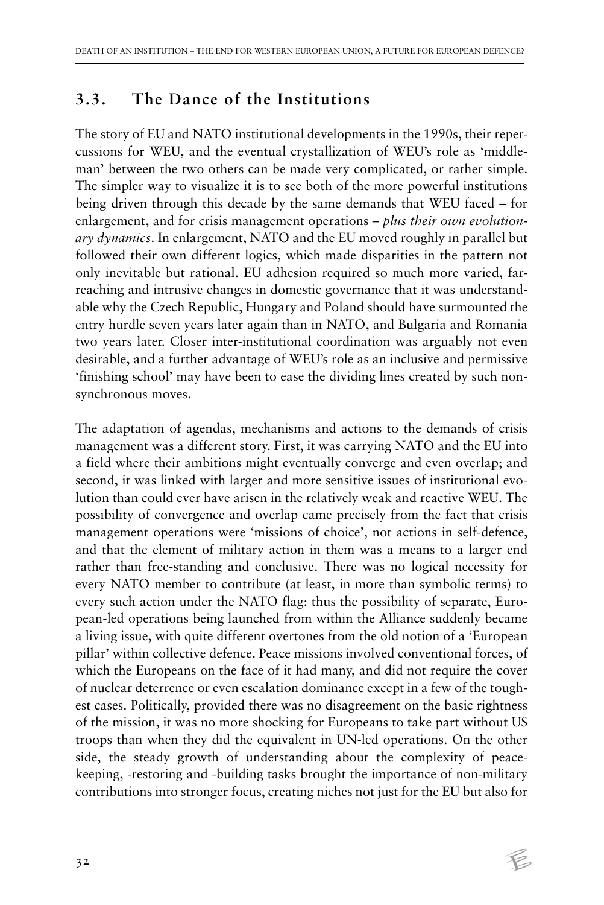## 3.3. The Dance of the Institutions

The story of EU and NATO institutional developments in the 1990s, their repercussions for WEU, and the eventual crystallization of WEU's role as 'middleman' between the two others can be made very complicated, or rather simple. The simpler way to visualize it is to see both of the more powerful institutions being driven through this decade by the same demands that WEU faced – for enlargement, and for crisis management operations – *plus their own evolutionary dynamics*. In enlargement, NATO and the EU moved roughly in parallel but followed their own different logics, which made disparities in the pattern not only inevitable but rational. EU adhesion required so much more varied, far-reaching and intrusive changes in domestic governance that it was understandable why the Czech Republic, Hungary and Poland should have surmounted the entry hurdle seven years later again than in NATO, and Bulgaria and Romania two years later. Closer inter-institutional coordination was arguably not even desirable, and a further advantage of WEU's role as an inclusive and permissive 'finishing school' may have been to ease the dividing lines created by such non-synchronous moves.

The adaptation of agendas, mechanisms and actions to the demands of crisis management was a different story. First, it was carrying NATO and the EU into a field where their ambitions might eventually converge and even overlap; and second, it was linked with larger and more sensitive issues of institutional evolution than could ever have arisen in the relatively weak and reactive WEU. The possibility of convergence and overlap came precisely from the fact that crisis management operations were 'missions of choice', not actions in self-defence, and that the element of military action in them was a means to a larger end rather than free-standing and conclusive. There was no logical necessity for every NATO member to contribute (at least, in more than symbolic terms) to every such action under the NATO flag: thus the possibility of separate, European-led operations being launched from within the Alliance suddenly became a living issue, with quite different overtones from the old notion of a 'European pillar' within collective defence. Peace missions involved conventional forces, of which the Europeans on the face of it had many, and did not require the cover of nuclear deterrence or even escalation dominance except in a few of the toughest cases. Politically, provided there was no disagreement on the basic rightness of the mission, it was no more shocking for Europeans to take part without US troops than when they did the equivalent in UN-led operations. On the other side, the steady growth of understanding about the complexity of peace-keeping, -restoring and -building tasks brought the importance of non-military contributions into stronger focus, creating niches not just for the EU but also for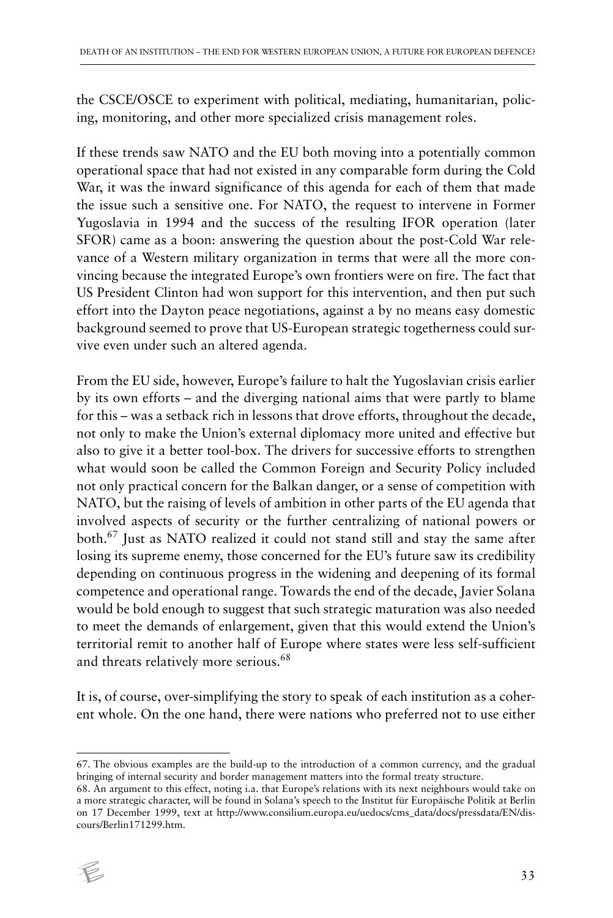the CSCE/OSCE to experiment with political, mediating, humanitarian, policing, monitoring, and other more specialized crisis management roles.

If these trends saw NATO and the EU both moving into a potentially common operational space that had not existed in any comparable form during the Cold War, it was the inward significance of this agenda for each of them that made the issue such a sensitive one. For NATO, the request to intervene in Former Yugoslavia in 1994 and the success of the resulting IFOR operation (later SFOR) came as a boon: answering the question about the post-Cold War relevance of a Western military organization in terms that were all the more convincing because the integrated Europe's own frontiers were on fire. The fact that US President Clinton had won support for this intervention, and then put such effort into the Dayton peace negotiations, against a by no means easy domestic background seemed to prove that US-European strategic togetherness could survive even under such an altered agenda.

From the EU side, however, Europe's failure to halt the Yugoslavian crisis earlier by its own efforts – and the diverging national aims that were partly to blame for this – was a setback rich in lessons that drove efforts, throughout the decade, not only to make the Union's external diplomacy more united and effective but also to give it a better tool-box. The drivers for successive efforts to strengthen what would soon be called the Common Foreign and Security Policy included not only practical concern for the Balkan danger, or a sense of competition with NATO, but the raising of levels of ambition in other parts of the EU agenda that involved aspects of security or the further centralizing of national powers or both.[67] Just as NATO realized it could not stand still and stay the same after losing its supreme enemy, those concerned for the EU's future saw its credibility depending on continuous progress in the widening and deepening of its formal competence and operational range. Towards the end of the decade, Javier Solana would be bold enough to suggest that such strategic maturation was also needed to meet the demands of enlargement, given that this would extend the Union's territorial remit to another half of Europe where states were less self-sufficient and threats relatively more serious.[68]

It is, of course, over-simplifying the story to speak of each institution as a coherent whole. On the one hand, there were nations who preferred not to use either

---

67. The obvious examples are the build-up to the introduction of a common currency, and the gradual bringing of internal security and border management matters into the formal treaty structure.

68. An argument to this effect, noting i.a. that Europe's relations with its next neighbours would take on a more strategic character, will be found in Solana's speech to the Institut für Europäische Politik at Berlin on 17 December 1999, text at http://www.consilium.europa.eu/uedocs/cms_data/docs/pressdata/EN/discours/Berlin171299.htm.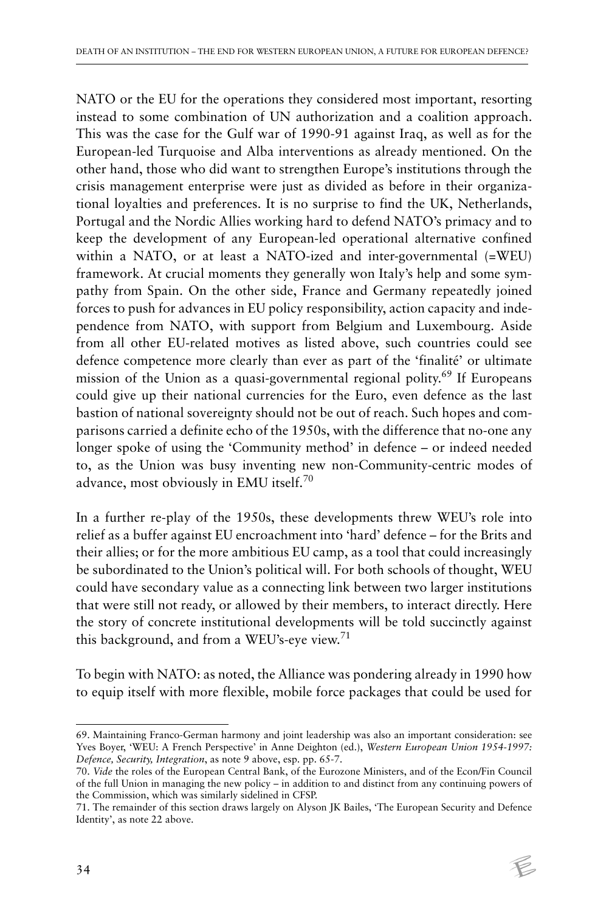NATO or the EU for the operations they considered most important, resorting instead to some combination of UN authorization and a coalition approach. This was the case for the Gulf war of 1990-91 against Iraq, as well as for the European-led Turquoise and Alba interventions as already mentioned. On the other hand, those who did want to strengthen Europe's institutions through the crisis management enterprise were just as divided as before in their organizational loyalties and preferences. It is no surprise to find the UK, Netherlands, Portugal and the Nordic Allies working hard to defend NATO's primacy and to keep the development of any European-led operational alternative confined within a NATO, or at least a NATO-ized and inter-governmental (=WEU) framework. At crucial moments they generally won Italy's help and some sympathy from Spain. On the other side, France and Germany repeatedly joined forces to push for advances in EU policy responsibility, action capacity and independence from NATO, with support from Belgium and Luxembourg. Aside from all other EU-related motives as listed above, such countries could see defence competence more clearly than ever as part of the 'finalité' or ultimate mission of the Union as a quasi-governmental regional polity.[69] If Europeans could give up their national currencies for the Euro, even defence as the last bastion of national sovereignty should not be out of reach. Such hopes and comparisons carried a definite echo of the 1950s, with the difference that no-one any longer spoke of using the 'Community method' in defence – or indeed needed to, as the Union was busy inventing new non-Community-centric modes of advance, most obviously in EMU itself.[70]

In a further re-play of the 1950s, these developments threw WEU's role into relief as a buffer against EU encroachment into 'hard' defence – for the Brits and their allies; or for the more ambitious EU camp, as a tool that could increasingly be subordinated to the Union's political will. For both schools of thought, WEU could have secondary value as a connecting link between two larger institutions that were still not ready, or allowed by their members, to interact directly. Here the story of concrete institutional developments will be told succinctly against this background, and from a WEU's-eye view.[71]

To begin with NATO: as noted, the Alliance was pondering already in 1990 how to equip itself with more flexible, mobile force packages that could be used for

---

69. Maintaining Franco-German harmony and joint leadership was also an important consideration: see Yves Boyer, 'WEU: A French Perspective' in Anne Deighton (ed.), *Western European Union 1954-1997: Defence, Security, Integration*, as note 9 above, esp. pp. 65-7.

70. *Vide* the roles of the European Central Bank, of the Eurozone Ministers, and of the Econ/Fin Council of the full Union in managing the new policy – in addition to and distinct from any continuing powers of the Commission, which was similarly sidelined in CFSP.

71. The remainder of this section draws largely on Alyson JK Bailes, 'The European Security and Defence Identity', as note 22 above.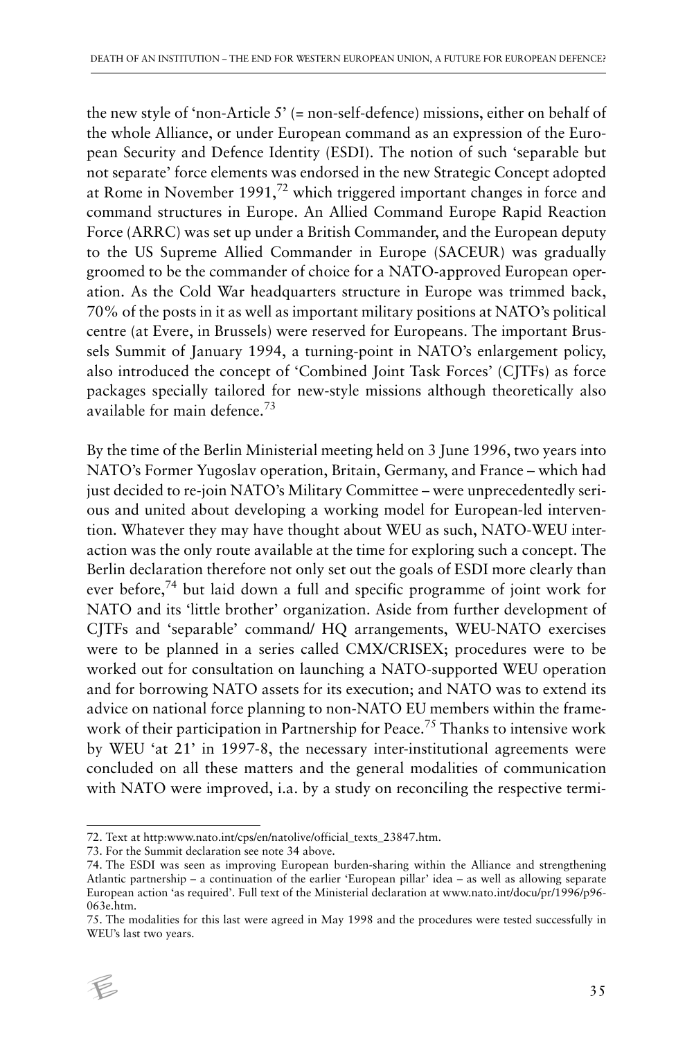the new style of 'non-Article 5' (= non-self-defence) missions, either on behalf of the whole Alliance, or under European command as an expression of the European Security and Defence Identity (ESDI). The notion of such 'separable but not separate' force elements was endorsed in the new Strategic Concept adopted at Rome in November 1991,[72] which triggered important changes in force and command structures in Europe. An Allied Command Europe Rapid Reaction Force (ARRC) was set up under a British Commander, and the European deputy to the US Supreme Allied Commander in Europe (SACEUR) was gradually groomed to be the commander of choice for a NATO-approved European operation. As the Cold War headquarters structure in Europe was trimmed back, 70% of the posts in it as well as important military positions at NATO's political centre (at Evere, in Brussels) were reserved for Europeans. The important Brussels Summit of January 1994, a turning-point in NATO's enlargement policy, also introduced the concept of 'Combined Joint Task Forces' (CJTFs) as force packages specially tailored for new-style missions although theoretically also available for main defence.[73]

By the time of the Berlin Ministerial meeting held on 3 June 1996, two years into NATO's Former Yugoslav operation, Britain, Germany, and France – which had just decided to re-join NATO's Military Committee – were unprecedentedly serious and united about developing a working model for European-led intervention. Whatever they may have thought about WEU as such, NATO-WEU interaction was the only route available at the time for exploring such a concept. The Berlin declaration therefore not only set out the goals of ESDI more clearly than ever before,[74] but laid down a full and specific programme of joint work for NATO and its 'little brother' organization. Aside from further development of CJTFs and 'separable' command/ HQ arrangements, WEU-NATO exercises were to be planned in a series called CMX/CRISEX; procedures were to be worked out for consultation on launching a NATO-supported WEU operation and for borrowing NATO assets for its execution; and NATO was to extend its advice on national force planning to non-NATO EU members within the framework of their participation in Partnership for Peace.[75] Thanks to intensive work by WEU 'at 21' in 1997-8, the necessary inter-institutional agreements were concluded on all these matters and the general modalities of communication with NATO were improved, i.a. by a study on reconciling the respective termi-

---

72. Text at http:www.nato.int/cps/en/natolive/official_texts_23847.htm.

73. For the Summit declaration see note 34 above.

74. The ESDI was seen as improving European burden-sharing within the Alliance and strengthening Atlantic partnership – a continuation of the earlier 'European pillar' idea – as well as allowing separate European action 'as required'. Full text of the Ministerial declaration at www.nato.int/docu/pr/1996/p96-063e.htm.

75. The modalities for this last were agreed in May 1998 and the procedures were tested successfully in WEU's last two years.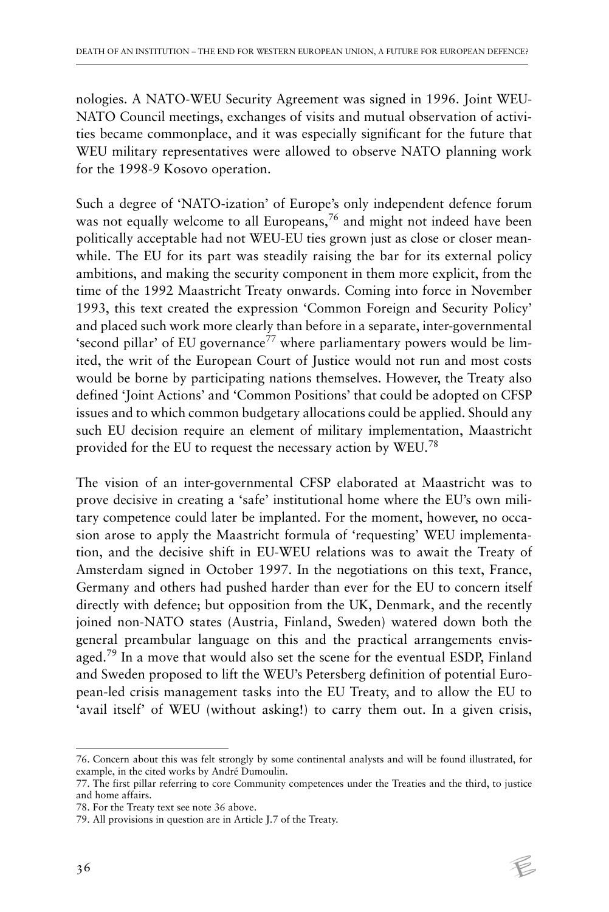nologies. A NATO-WEU Security Agreement was signed in 1996. Joint WEU-NATO Council meetings, exchanges of visits and mutual observation of activities became commonplace, and it was especially significant for the future that WEU military representatives were allowed to observe NATO planning work for the 1998-9 Kosovo operation.

Such a degree of 'NATO-ization' of Europe's only independent defence forum was not equally welcome to all Europeans,[76] and might not indeed have been politically acceptable had not WEU-EU ties grown just as close or closer meanwhile. The EU for its part was steadily raising the bar for its external policy ambitions, and making the security component in them more explicit, from the time of the 1992 Maastricht Treaty onwards. Coming into force in November 1993, this text created the expression 'Common Foreign and Security Policy' and placed such work more clearly than before in a separate, inter-governmental 'second pillar' of EU governance[77] where parliamentary powers would be limited, the writ of the European Court of Justice would not run and most costs would be borne by participating nations themselves. However, the Treaty also defined 'Joint Actions' and 'Common Positions' that could be adopted on CFSP issues and to which common budgetary allocations could be applied. Should any such EU decision require an element of military implementation, Maastricht provided for the EU to request the necessary action by WEU.[78]

The vision of an inter-governmental CFSP elaborated at Maastricht was to prove decisive in creating a 'safe' institutional home where the EU's own military competence could later be implanted. For the moment, however, no occasion arose to apply the Maastricht formula of 'requesting' WEU implementation, and the decisive shift in EU-WEU relations was to await the Treaty of Amsterdam signed in October 1997. In the negotiations on this text, France, Germany and others had pushed harder than ever for the EU to concern itself directly with defence; but opposition from the UK, Denmark, and the recently joined non-NATO states (Austria, Finland, Sweden) watered down both the general preambular language on this and the practical arrangements envisaged.[79] In a move that would also set the scene for the eventual ESDP, Finland and Sweden proposed to lift the WEU's Petersberg definition of potential European-led crisis management tasks into the EU Treaty, and to allow the EU to 'avail itself' of WEU (without asking!) to carry them out. In a given crisis,

---

76. Concern about this was felt strongly by some continental analysts and will be found illustrated, for example, in the cited works by André Dumoulin.

77. The first pillar referring to core Community competences under the Treaties and the third, to justice and home affairs.

78. For the Treaty text see note 36 above.

79. All provisions in question are in Article J.7 of the Treaty.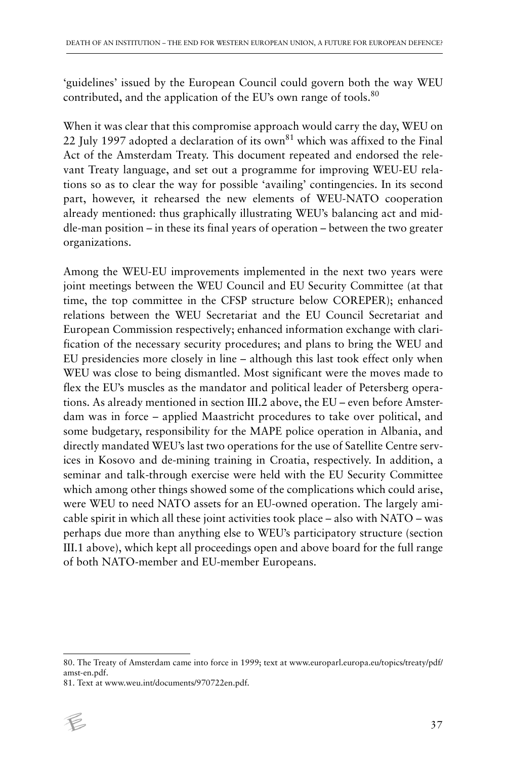'guidelines' issued by the European Council could govern both the way WEU contributed, and the application of the EU's own range of tools.[80]

When it was clear that this compromise approach would carry the day, WEU on 22 July 1997 adopted a declaration of its own[81] which was affixed to the Final Act of the Amsterdam Treaty. This document repeated and endorsed the relevant Treaty language, and set out a programme for improving WEU-EU relations so as to clear the way for possible 'availing' contingencies. In its second part, however, it rehearsed the new elements of WEU-NATO cooperation already mentioned: thus graphically illustrating WEU's balancing act and middle-man position – in these its final years of operation – between the two greater organizations.

Among the WEU-EU improvements implemented in the next two years were joint meetings between the WEU Council and EU Security Committee (at that time, the top committee in the CFSP structure below COREPER); enhanced relations between the WEU Secretariat and the EU Council Secretariat and European Commission respectively; enhanced information exchange with clarification of the necessary security procedures; and plans to bring the WEU and EU presidencies more closely in line – although this last took effect only when WEU was close to being dismantled. Most significant were the moves made to flex the EU's muscles as the mandator and political leader of Petersberg operations. As already mentioned in section III.2 above, the EU – even before Amsterdam was in force – applied Maastricht procedures to take over political, and some budgetary, responsibility for the MAPE police operation in Albania, and directly mandated WEU's last two operations for the use of Satellite Centre services in Kosovo and de-mining training in Croatia, respectively. In addition, a seminar and talk-through exercise were held with the EU Security Committee which among other things showed some of the complications which could arise, were WEU to need NATO assets for an EU-owned operation. The largely amicable spirit in which all these joint activities took place – also with NATO – was perhaps due more than anything else to WEU's participatory structure (section III.1 above), which kept all proceedings open and above board for the full range of both NATO-member and EU-member Europeans.

---

80. The Treaty of Amsterdam came into force in 1999; text at www.europarl.europa.eu/topics/treaty/pdf/amst-en.pdf.

81. Text at www.weu.int/documents/970722en.pdf.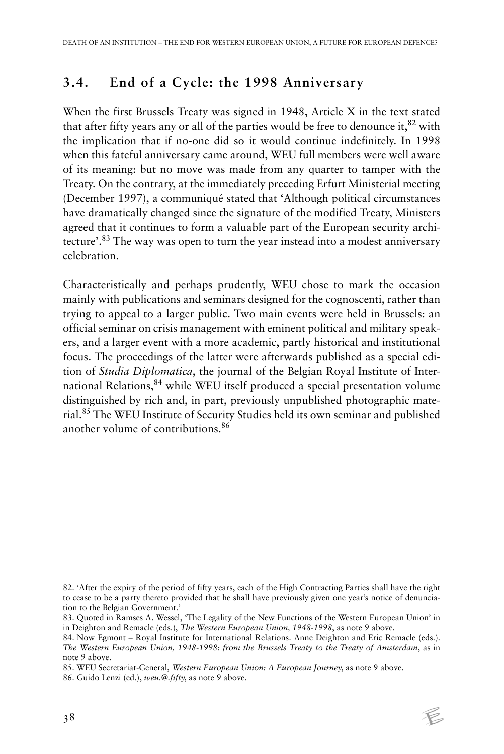## 3.4. End of a Cycle: the 1998 Anniversary

When the first Brussels Treaty was signed in 1948, Article X in the text stated that after fifty years any or all of the parties would be free to denounce it,[82] with the implication that if no-one did so it would continue indefinitely. In 1998 when this fateful anniversary came around, WEU full members were well aware of its meaning: but no move was made from any quarter to tamper with the Treaty. On the contrary, at the immediately preceding Erfurt Ministerial meeting (December 1997), a communiqué stated that 'Although political circumstances have dramatically changed since the signature of the modified Treaty, Ministers agreed that it continues to form a valuable part of the European security architecture'.[83] The way was open to turn the year instead into a modest anniversary celebration.

Characteristically and perhaps prudently, WEU chose to mark the occasion mainly with publications and seminars designed for the cognoscenti, rather than trying to appeal to a larger public. Two main events were held in Brussels: an official seminar on crisis management with eminent political and military speakers, and a larger event with a more academic, partly historical and institutional focus. The proceedings of the latter were afterwards published as a special edition of *Studia Diplomatica*, the journal of the Belgian Royal Institute of International Relations,[84] while WEU itself produced a special presentation volume distinguished by rich and, in part, previously unpublished photographic material.[85] The WEU Institute of Security Studies held its own seminar and published another volume of contributions.[86]

---

82. 'After the expiry of the period of fifty years, each of the High Contracting Parties shall have the right to cease to be a party thereto provided that he shall have previously given one year's notice of denunciation to the Belgian Government.'

83. Quoted in Ramses A. Wessel, 'The Legality of the New Functions of the Western European Union' in in Deighton and Remacle (eds.), *The Western European Union, 1948-1998*, as note 9 above.

84. Now Egmont – Royal Institute for International Relations. Anne Deighton and Eric Remacle (eds.). *The Western European Union, 1948-1998: from the Brussels Treaty to the Treaty of Amsterdam*, as in note 9 above.

85. WEU Secretariat-General, *Western European Union: A European Journey*, as note 9 above.

86. Guido Lenzi (ed.), *weu.@.fifty*, as note 9 above.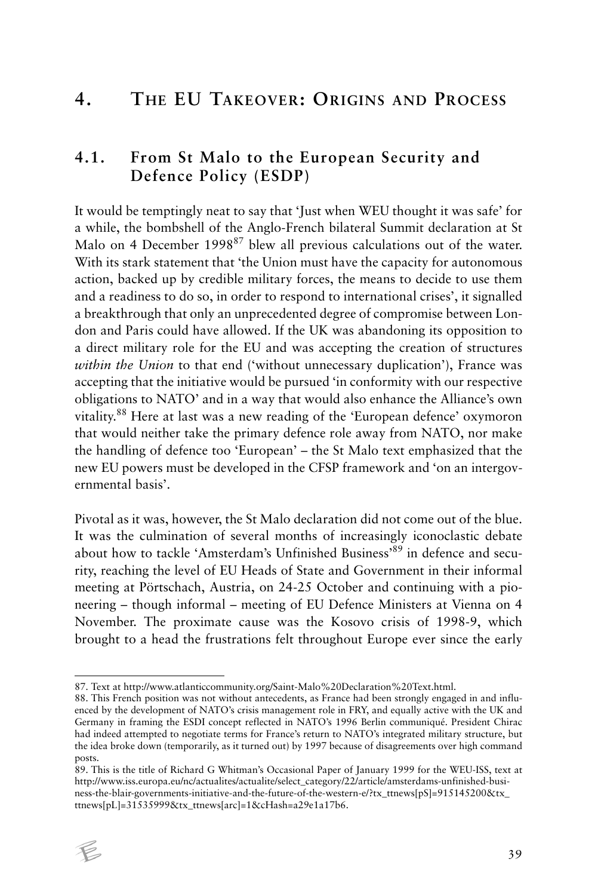# 4. The EU Takeover: Origins and Process

## 4.1. From St Malo to the European Security and Defence Policy (ESDP)

It would be temptingly neat to say that 'Just when WEU thought it was safe' for a while, the bombshell of the Anglo-French bilateral Summit declaration at St Malo on 4 December 1998[87] blew all previous calculations out of the water. With its stark statement that 'the Union must have the capacity for autonomous action, backed up by credible military forces, the means to decide to use them and a readiness to do so, in order to respond to international crises', it signalled a breakthrough that only an unprecedented degree of compromise between London and Paris could have allowed. If the UK was abandoning its opposition to a direct military role for the EU and was accepting the creation of structures *within the Union* to that end ('without unnecessary duplication'), France was accepting that the initiative would be pursued 'in conformity with our respective obligations to NATO' and in a way that would also enhance the Alliance's own vitality.[88] Here at last was a new reading of the 'European defence' oxymoron that would neither take the primary defence role away from NATO, nor make the handling of defence too 'European' – the St Malo text emphasized that the new EU powers must be developed in the CFSP framework and 'on an intergovernmental basis'.

Pivotal as it was, however, the St Malo declaration did not come out of the blue. It was the culmination of several months of increasingly iconoclastic debate about how to tackle 'Amsterdam's Unfinished Business'[89] in defence and security, reaching the level of EU Heads of State and Government in their informal meeting at Pörtschach, Austria, on 24-25 October and continuing with a pioneering – though informal – meeting of EU Defence Ministers at Vienna on 4 November. The proximate cause was the Kosovo crisis of 1998-9, which brought to a head the frustrations felt throughout Europe ever since the early

---

87. Text at http://www.atlanticcommunity.org/Saint-Malo%20Declaration%20Text.html.

88. This French position was not without antecedents, as France had been strongly engaged in and influenced by the development of NATO's crisis management role in FRY, and equally active with the UK and Germany in framing the ESDI concept reflected in NATO's 1996 Berlin communiqué. President Chirac had indeed attempted to negotiate terms for France's return to NATO's integrated military structure, but the idea broke down (temporarily, as it turned out) by 1997 because of disagreements over high command posts.

89. This is the title of Richard G Whitman's Occasional Paper of January 1999 for the WEU-ISS, text at http://www.iss.europa.eu/nc/actualites/actualite/select_category/22/article/amsterdams-unfinished-business-the-blair-governments-initiative-and-the-future-of-the-western-e/?tx_ttnews[pS]=915145200&tx_ttnews[pL]=31535999&tx_ttnews[arc]=1&cHash=a29e1a17b6.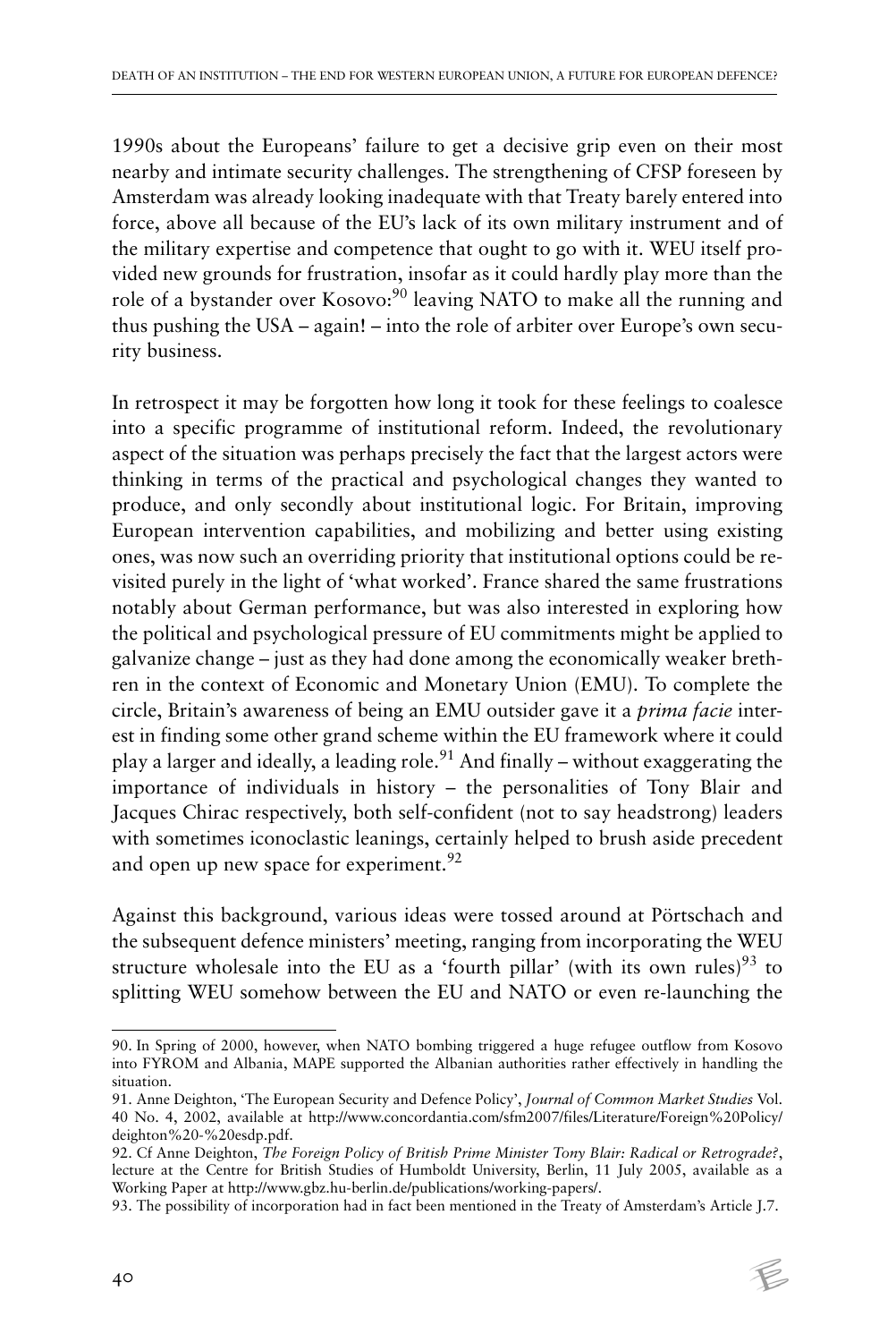1990s about the Europeans' failure to get a decisive grip even on their most nearby and intimate security challenges. The strengthening of CFSP foreseen by Amsterdam was already looking inadequate with that Treaty barely entered into force, above all because of the EU's lack of its own military instrument and of the military expertise and competence that ought to go with it. WEU itself provided new grounds for frustration, insofar as it could hardly play more than the role of a bystander over Kosovo:[90] leaving NATO to make all the running and thus pushing the USA – again! – into the role of arbiter over Europe's own security business.

In retrospect it may be forgotten how long it took for these feelings to coalesce into a specific programme of institutional reform. Indeed, the revolutionary aspect of the situation was perhaps precisely the fact that the largest actors were thinking in terms of the practical and psychological changes they wanted to produce, and only secondly about institutional logic. For Britain, improving European intervention capabilities, and mobilizing and better using existing ones, was now such an overriding priority that institutional options could be revisited purely in the light of 'what worked'. France shared the same frustrations notably about German performance, but was also interested in exploring how the political and psychological pressure of EU commitments might be applied to galvanize change – just as they had done among the economically weaker brethren in the context of Economic and Monetary Union (EMU). To complete the circle, Britain's awareness of being an EMU outsider gave it a *prima facie* interest in finding some other grand scheme within the EU framework where it could play a larger and ideally, a leading role.[91] And finally – without exaggerating the importance of individuals in history – the personalities of Tony Blair and Jacques Chirac respectively, both self-confident (not to say headstrong) leaders with sometimes iconoclastic leanings, certainly helped to brush aside precedent and open up new space for experiment.[92]

Against this background, various ideas were tossed around at Pörtschach and the subsequent defence ministers' meeting, ranging from incorporating the WEU structure wholesale into the EU as a 'fourth pillar' (with its own rules)[93] to splitting WEU somehow between the EU and NATO or even re-launching the

---

90. In Spring of 2000, however, when NATO bombing triggered a huge refugee outflow from Kosovo into FYROM and Albania, MAPE supported the Albanian authorities rather effectively in handling the situation.

91. Anne Deighton, 'The European Security and Defence Policy', *Journal of Common Market Studies* Vol. 40 No. 4, 2002, available at http://www.concordantia.com/sfm2007/files/Literature/Foreign%20Policy/deighton%20-%20esdp.pdf.

92. Cf Anne Deighton, *The Foreign Policy of British Prime Minister Tony Blair: Radical or Retrograde?*, lecture at the Centre for British Studies of Humboldt University, Berlin, 11 July 2005, available as a Working Paper at http://www.gbz.hu-berlin.de/publications/working-papers/.

93. The possibility of incorporation had in fact been mentioned in the Treaty of Amsterdam's Article J.7.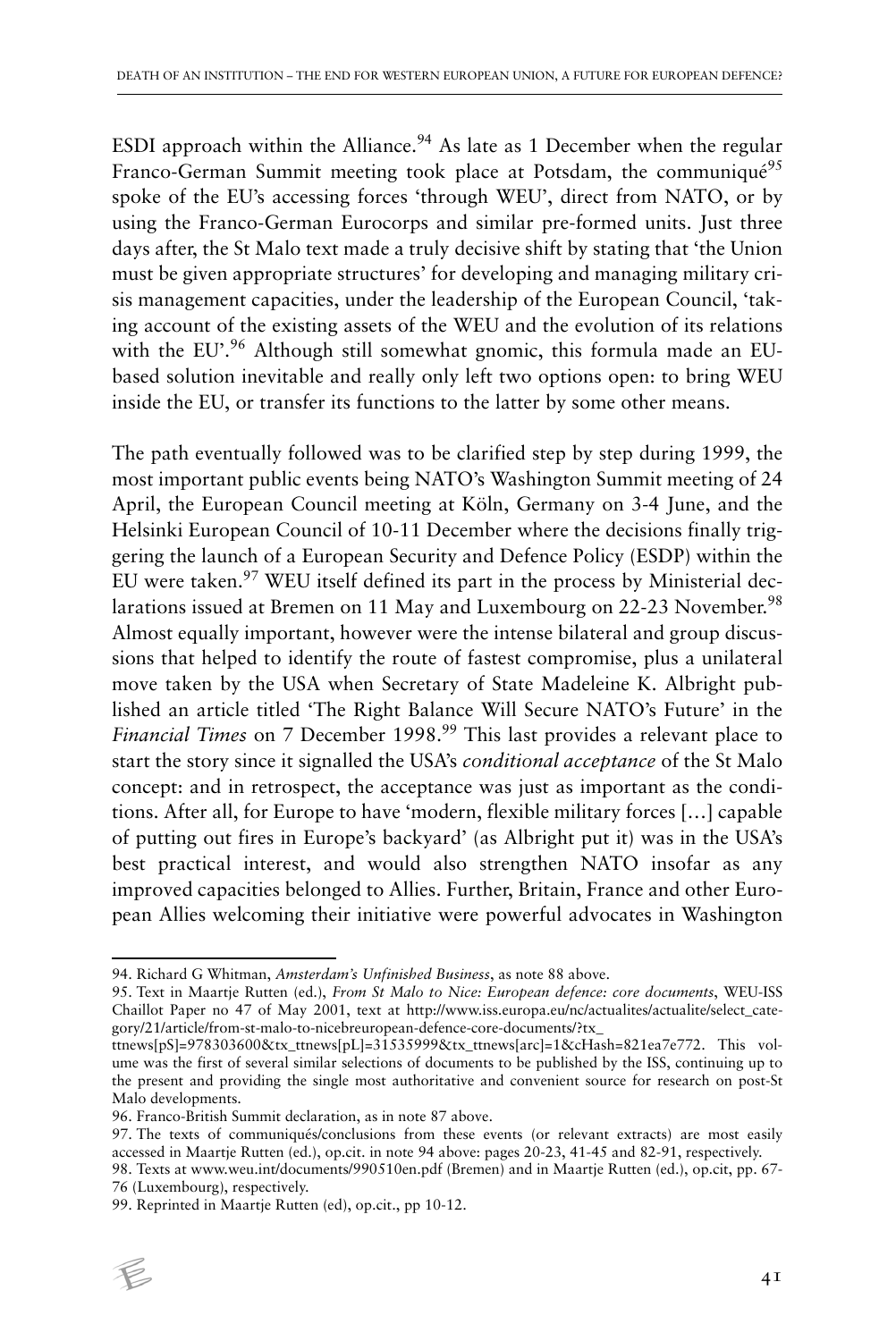ESDI approach within the Alliance.[94] As late as 1 December when the regular Franco-German Summit meeting took place at Potsdam, the communiqué[95] spoke of the EU's accessing forces 'through WEU', direct from NATO, or by using the Franco-German Eurocorps and similar pre-formed units. Just three days after, the St Malo text made a truly decisive shift by stating that 'the Union must be given appropriate structures' for developing and managing military crisis management capacities, under the leadership of the European Council, 'taking account of the existing assets of the WEU and the evolution of its relations with the EU'.[96] Although still somewhat gnomic, this formula made an EU-based solution inevitable and really only left two options open: to bring WEU inside the EU, or transfer its functions to the latter by some other means.

The path eventually followed was to be clarified step by step during 1999, the most important public events being NATO's Washington Summit meeting of 24 April, the European Council meeting at Köln, Germany on 3-4 June, and the Helsinki European Council of 10-11 December where the decisions finally triggering the launch of a European Security and Defence Policy (ESDP) within the EU were taken.[97] WEU itself defined its part in the process by Ministerial declarations issued at Bremen on 11 May and Luxembourg on 22-23 November.[98] Almost equally important, however were the intense bilateral and group discussions that helped to identify the route of fastest compromise, plus a unilateral move taken by the USA when Secretary of State Madeleine K. Albright published an article titled 'The Right Balance Will Secure NATO's Future' in the *Financial Times* on 7 December 1998.[99] This last provides a relevant place to start the story since it signalled the USA's *conditional acceptance* of the St Malo concept: and in retrospect, the acceptance was just as important as the conditions. After all, for Europe to have 'modern, flexible military forces [...] capable of putting out fires in Europe's backyard' (as Albright put it) was in the USA's best practical interest, and would also strengthen NATO insofar as any improved capacities belonged to Allies. Further, Britain, France and other European Allies welcoming their initiative were powerful advocates in Washington

---

94. Richard G Whitman, *Amsterdam's Unfinished Business*, as note 88 above.

95. Text in Maartje Rutten (ed.), *From St Malo to Nice: European defence: core documents*, WEU-ISS Chaillot Paper no 47 of May 2001, text at http://www.iss.europa.eu/nc/actualites/actualite/select_category/21/article/from-st-malo-to-nicebreuropean-defence-core-documents/?tx_ttnews[pS]=978303600&tx_ttnews[pL]=31535999&tx_ttnews[arc]=1&cHash=821ea7e772. This volume was the first of several similar selections of documents to be published by the ISS, continuing up to the present and providing the single most authoritative and convenient source for research on post-St Malo developments.

96. Franco-British Summit declaration, as in note 87 above.

97. The texts of communiqués/conclusions from these events (or relevant extracts) are most easily accessed in Maartje Rutten (ed.), op.cit. in note 94 above: pages 20-23, 41-45 and 82-91, respectively.

98. Texts at www.weu.int/documents/990510en.pdf (Bremen) and in Maartje Rutten (ed.), op.cit, pp. 67-76 (Luxembourg), respectively.

99. Reprinted in Maartje Rutten (ed), op.cit., pp 10-12.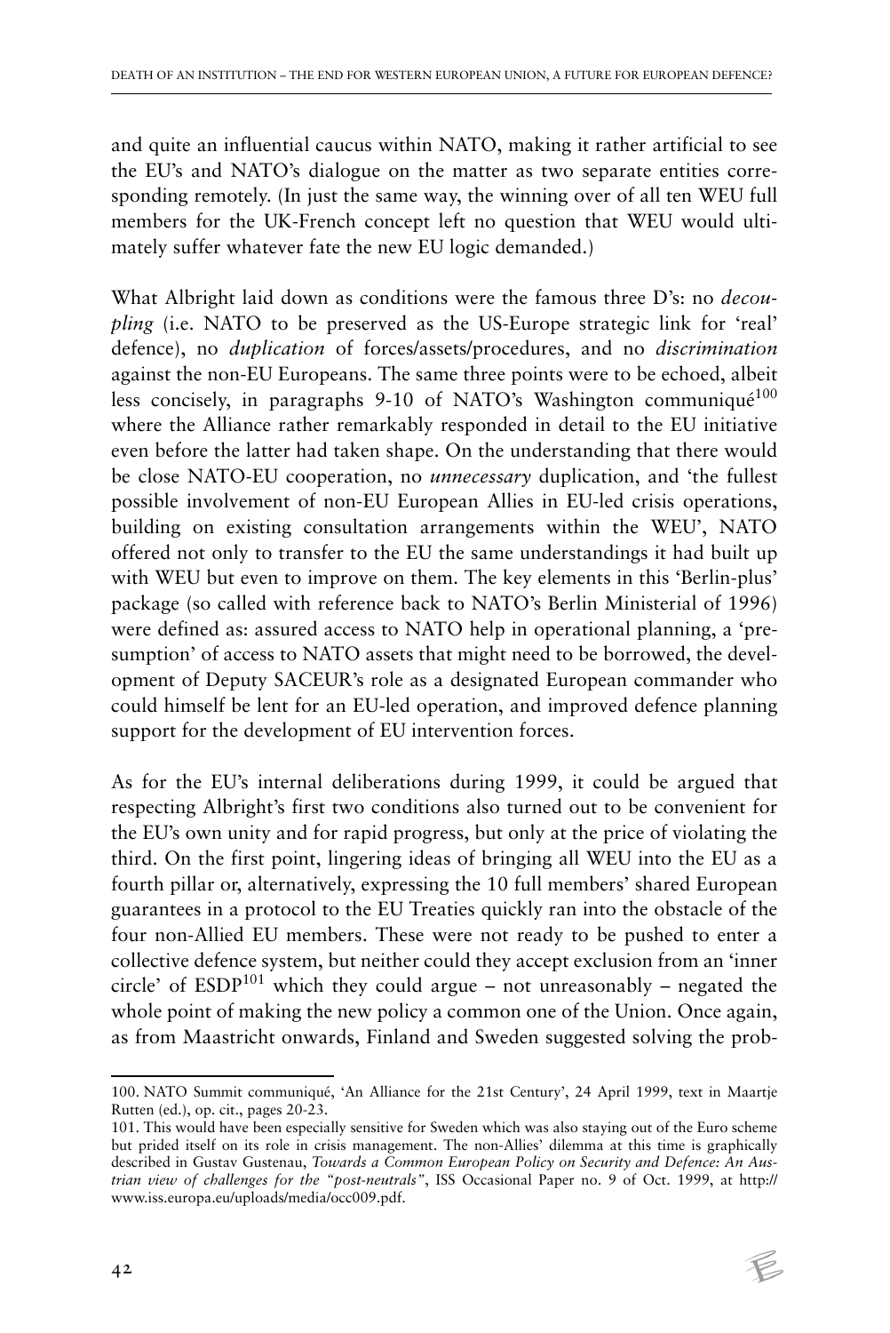and quite an influential caucus within NATO, making it rather artificial to see the EU's and NATO's dialogue on the matter as two separate entities corresponding remotely. (In just the same way, the winning over of all ten WEU full members for the UK-French concept left no question that WEU would ultimately suffer whatever fate the new EU logic demanded.)

What Albright laid down as conditions were the famous three D's: no *decoupling* (i.e. NATO to be preserved as the US-Europe strategic link for 'real' defence), no *duplication* of forces/assets/procedures, and no *discrimination* against the non-EU Europeans. The same three points were to be echoed, albeit less concisely, in paragraphs 9-10 of NATO's Washington communiqué[100] where the Alliance rather remarkably responded in detail to the EU initiative even before the latter had taken shape. On the understanding that there would be close NATO-EU cooperation, no *unnecessary* duplication, and 'the fullest possible involvement of non-EU European Allies in EU-led crisis operations, building on existing consultation arrangements within the WEU', NATO offered not only to transfer to the EU the same understandings it had built up with WEU but even to improve on them. The key elements in this 'Berlin-plus' package (so called with reference back to NATO's Berlin Ministerial of 1996) were defined as: assured access to NATO help in operational planning, a 'presumption' of access to NATO assets that might need to be borrowed, the development of Deputy SACEUR's role as a designated European commander who could himself be lent for an EU-led operation, and improved defence planning support for the development of EU intervention forces.

As for the EU's internal deliberations during 1999, it could be argued that respecting Albright's first two conditions also turned out to be convenient for the EU's own unity and for rapid progress, but only at the price of violating the third. On the first point, lingering ideas of bringing all WEU into the EU as a fourth pillar or, alternatively, expressing the 10 full members' shared European guarantees in a protocol to the EU Treaties quickly ran into the obstacle of the four non-Allied EU members. These were not ready to be pushed to enter a collective defence system, but neither could they accept exclusion from an 'inner circle' of ESDP[101] which they could argue – not unreasonably – negated the whole point of making the new policy a common one of the Union. Once again, as from Maastricht onwards, Finland and Sweden suggested solving the prob-

---

100. NATO Summit communiqué, 'An Alliance for the 21st Century', 24 April 1999, text in Maartje Rutten (ed.), op. cit., pages 20-23.

101. This would have been especially sensitive for Sweden which was also staying out of the Euro scheme but prided itself on its role in crisis management. The non-Allies' dilemma at this time is graphically described in Gustav Gustenau, *Towards a Common European Policy on Security and Defence: An Austrian view of challenges for the "post-neutrals"*, ISS Occasional Paper no. 9 of Oct. 1999, at http://www.iss.europa.eu/uploads/media/occ009.pdf.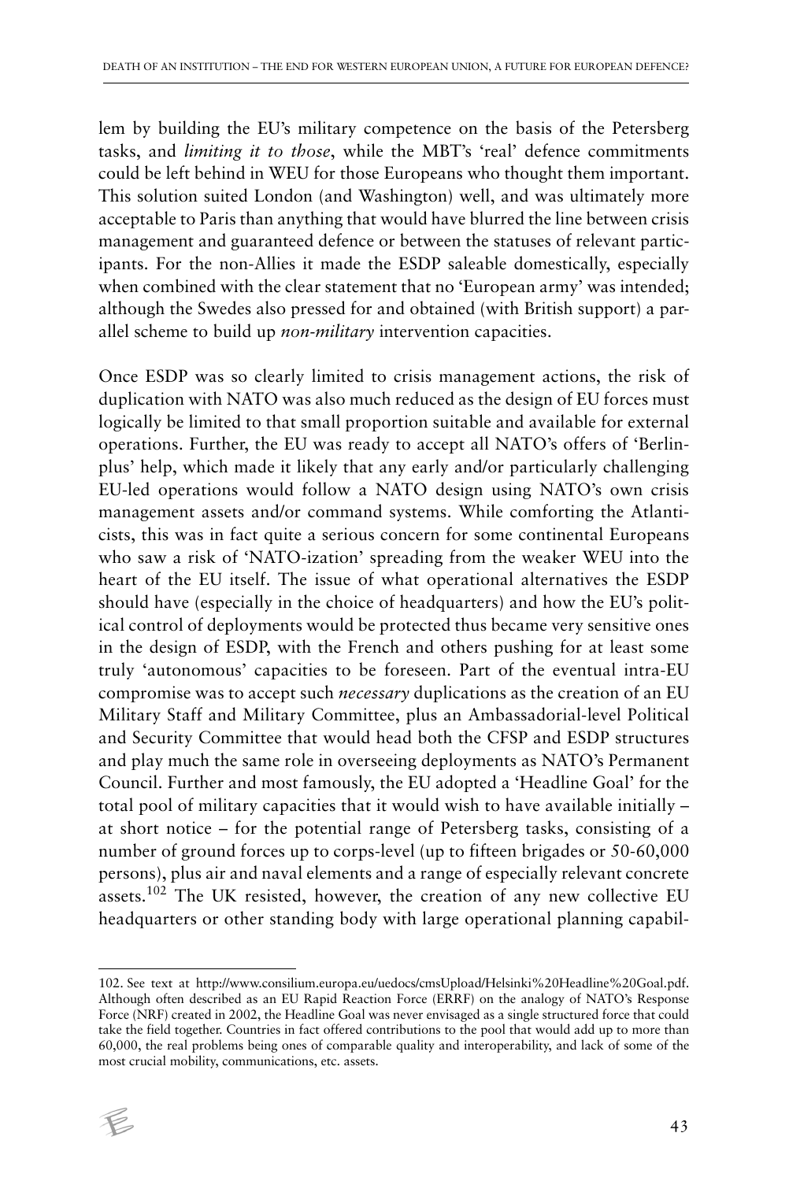lem by building the EU's military competence on the basis of the Petersberg tasks, and *limiting it to those*, while the MBT's 'real' defence commitments could be left behind in WEU for those Europeans who thought them important. This solution suited London (and Washington) well, and was ultimately more acceptable to Paris than anything that would have blurred the line between crisis management and guaranteed defence or between the statuses of relevant participants. For the non-Allies it made the ESDP saleable domestically, especially when combined with the clear statement that no 'European army' was intended; although the Swedes also pressed for and obtained (with British support) a parallel scheme to build up *non-military* intervention capacities.

Once ESDP was so clearly limited to crisis management actions, the risk of duplication with NATO was also much reduced as the design of EU forces must logically be limited to that small proportion suitable and available for external operations. Further, the EU was ready to accept all NATO's offers of 'Berlin-plus' help, which made it likely that any early and/or particularly challenging EU-led operations would follow a NATO design using NATO's own crisis management assets and/or command systems. While comforting the Atlanticists, this was in fact quite a serious concern for some continental Europeans who saw a risk of 'NATO-ization' spreading from the weaker WEU into the heart of the EU itself. The issue of what operational alternatives the ESDP should have (especially in the choice of headquarters) and how the EU's political control of deployments would be protected thus became very sensitive ones in the design of ESDP, with the French and others pushing for at least some truly 'autonomous' capacities to be foreseen. Part of the eventual intra-EU compromise was to accept such *necessary* duplications as the creation of an EU Military Staff and Military Committee, plus an Ambassadorial-level Political and Security Committee that would head both the CFSP and ESDP structures and play much the same role in overseeing deployments as NATO's Permanent Council. Further and most famously, the EU adopted a 'Headline Goal' for the total pool of military capacities that it would wish to have available initially – at short notice – for the potential range of Petersberg tasks, consisting of a number of ground forces up to corps-level (up to fifteen brigades or 50-60,000 persons), plus air and naval elements and a range of especially relevant concrete assets.[102] The UK resisted, however, the creation of any new collective EU headquarters or other standing body with large operational planning capabil-

102. See text at http://www.consilium.europa.eu/uedocs/cmsUpload/Helsinki%20Headline%20Goal.pdf. Although often described as an EU Rapid Reaction Force (ERRF) on the analogy of NATO's Response Force (NRF) created in 2002, the Headline Goal was never envisaged as a single structured force that could take the field together. Countries in fact offered contributions to the pool that would add up to more than 60,000, the real problems being ones of comparable quality and interoperability, and lack of some of the most crucial mobility, communications, etc. assets.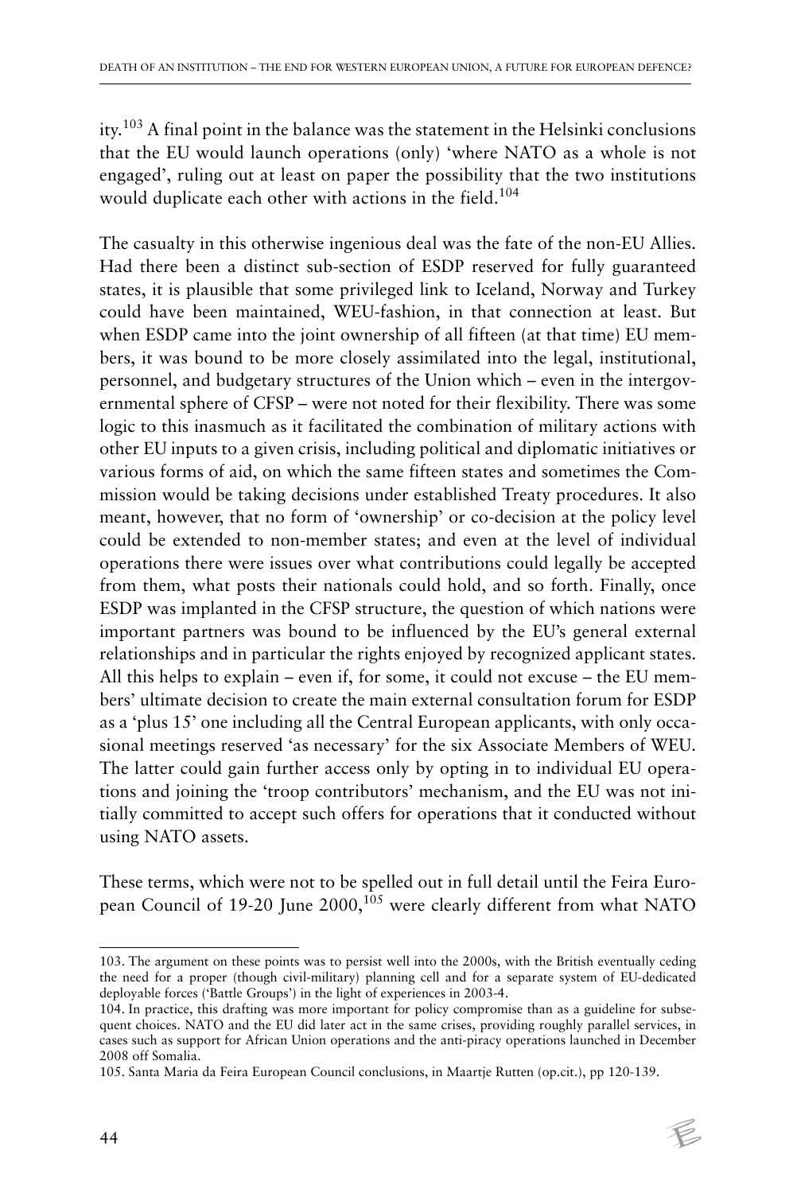ity.[103] A final point in the balance was the statement in the Helsinki conclusions that the EU would launch operations (only) 'where NATO as a whole is not engaged', ruling out at least on paper the possibility that the two institutions would duplicate each other with actions in the field.[104]

The casualty in this otherwise ingenious deal was the fate of the non-EU Allies. Had there been a distinct sub-section of ESDP reserved for fully guaranteed states, it is plausible that some privileged link to Iceland, Norway and Turkey could have been maintained, WEU-fashion, in that connection at least. But when ESDP came into the joint ownership of all fifteen (at that time) EU members, it was bound to be more closely assimilated into the legal, institutional, personnel, and budgetary structures of the Union which – even in the intergovernmental sphere of CFSP – were not noted for their flexibility. There was some logic to this inasmuch as it facilitated the combination of military actions with other EU inputs to a given crisis, including political and diplomatic initiatives or various forms of aid, on which the same fifteen states and sometimes the Commission would be taking decisions under established Treaty procedures. It also meant, however, that no form of 'ownership' or co-decision at the policy level could be extended to non-member states; and even at the level of individual operations there were issues over what contributions could legally be accepted from them, what posts their nationals could hold, and so forth. Finally, once ESDP was implanted in the CFSP structure, the question of which nations were important partners was bound to be influenced by the EU's general external relationships and in particular the rights enjoyed by recognized applicant states. All this helps to explain – even if, for some, it could not excuse – the EU members' ultimate decision to create the main external consultation forum for ESDP as a 'plus 15' one including all the Central European applicants, with only occasional meetings reserved 'as necessary' for the six Associate Members of WEU. The latter could gain further access only by opting in to individual EU operations and joining the 'troop contributors' mechanism, and the EU was not initially committed to accept such offers for operations that it conducted without using NATO assets.

These terms, which were not to be spelled out in full detail until the Feira European Council of 19-20 June 2000,[105] were clearly different from what NATO

---

103. The argument on these points was to persist well into the 2000s, with the British eventually ceding the need for a proper (though civil-military) planning cell and for a separate system of EU-dedicated deployable forces ('Battle Groups') in the light of experiences in 2003-4.

104. In practice, this drafting was more important for policy compromise than as a guideline for subsequent choices. NATO and the EU did later act in the same crises, providing roughly parallel services, in cases such as support for African Union operations and the anti-piracy operations launched in December 2008 off Somalia.

105. Santa Maria da Feira European Council conclusions, in Maartje Rutten (op.cit.), pp 120-139.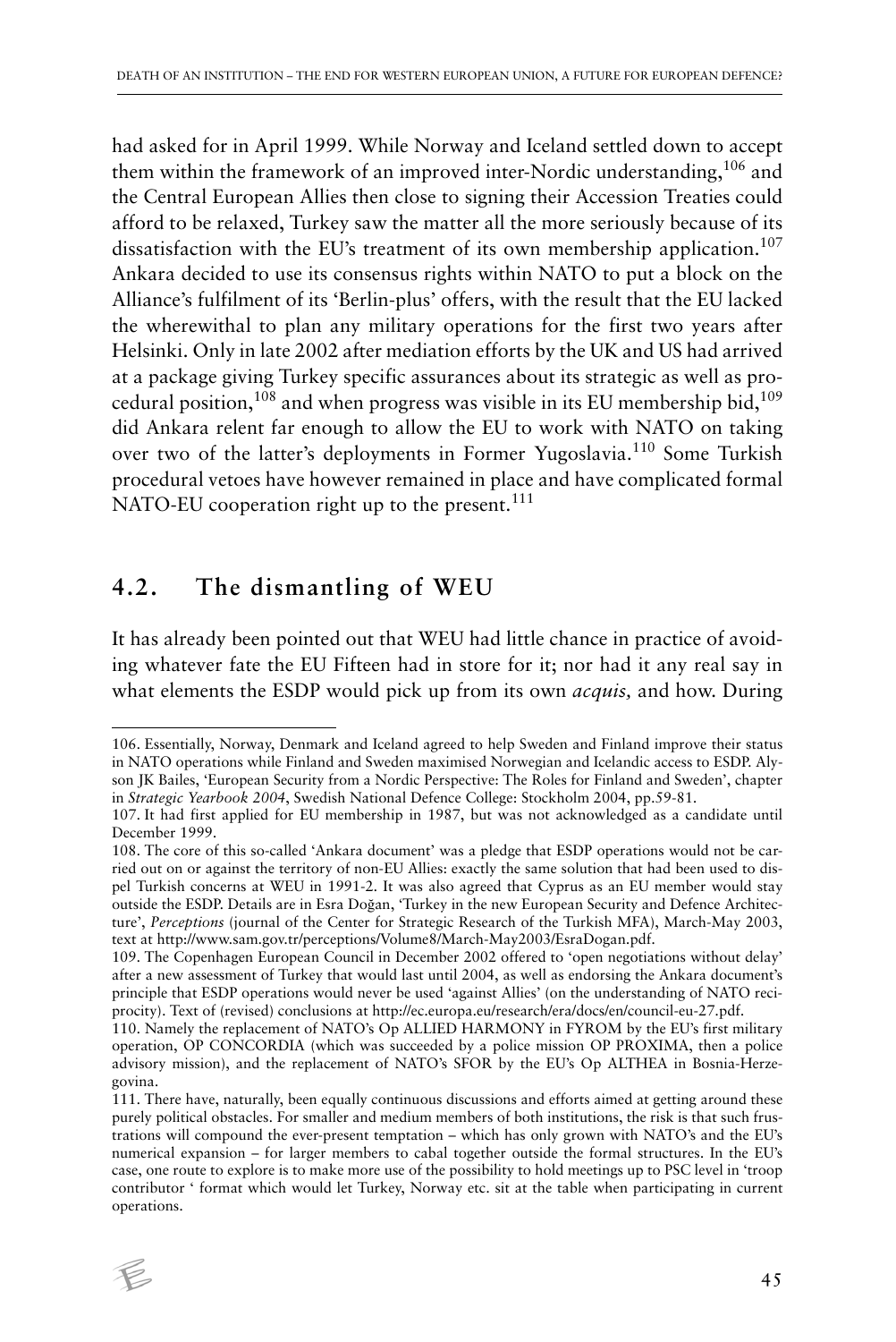had asked for in April 1999. While Norway and Iceland settled down to accept them within the framework of an improved inter-Nordic understanding,[106] and the Central European Allies then close to signing their Accession Treaties could afford to be relaxed, Turkey saw the matter all the more seriously because of its dissatisfaction with the EU's treatment of its own membership application.[107] Ankara decided to use its consensus rights within NATO to put a block on the Alliance's fulfilment of its 'Berlin-plus' offers, with the result that the EU lacked the wherewithal to plan any military operations for the first two years after Helsinki. Only in late 2002 after mediation efforts by the UK and US had arrived at a package giving Turkey specific assurances about its strategic as well as procedural position,[108] and when progress was visible in its EU membership bid,[109] did Ankara relent far enough to allow the EU to work with NATO on taking over two of the latter's deployments in Former Yugoslavia.[110] Some Turkish procedural vetoes have however remained in place and have complicated formal NATO-EU cooperation right up to the present.[111]

## 4.2. The dismantling of WEU

It has already been pointed out that WEU had little chance in practice of avoiding whatever fate the EU Fifteen had in store for it; nor had it any real say in what elements the ESDP would pick up from its own *acquis,* and how. During

---

106. Essentially, Norway, Denmark and Iceland agreed to help Sweden and Finland improve their status in NATO operations while Finland and Sweden maximised Norwegian and Icelandic access to ESDP. Alyson JK Bailes, 'European Security from a Nordic Perspective: The Roles for Finland and Sweden', chapter in *Strategic Yearbook 2004*, Swedish National Defence College: Stockholm 2004, pp.59-81.

107. It had first applied for EU membership in 1987, but was not acknowledged as a candidate until December 1999.

108. The core of this so-called 'Ankara document' was a pledge that ESDP operations would not be carried out on or against the territory of non-EU Allies: exactly the same solution that had been used to dispel Turkish concerns at WEU in 1991-2. It was also agreed that Cyprus as an EU member would stay outside the ESDP. Details are in Esra Doğan, 'Turkey in the new European Security and Defence Architecture', *Perceptions* (journal of the Center for Strategic Research of the Turkish MFA), March-May 2003, text at http://www.sam.gov.tr/perceptions/Volume8/March-May2003/EsraDogan.pdf.

109. The Copenhagen European Council in December 2002 offered to 'open negotiations without delay' after a new assessment of Turkey that would last until 2004, as well as endorsing the Ankara document's principle that ESDP operations would never be used 'against Allies' (on the understanding of NATO reciprocity). Text of (revised) conclusions at http://ec.europa.eu/research/era/docs/en/council-eu-27.pdf.

110. Namely the replacement of NATO's Op ALLIED HARMONY in FYROM by the EU's first military operation, OP CONCORDIA (which was succeeded by a police mission OP PROXIMA, then a police advisory mission), and the replacement of NATO's SFOR by the EU's Op ALTHEA in Bosnia-Herzegovina.

111. There have, naturally, been equally continuous discussions and efforts aimed at getting around these purely political obstacles. For smaller and medium members of both institutions, the risk is that such frustrations will compound the ever-present temptation – which has only grown with NATO's and the EU's numerical expansion – for larger members to cabal together outside the formal structures. In the EU's case, one route to explore is to make more use of the possibility to hold meetings up to PSC level in 'troop contributor ' format which would let Turkey, Norway etc. sit at the table when participating in current operations.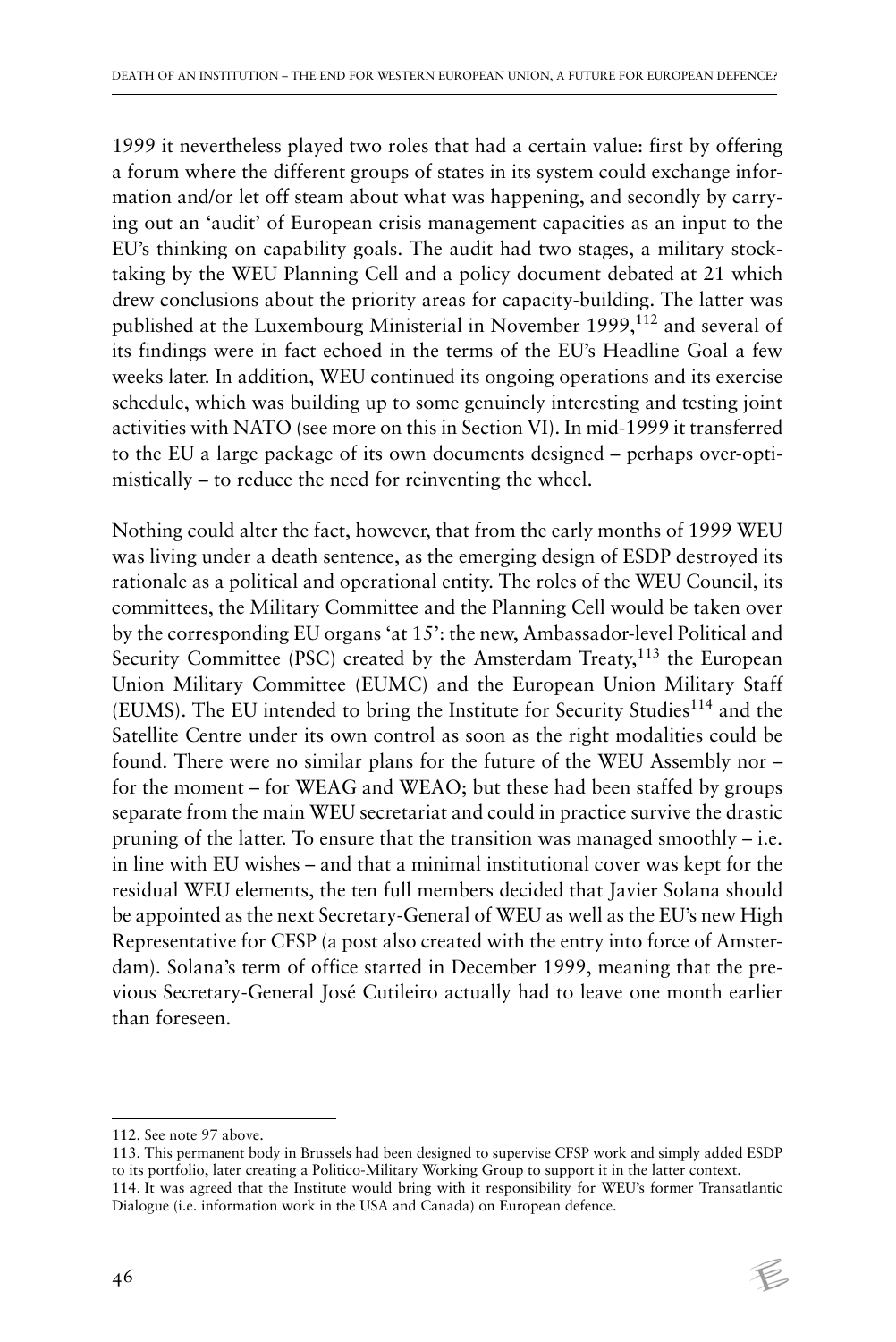1999 it nevertheless played two roles that had a certain value: first by offering a forum where the different groups of states in its system could exchange information and/or let off steam about what was happening, and secondly by carrying out an 'audit' of European crisis management capacities as an input to the EU's thinking on capability goals. The audit had two stages, a military stocktaking by the WEU Planning Cell and a policy document debated at 21 which drew conclusions about the priority areas for capacity-building. The latter was published at the Luxembourg Ministerial in November 1999,[112] and several of its findings were in fact echoed in the terms of the EU's Headline Goal a few weeks later. In addition, WEU continued its ongoing operations and its exercise schedule, which was building up to some genuinely interesting and testing joint activities with NATO (see more on this in Section VI). In mid-1999 it transferred to the EU a large package of its own documents designed – perhaps over-optimistically – to reduce the need for reinventing the wheel.

Nothing could alter the fact, however, that from the early months of 1999 WEU was living under a death sentence, as the emerging design of ESDP destroyed its rationale as a political and operational entity. The roles of the WEU Council, its committees, the Military Committee and the Planning Cell would be taken over by the corresponding EU organs 'at 15': the new, Ambassador-level Political and Security Committee (PSC) created by the Amsterdam Treaty,[113] the European Union Military Committee (EUMC) and the European Union Military Staff (EUMS). The EU intended to bring the Institute for Security Studies[114] and the Satellite Centre under its own control as soon as the right modalities could be found. There were no similar plans for the future of the WEU Assembly nor – for the moment – for WEAG and WEAO; but these had been staffed by groups separate from the main WEU secretariat and could in practice survive the drastic pruning of the latter. To ensure that the transition was managed smoothly – i.e. in line with EU wishes – and that a minimal institutional cover was kept for the residual WEU elements, the ten full members decided that Javier Solana should be appointed as the next Secretary-General of WEU as well as the EU's new High Representative for CFSP (a post also created with the entry into force of Amsterdam). Solana's term of office started in December 1999, meaning that the previous Secretary-General José Cutileiro actually had to leave one month earlier than foreseen.

---

112. See note 97 above.

113. This permanent body in Brussels had been designed to supervise CFSP work and simply added ESDP to its portfolio, later creating a Politico-Military Working Group to support it in the latter context.

114. It was agreed that the Institute would bring with it responsibility for WEU's former Transatlantic Dialogue (i.e. information work in the USA and Canada) on European defence.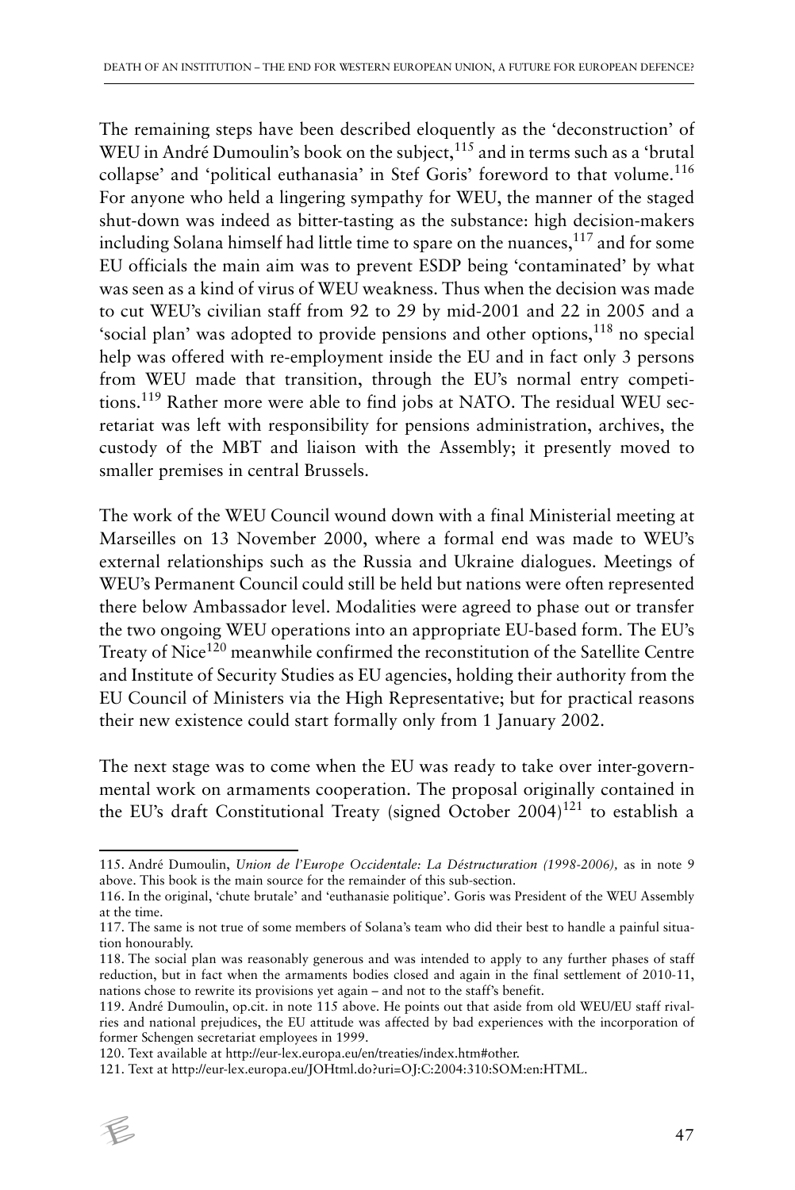The remaining steps have been described eloquently as the 'deconstruction' of WEU in André Dumoulin's book on the subject,[115] and in terms such as a 'brutal collapse' and 'political euthanasia' in Stef Goris' foreword to that volume.[116] For anyone who held a lingering sympathy for WEU, the manner of the staged shut-down was indeed as bitter-tasting as the substance: high decision-makers including Solana himself had little time to spare on the nuances,[117] and for some EU officials the main aim was to prevent ESDP being 'contaminated' by what was seen as a kind of virus of WEU weakness. Thus when the decision was made to cut WEU's civilian staff from 92 to 29 by mid-2001 and 22 in 2005 and a 'social plan' was adopted to provide pensions and other options,[118] no special help was offered with re-employment inside the EU and in fact only 3 persons from WEU made that transition, through the EU's normal entry competitions.[119] Rather more were able to find jobs at NATO. The residual WEU secretariat was left with responsibility for pensions administration, archives, the custody of the MBT and liaison with the Assembly; it presently moved to smaller premises in central Brussels.

The work of the WEU Council wound down with a final Ministerial meeting at Marseilles on 13 November 2000, where a formal end was made to WEU's external relationships such as the Russia and Ukraine dialogues. Meetings of WEU's Permanent Council could still be held but nations were often represented there below Ambassador level. Modalities were agreed to phase out or transfer the two ongoing WEU operations into an appropriate EU-based form. The EU's Treaty of Nice[120] meanwhile confirmed the reconstitution of the Satellite Centre and Institute of Security Studies as EU agencies, holding their authority from the EU Council of Ministers via the High Representative; but for practical reasons their new existence could start formally only from 1 January 2002.

The next stage was to come when the EU was ready to take over inter-governmental work on armaments cooperation. The proposal originally contained in the EU's draft Constitutional Treaty (signed October 2004)[121] to establish a

---

115. André Dumoulin, *Union de l'Europe Occidentale: La Déstructuration (1998-2006),* as in note 9 above. This book is the main source for the remainder of this sub-section.

116. In the original, 'chute brutale' and 'euthanasie politique'. Goris was President of the WEU Assembly at the time.

117. The same is not true of some members of Solana's team who did their best to handle a painful situation honourably.

118. The social plan was reasonably generous and was intended to apply to any further phases of staff reduction, but in fact when the armaments bodies closed and again in the final settlement of 2010-11, nations chose to rewrite its provisions yet again – and not to the staff's benefit.

119. André Dumoulin, op.cit. in note 115 above. He points out that aside from old WEU/EU staff rivalries and national prejudices, the EU attitude was affected by bad experiences with the incorporation of former Schengen secretariat employees in 1999.

120. Text available at http://eur-lex.europa.eu/en/treaties/index.htm#other.

121. Text at http://eur-lex.europa.eu/JOHtml.do?uri=OJ:C:2004:310:SOM:en:HTML.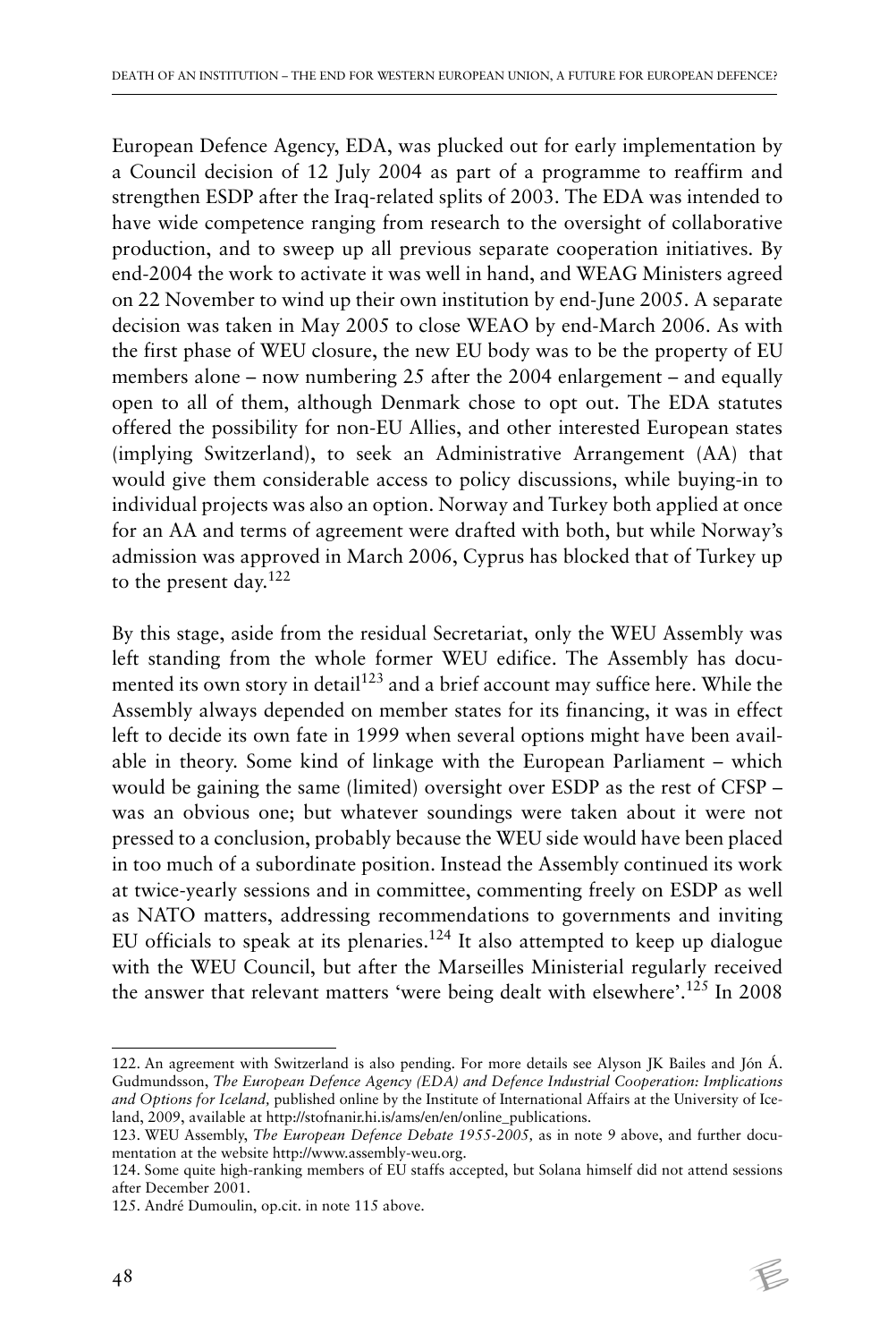European Defence Agency, EDA, was plucked out for early implementation by a Council decision of 12 July 2004 as part of a programme to reaffirm and strengthen ESDP after the Iraq-related splits of 2003. The EDA was intended to have wide competence ranging from research to the oversight of collaborative production, and to sweep up all previous separate cooperation initiatives. By end-2004 the work to activate it was well in hand, and WEAG Ministers agreed on 22 November to wind up their own institution by end-June 2005. A separate decision was taken in May 2005 to close WEAO by end-March 2006. As with the first phase of WEU closure, the new EU body was to be the property of EU members alone – now numbering 25 after the 2004 enlargement – and equally open to all of them, although Denmark chose to opt out. The EDA statutes offered the possibility for non-EU Allies, and other interested European states (implying Switzerland), to seek an Administrative Arrangement (AA) that would give them considerable access to policy discussions, while buying-in to individual projects was also an option. Norway and Turkey both applied at once for an AA and terms of agreement were drafted with both, but while Norway's admission was approved in March 2006, Cyprus has blocked that of Turkey up to the present day.[122]

By this stage, aside from the residual Secretariat, only the WEU Assembly was left standing from the whole former WEU edifice. The Assembly has documented its own story in detail[123] and a brief account may suffice here. While the Assembly always depended on member states for its financing, it was in effect left to decide its own fate in 1999 when several options might have been available in theory. Some kind of linkage with the European Parliament – which would be gaining the same (limited) oversight over ESDP as the rest of CFSP – was an obvious one; but whatever soundings were taken about it were not pressed to a conclusion, probably because the WEU side would have been placed in too much of a subordinate position. Instead the Assembly continued its work at twice-yearly sessions and in committee, commenting freely on ESDP as well as NATO matters, addressing recommendations to governments and inviting EU officials to speak at its plenaries.[124] It also attempted to keep up dialogue with the WEU Council, but after the Marseilles Ministerial regularly received the answer that relevant matters 'were being dealt with elsewhere'.[125] In 2008

---

122. An agreement with Switzerland is also pending. For more details see Alyson JK Bailes and Jón Á. Gudmundsson, *The European Defence Agency (EDA) and Defence Industrial Cooperation: Implications and Options for Iceland,* published online by the Institute of International Affairs at the University of Iceland, 2009, available at http://stofnanir.hi.is/ams/en/en/online_publications.

123. WEU Assembly, *The European Defence Debate 1955-2005,* as in note 9 above, and further documentation at the website http://www.assembly-weu.org.

124. Some quite high-ranking members of EU staffs accepted, but Solana himself did not attend sessions after December 2001.

125. André Dumoulin, op.cit. in note 115 above.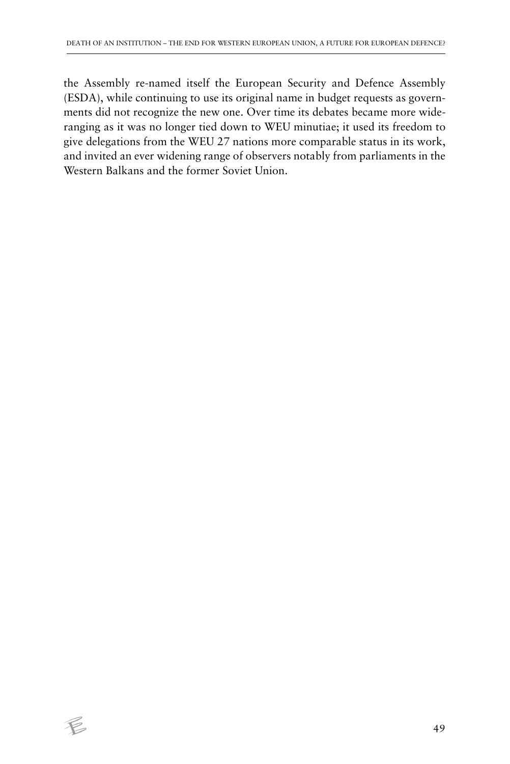the Assembly re-named itself the European Security and Defence Assembly (ESDA), while continuing to use its original name in budget requests as governments did not recognize the new one. Over time its debates became more wide-ranging as it was no longer tied down to WEU minutiae; it used its freedom to give delegations from the WEU 27 nations more comparable status in its work, and invited an ever widening range of observers notably from parliaments in the Western Balkans and the former Soviet Union.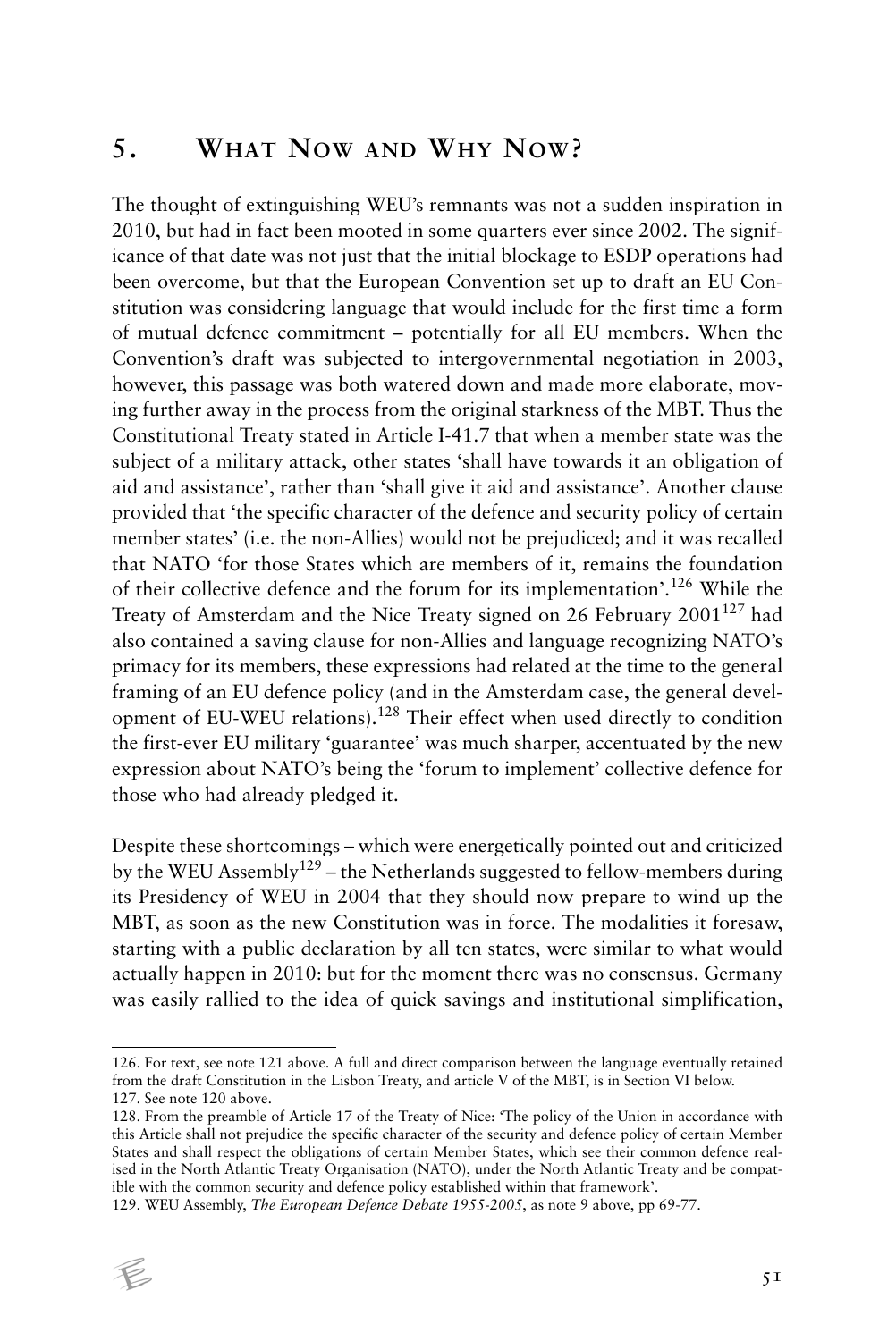## 5. What Now and Why Now?

The thought of extinguishing WEU's remnants was not a sudden inspiration in 2010, but had in fact been mooted in some quarters ever since 2002. The significance of that date was not just that the initial blockage to ESDP operations had been overcome, but that the European Convention set up to draft an EU Constitution was considering language that would include for the first time a form of mutual defence commitment – potentially for all EU members. When the Convention's draft was subjected to intergovernmental negotiation in 2003, however, this passage was both watered down and made more elaborate, moving further away in the process from the original starkness of the MBT. Thus the Constitutional Treaty stated in Article I-41.7 that when a member state was the subject of a military attack, other states 'shall have towards it an obligation of aid and assistance', rather than 'shall give it aid and assistance'. Another clause provided that 'the specific character of the defence and security policy of certain member states' (i.e. the non-Allies) would not be prejudiced; and it was recalled that NATO 'for those States which are members of it, remains the foundation of their collective defence and the forum for its implementation'.[126] While the Treaty of Amsterdam and the Nice Treaty signed on 26 February 2001[127] had also contained a saving clause for non-Allies and language recognizing NATO's primacy for its members, these expressions had related at the time to the general framing of an EU defence policy (and in the Amsterdam case, the general development of EU-WEU relations).[128] Their effect when used directly to condition the first-ever EU military 'guarantee' was much sharper, accentuated by the new expression about NATO's being the 'forum to implement' collective defence for those who had already pledged it.

Despite these shortcomings – which were energetically pointed out and criticized by the WEU Assembly[129] – the Netherlands suggested to fellow-members during its Presidency of WEU in 2004 that they should now prepare to wind up the MBT, as soon as the new Constitution was in force. The modalities it foresaw, starting with a public declaration by all ten states, were similar to what would actually happen in 2010: but for the moment there was no consensus. Germany was easily rallied to the idea of quick savings and institutional simplification,

---

126. For text, see note 121 above. A full and direct comparison between the language eventually retained from the draft Constitution in the Lisbon Treaty, and article V of the MBT, is in Section VI below.

127. See note 120 above.

128. From the preamble of Article 17 of the Treaty of Nice: 'The policy of the Union in accordance with this Article shall not prejudice the specific character of the security and defence policy of certain Member States and shall respect the obligations of certain Member States, which see their common defence realised in the North Atlantic Treaty Organisation (NATO), under the North Atlantic Treaty and be compatible with the common security and defence policy established within that framework'.

129. WEU Assembly, *The European Defence Debate 1955-2005*, as note 9 above, pp 69-77.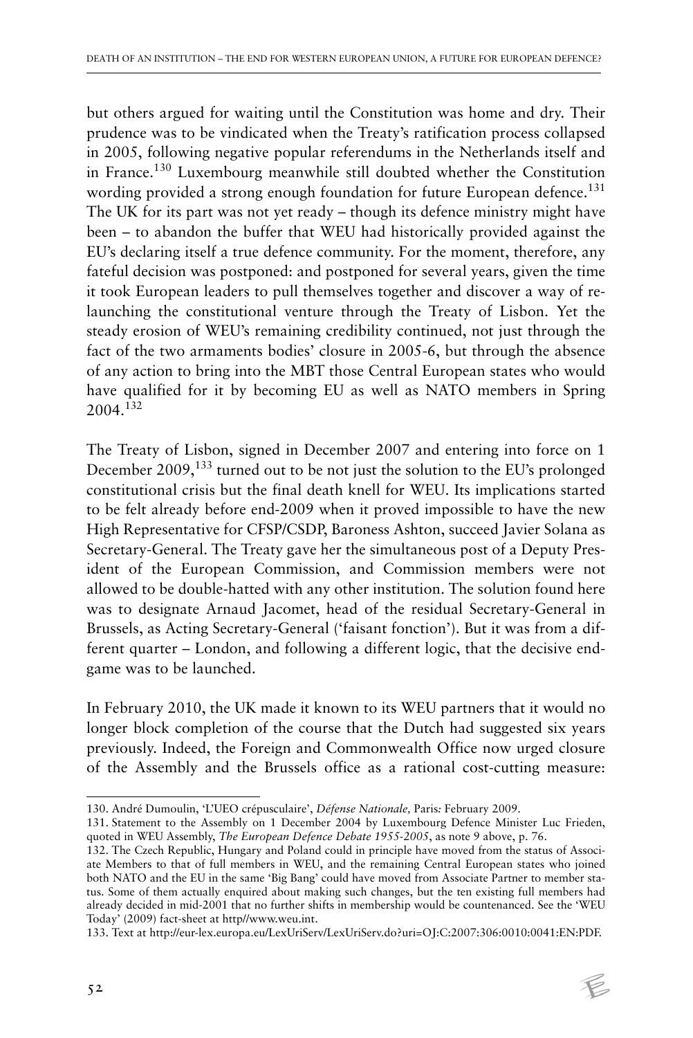but others argued for waiting until the Constitution was home and dry. Their prudence was to be vindicated when the Treaty's ratification process collapsed in 2005, following negative popular referendums in the Netherlands itself and in France.[130] Luxembourg meanwhile still doubted whether the Constitution wording provided a strong enough foundation for future European defence.[131] The UK for its part was not yet ready – though its defence ministry might have been – to abandon the buffer that WEU had historically provided against the EU's declaring itself a true defence community. For the moment, therefore, any fateful decision was postponed: and postponed for several years, given the time it took European leaders to pull themselves together and discover a way of re-launching the constitutional venture through the Treaty of Lisbon. Yet the steady erosion of WEU's remaining credibility continued, not just through the fact of the two armaments bodies' closure in 2005-6, but through the absence of any action to bring into the MBT those Central European states who would have qualified for it by becoming EU as well as NATO members in Spring 2004.[132]

The Treaty of Lisbon, signed in December 2007 and entering into force on 1 December 2009,[133] turned out to be not just the solution to the EU's prolonged constitutional crisis but the final death knell for WEU. Its implications started to be felt already before end-2009 when it proved impossible to have the new High Representative for CFSP/CSDP, Baroness Ashton, succeed Javier Solana as Secretary-General. The Treaty gave her the simultaneous post of a Deputy President of the European Commission, and Commission members were not allowed to be double-hatted with any other institution. The solution found here was to designate Arnaud Jacomet, head of the residual Secretary-General in Brussels, as Acting Secretary-General ('faisant fonction'). But it was from a different quarter – London, and following a different logic, that the decisive end-game was to be launched.

In February 2010, the UK made it known to its WEU partners that it would no longer block completion of the course that the Dutch had suggested six years previously. Indeed, the Foreign and Commonwealth Office now urged closure of the Assembly and the Brussels office as a rational cost-cutting measure:

---

130. André Dumoulin, 'L'UEO crépusculaire', *Défense Nationale,* Paris*:* February 2009.

131. Statement to the Assembly on 1 December 2004 by Luxembourg Defence Minister Luc Frieden, quoted in WEU Assembly, *The European Defence Debate 1955-2005*, as note 9 above, p. 76.

132. The Czech Republic, Hungary and Poland could in principle have moved from the status of Associate Members to that of full members in WEU, and the remaining Central European states who joined both NATO and the EU in the same 'Big Bang' could have moved from Associate Partner to member status. Some of them actually enquired about making such changes, but the ten existing full members had already decided in mid-2001 that no further shifts in membership would be countenanced. See the 'WEU Today' (2009) fact-sheet at http//www.weu.int.

133. Text at http://eur-lex.europa.eu/LexUriServ/LexUriServ.do?uri=OJ:C:2007:306:0010:0041:EN:PDF.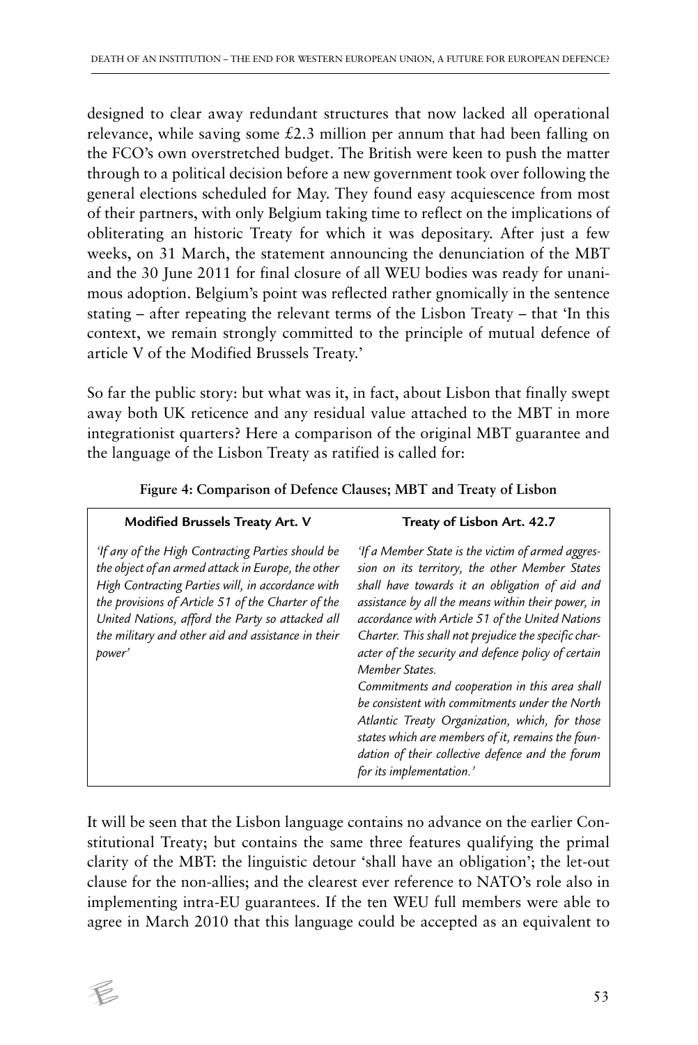designed to clear away redundant structures that now lacked all operational relevance, while saving some £2.3 million per annum that had been falling on the FCO's own overstretched budget. The British were keen to push the matter through to a political decision before a new government took over following the general elections scheduled for May. They found easy acquiescence from most of their partners, with only Belgium taking time to reflect on the implications of obliterating an historic Treaty for which it was depositary. After just a few weeks, on 31 March, the statement announcing the denunciation of the MBT and the 30 June 2011 for final closure of all WEU bodies was ready for unanimous adoption. Belgium's point was reflected rather gnomically in the sentence stating – after repeating the relevant terms of the Lisbon Treaty – that 'In this context, we remain strongly committed to the principle of mutual defence of article V of the Modified Brussels Treaty.'

So far the public story: but what was it, in fact, about Lisbon that finally swept away both UK reticence and any residual value attached to the MBT in more integrationist quarters? Here a comparison of the original MBT guarantee and the language of the Lisbon Treaty as ratified is called for:

**Figure 4: Comparison of Defence Clauses; MBT and Treaty of Lisbon**

| Modified Brussels Treaty Art. V | Treaty of Lisbon Art. 42.7 |
|---|---|
| *'If any of the High Contracting Parties should be the object of an armed attack in Europe, the other High Contracting Parties will, in accordance with the provisions of Article 51 of the Charter of the United Nations, afford the Party so attacked all the military and other aid and assistance in their power'* | *'If a Member State is the victim of armed aggression on its territory, the other Member States shall have towards it an obligation of aid and assistance by all the means within their power, in accordance with Article 51 of the United Nations Charter. This shall not prejudice the specific character of the security and defence policy of certain Member States.* <br> *Commitments and cooperation in this area shall be consistent with commitments under the North Atlantic Treaty Organization, which, for those states which are members of it, remains the foundation of their collective defence and the forum for its implementation.'* |

It will be seen that the Lisbon language contains no advance on the earlier Constitutional Treaty; but contains the same three features qualifying the primal clarity of the MBT: the linguistic detour 'shall have an obligation'; the let-out clause for the non-allies; and the clearest ever reference to NATO's role also in implementing intra-EU guarantees. If the ten WEU full members were able to agree in March 2010 that this language could be accepted as an equivalent to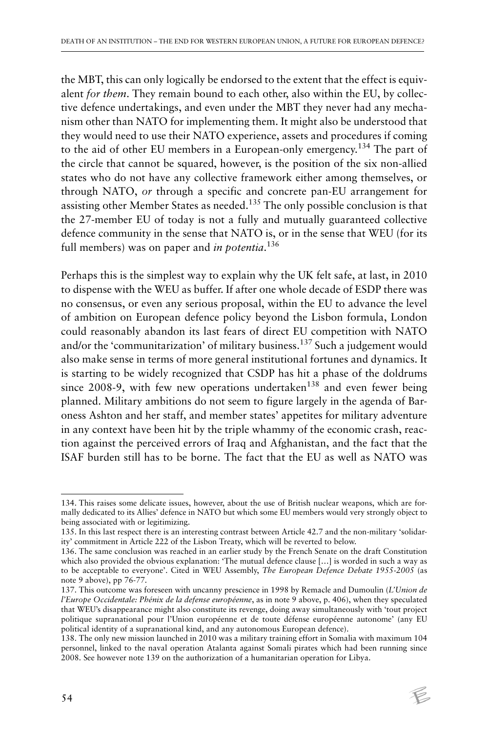the MBT, this can only logically be endorsed to the extent that the effect is equivalent *for them*. They remain bound to each other, also within the EU, by collective defence undertakings, and even under the MBT they never had any mechanism other than NATO for implementing them. It might also be understood that they would need to use their NATO experience, assets and procedures if coming to the aid of other EU members in a European-only emergency.[134] The part of the circle that cannot be squared, however, is the position of the six non-allied states who do not have any collective framework either among themselves, or through NATO, *or* through a specific and concrete pan-EU arrangement for assisting other Member States as needed.[135] The only possible conclusion is that the 27-member EU of today is not a fully and mutually guaranteed collective defence community in the sense that NATO is, or in the sense that WEU (for its full members) was on paper and *in potentia*.[136]

Perhaps this is the simplest way to explain why the UK felt safe, at last, in 2010 to dispense with the WEU as buffer. If after one whole decade of ESDP there was no consensus, or even any serious proposal, within the EU to advance the level of ambition on European defence policy beyond the Lisbon formula, London could reasonably abandon its last fears of direct EU competition with NATO and/or the 'communitarization' of military business.[137] Such a judgement would also make sense in terms of more general institutional fortunes and dynamics. It is starting to be widely recognized that CSDP has hit a phase of the doldrums since 2008-9, with few new operations undertaken[138] and even fewer being planned. Military ambitions do not seem to figure largely in the agenda of Baroness Ashton and her staff, and member states' appetites for military adventure in any context have been hit by the triple whammy of the economic crash, reaction against the perceived errors of Iraq and Afghanistan, and the fact that the ISAF burden still has to be borne. The fact that the EU as well as NATO was

---

134. This raises some delicate issues, however, about the use of British nuclear weapons, which are formally dedicated to its Allies' defence in NATO but which some EU members would very strongly object to being associated with or legitimizing.

135. In this last respect there is an interesting contrast between Article 42.7 and the non-military 'solidarity' commitment in Article 222 of the Lisbon Treaty, which will be reverted to below.

136. The same conclusion was reached in an earlier study by the French Senate on the draft Constitution which also provided the obvious explanation: 'The mutual defence clause [...] is worded in such a way as to be acceptable to everyone'. Cited in WEU Assembly, *The European Defence Debate 1955-2005* (as note 9 above), pp 76-77.

137. This outcome was foreseen with uncanny prescience in 1998 by Remacle and Dumoulin (*L'Union de l'Europe Occidentale: Phénix de la defense européenne*, as in note 9 above, p. 406), when they speculated that WEU's disappearance might also constitute its revenge, doing away simultaneously with 'tout project politique supranational pour l'Union européenne et de toute défense européenne autonome' (any EU political identity of a supranational kind, and any autonomous European defence).

138. The only new mission launched in 2010 was a military training effort in Somalia with maximum 104 personnel, linked to the naval operation Atalanta against Somali pirates which had been running since 2008. See however note 139 on the authorization of a humanitarian operation for Libya.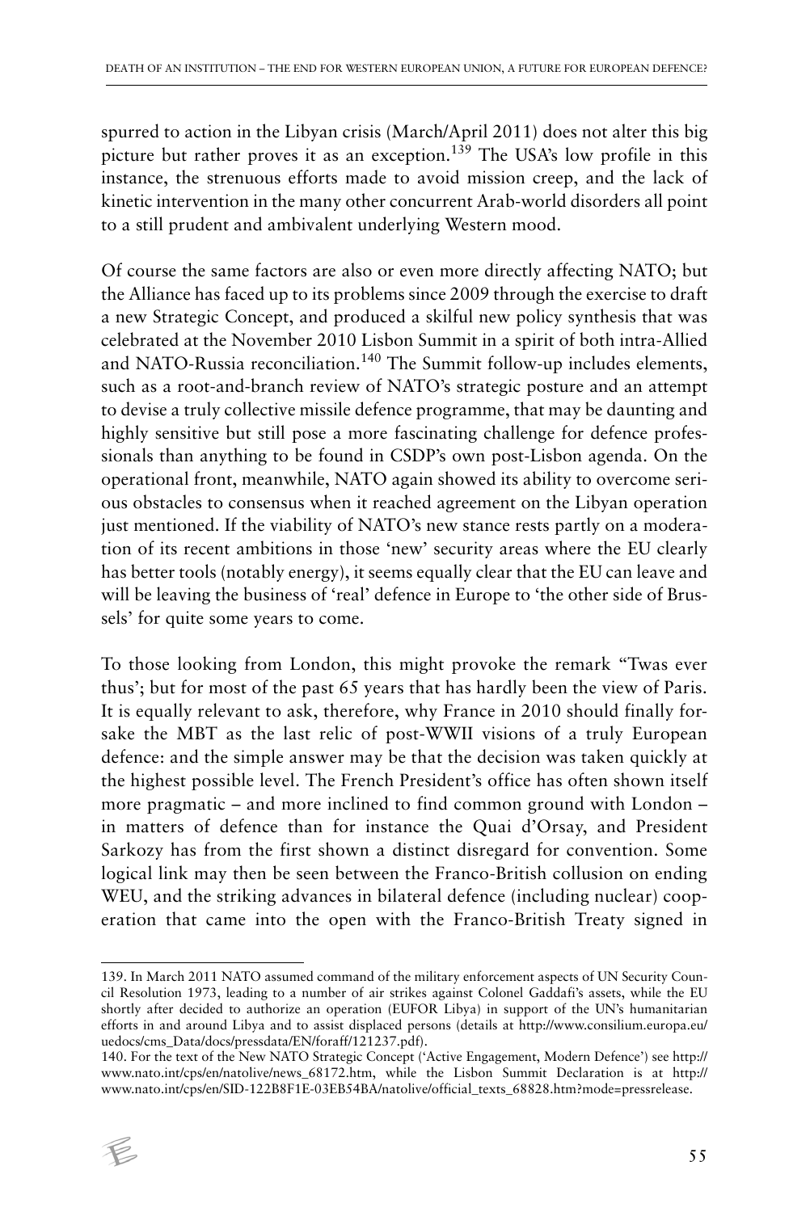spurred to action in the Libyan crisis (March/April 2011) does not alter this big picture but rather proves it as an exception.[139] The USA's low profile in this instance, the strenuous efforts made to avoid mission creep, and the lack of kinetic intervention in the many other concurrent Arab-world disorders all point to a still prudent and ambivalent underlying Western mood.

Of course the same factors are also or even more directly affecting NATO; but the Alliance has faced up to its problems since 2009 through the exercise to draft a new Strategic Concept, and produced a skilful new policy synthesis that was celebrated at the November 2010 Lisbon Summit in a spirit of both intra-Allied and NATO-Russia reconciliation.[140] The Summit follow-up includes elements, such as a root-and-branch review of NATO's strategic posture and an attempt to devise a truly collective missile defence programme, that may be daunting and highly sensitive but still pose a more fascinating challenge for defence professionals than anything to be found in CSDP's own post-Lisbon agenda. On the operational front, meanwhile, NATO again showed its ability to overcome serious obstacles to consensus when it reached agreement on the Libyan operation just mentioned. If the viability of NATO's new stance rests partly on a moderation of its recent ambitions in those 'new' security areas where the EU clearly has better tools (notably energy), it seems equally clear that the EU can leave and will be leaving the business of 'real' defence in Europe to 'the other side of Brussels' for quite some years to come.

To those looking from London, this might provoke the remark "Twas ever thus'; but for most of the past 65 years that has hardly been the view of Paris. It is equally relevant to ask, therefore, why France in 2010 should finally forsake the MBT as the last relic of post-WWII visions of a truly European defence: and the simple answer may be that the decision was taken quickly at the highest possible level. The French President's office has often shown itself more pragmatic – and more inclined to find common ground with London – in matters of defence than for instance the Quai d'Orsay, and President Sarkozy has from the first shown a distinct disregard for convention. Some logical link may then be seen between the Franco-British collusion on ending WEU, and the striking advances in bilateral defence (including nuclear) cooperation that came into the open with the Franco-British Treaty signed in

---

139. In March 2011 NATO assumed command of the military enforcement aspects of UN Security Council Resolution 1973, leading to a number of air strikes against Colonel Gaddafi's assets, while the EU shortly after decided to authorize an operation (EUFOR Libya) in support of the UN's humanitarian efforts in and around Libya and to assist displaced persons (details at http://www.consilium.europa.eu/uedocs/cms_Data/docs/pressdata/EN/foraff/121237.pdf).

140. For the text of the New NATO Strategic Concept ('Active Engagement, Modern Defence') see http://www.nato.int/cps/en/natolive/news_68172.htm, while the Lisbon Summit Declaration is at http://www.nato.int/cps/en/SID-122B8F1E-03EB54BA/natolive/official_texts_68828.htm?mode=pressrelease.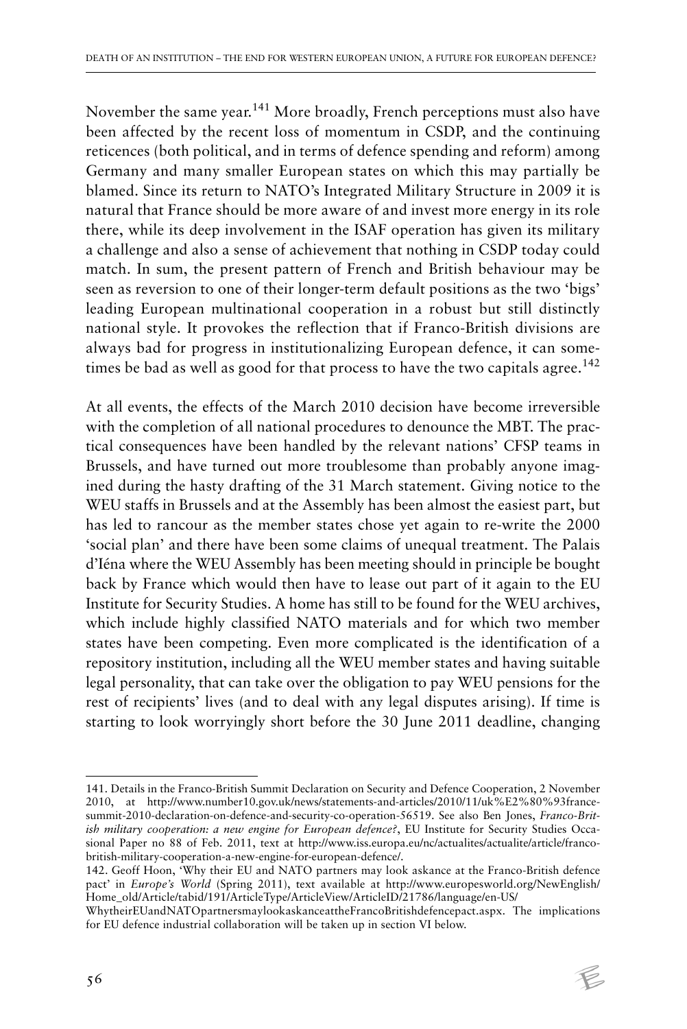November the same year.[141] More broadly, French perceptions must also have been affected by the recent loss of momentum in CSDP, and the continuing reticences (both political, and in terms of defence spending and reform) among Germany and many smaller European states on which this may partially be blamed. Since its return to NATO's Integrated Military Structure in 2009 it is natural that France should be more aware of and invest more energy in its role there, while its deep involvement in the ISAF operation has given its military a challenge and also a sense of achievement that nothing in CSDP today could match. In sum, the present pattern of French and British behaviour may be seen as reversion to one of their longer-term default positions as the two 'bigs' leading European multinational cooperation in a robust but still distinctly national style. It provokes the reflection that if Franco-British divisions are always bad for progress in institutionalizing European defence, it can sometimes be bad as well as good for that process to have the two capitals agree.[142]

At all events, the effects of the March 2010 decision have become irreversible with the completion of all national procedures to denounce the MBT. The practical consequences have been handled by the relevant nations' CFSP teams in Brussels, and have turned out more troublesome than probably anyone imagined during the hasty drafting of the 31 March statement. Giving notice to the WEU staffs in Brussels and at the Assembly has been almost the easiest part, but has led to rancour as the member states chose yet again to re-write the 2000 'social plan' and there have been some claims of unequal treatment. The Palais d'Iéna where the WEU Assembly has been meeting should in principle be bought back by France which would then have to lease out part of it again to the EU Institute for Security Studies. A home has still to be found for the WEU archives, which include highly classified NATO materials and for which two member states have been competing. Even more complicated is the identification of a repository institution, including all the WEU member states and having suitable legal personality, that can take over the obligation to pay WEU pensions for the rest of recipients' lives (and to deal with any legal disputes arising). If time is starting to look worryingly short before the 30 June 2011 deadline, changing

---

141. Details in the Franco-British Summit Declaration on Security and Defence Cooperation, 2 November 2010, at http://www.number10.gov.uk/news/statements-and-articles/2010/11/uk%E2%80%93france-summit-2010-declaration-on-defence-and-security-co-operation-56519. See also Ben Jones, *Franco-British military cooperation: a new engine for European defence?*, EU Institute for Security Studies Occasional Paper no 88 of Feb. 2011, text at http://www.iss.europa.eu/nc/actualites/actualite/article/franco-british-military-cooperation-a-new-engine-for-european-defence/.

142. Geoff Hoon, 'Why their EU and NATO partners may look askance at the Franco-British defence pact' in *Europe's World* (Spring 2011), text available at http://www.europesworld.org/NewEnglish/Home_old/Article/tabid/191/ArticleType/ArticleView/ArticleID/21786/language/en-US/WhytheirEUandNATOpartnersmaylookaskanceattheFrancoBritishdefencepact.aspx. The implications for EU defence industrial collaboration will be taken up in section VI below.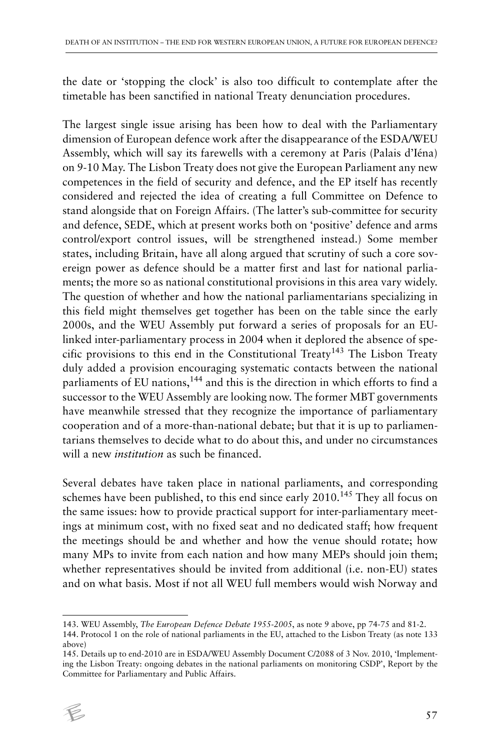the date or 'stopping the clock' is also too difficult to contemplate after the timetable has been sanctified in national Treaty denunciation procedures.

The largest single issue arising has been how to deal with the Parliamentary dimension of European defence work after the disappearance of the ESDA/WEU Assembly, which will say its farewells with a ceremony at Paris (Palais d'Iéna) on 9-10 May. The Lisbon Treaty does not give the European Parliament any new competences in the field of security and defence, and the EP itself has recently considered and rejected the idea of creating a full Committee on Defence to stand alongside that on Foreign Affairs. (The latter's sub-committee for security and defence, SEDE, which at present works both on 'positive' defence and arms control/export control issues, will be strengthened instead.) Some member states, including Britain, have all along argued that scrutiny of such a core sovereign power as defence should be a matter first and last for national parliaments; the more so as national constitutional provisions in this area vary widely. The question of whether and how the national parliamentarians specializing in this field might themselves get together has been on the table since the early 2000s, and the WEU Assembly put forward a series of proposals for an EU-linked inter-parliamentary process in 2004 when it deplored the absence of specific provisions to this end in the Constitutional Treaty[143] The Lisbon Treaty duly added a provision encouraging systematic contacts between the national parliaments of EU nations,[144] and this is the direction in which efforts to find a successor to the WEU Assembly are looking now. The former MBT governments have meanwhile stressed that they recognize the importance of parliamentary cooperation and of a more-than-national debate; but that it is up to parliamentarians themselves to decide what to do about this, and under no circumstances will a new *institution* as such be financed.

Several debates have taken place in national parliaments, and corresponding schemes have been published, to this end since early 2010.[145] They all focus on the same issues: how to provide practical support for inter-parliamentary meetings at minimum cost, with no fixed seat and no dedicated staff; how frequent the meetings should be and whether and how the venue should rotate; how many MPs to invite from each nation and how many MEPs should join them; whether representatives should be invited from additional (i.e. non-EU) states and on what basis. Most if not all WEU full members would wish Norway and

143. WEU Assembly, *The European Defence Debate 1955-2005*, as note 9 above, pp 74-75 and 81-2.

144. Protocol 1 on the role of national parliaments in the EU, attached to the Lisbon Treaty (as note 133 above)

145. Details up to end-2010 are in ESDA/WEU Assembly Document C/2088 of 3 Nov. 2010, 'Implementing the Lisbon Treaty: ongoing debates in the national parliaments on monitoring CSDP', Report by the Committee for Parliamentary and Public Affairs.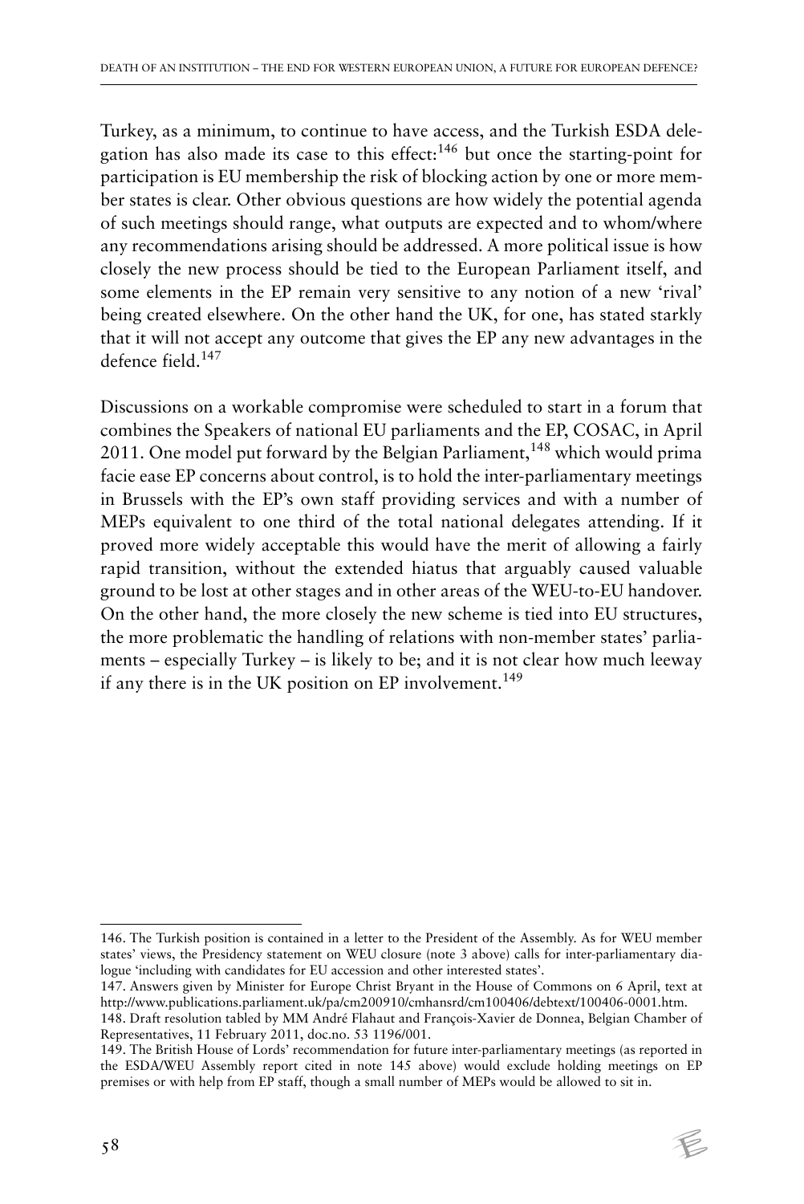Turkey, as a minimum, to continue to have access, and the Turkish ESDA delegation has also made its case to this effect:[146] but once the starting-point for participation is EU membership the risk of blocking action by one or more member states is clear. Other obvious questions are how widely the potential agenda of such meetings should range, what outputs are expected and to whom/where any recommendations arising should be addressed. A more political issue is how closely the new process should be tied to the European Parliament itself, and some elements in the EP remain very sensitive to any notion of a new 'rival' being created elsewhere. On the other hand the UK, for one, has stated starkly that it will not accept any outcome that gives the EP any new advantages in the defence field.[147]

Discussions on a workable compromise were scheduled to start in a forum that combines the Speakers of national EU parliaments and the EP, COSAC, in April 2011. One model put forward by the Belgian Parliament,[148] which would prima facie ease EP concerns about control, is to hold the inter-parliamentary meetings in Brussels with the EP's own staff providing services and with a number of MEPs equivalent to one third of the total national delegates attending. If it proved more widely acceptable this would have the merit of allowing a fairly rapid transition, without the extended hiatus that arguably caused valuable ground to be lost at other stages and in other areas of the WEU-to-EU handover. On the other hand, the more closely the new scheme is tied into EU structures, the more problematic the handling of relations with non-member states' parliaments – especially Turkey – is likely to be; and it is not clear how much leeway if any there is in the UK position on EP involvement.[149]

---

146. The Turkish position is contained in a letter to the President of the Assembly. As for WEU member states' views, the Presidency statement on WEU closure (note 3 above) calls for inter-parliamentary dialogue 'including with candidates for EU accession and other interested states'.

147. Answers given by Minister for Europe Christ Bryant in the House of Commons on 6 April, text at http://www.publications.parliament.uk/pa/cm200910/cmhansrd/cm100406/debtext/100406-0001.htm.

148. Draft resolution tabled by MM André Flahaut and François-Xavier de Donnea, Belgian Chamber of Representatives, 11 February 2011, doc.no. 53 1196/001.

149. The British House of Lords' recommendation for future inter-parliamentary meetings (as reported in the ESDA/WEU Assembly report cited in note 145 above) would exclude holding meetings on EP premises or with help from EP staff, though a small number of MEPs would be allowed to sit in.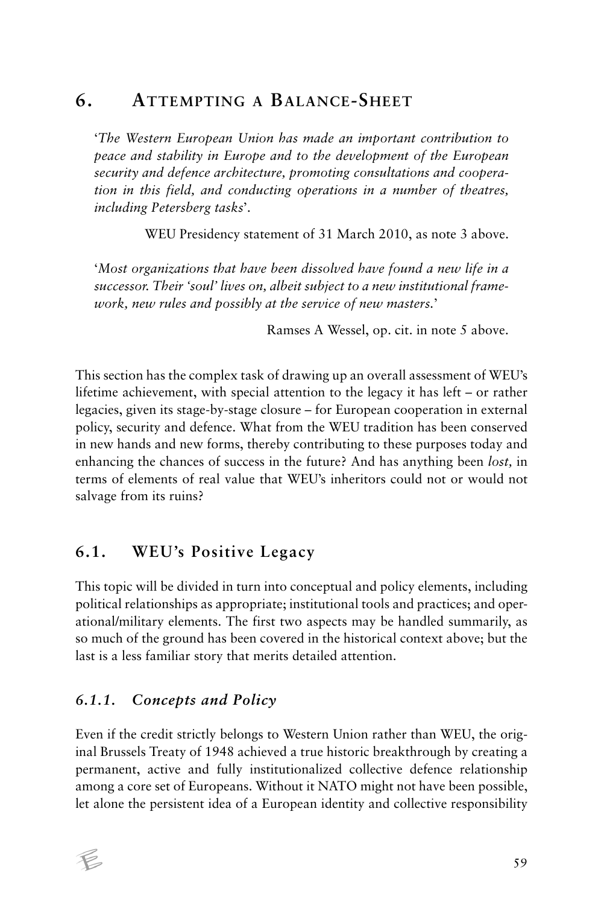# 6. Attempting a Balance-Sheet

'*The Western European Union has made an important contribution to peace and stability in Europe and to the development of the European security and defence architecture, promoting consultations and cooperation in this field, and conducting operations in a number of theatres, including Petersberg tasks*'.

WEU Presidency statement of 31 March 2010, as note 3 above.

'*Most organizations that have been dissolved have found a new life in a successor. Their 'soul' lives on, albeit subject to a new institutional framework, new rules and possibly at the service of new masters.*'

Ramses A Wessel, op. cit. in note 5 above.

This section has the complex task of drawing up an overall assessment of WEU's lifetime achievement, with special attention to the legacy it has left – or rather legacies, given its stage-by-stage closure – for European cooperation in external policy, security and defence. What from the WEU tradition has been conserved in new hands and new forms, thereby contributing to these purposes today and enhancing the chances of success in the future? And has anything been *lost,* in terms of elements of real value that WEU's inheritors could not or would not salvage from its ruins?

## 6.1. WEU's Positive Legacy

This topic will be divided in turn into conceptual and policy elements, including political relationships as appropriate; institutional tools and practices; and operational/military elements. The first two aspects may be handled summarily, as so much of the ground has been covered in the historical context above; but the last is a less familiar story that merits detailed attention.

### *6.1.1. Concepts and Policy*

Even if the credit strictly belongs to Western Union rather than WEU, the original Brussels Treaty of 1948 achieved a true historic breakthrough by creating a permanent, active and fully institutionalized collective defence relationship among a core set of Europeans. Without it NATO might not have been possible, let alone the persistent idea of a European identity and collective responsibility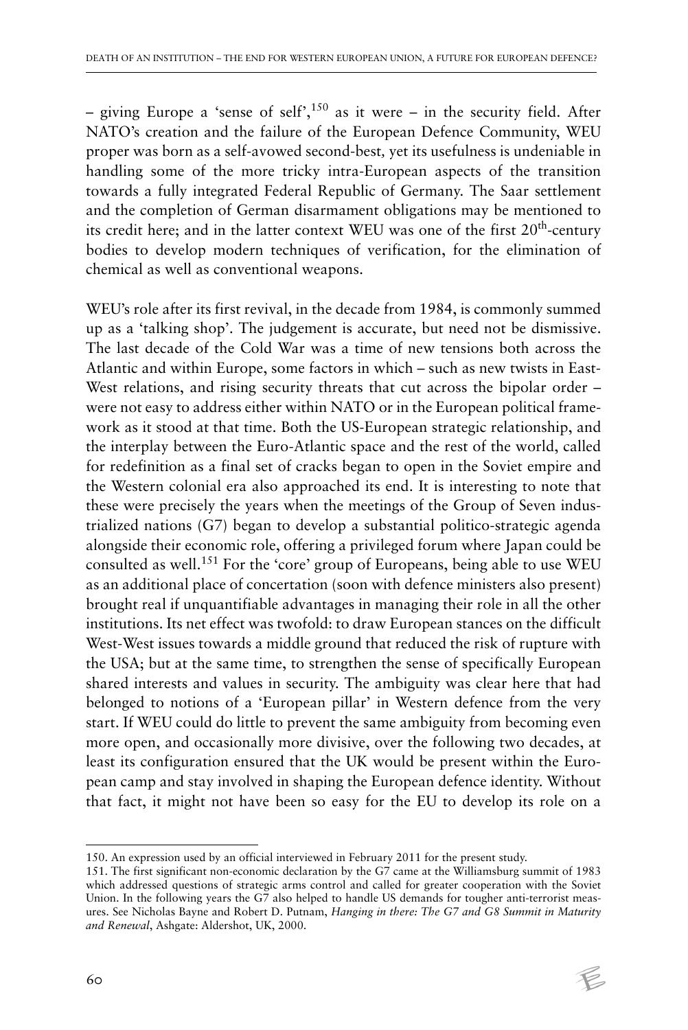– giving Europe a 'sense of self',[150] as it were – in the security field. After NATO's creation and the failure of the European Defence Community, WEU proper was born as a self-avowed second-best, yet its usefulness is undeniable in handling some of the more tricky intra-European aspects of the transition towards a fully integrated Federal Republic of Germany. The Saar settlement and the completion of German disarmament obligations may be mentioned to its credit here; and in the latter context WEU was one of the first 20th-century bodies to develop modern techniques of verification, for the elimination of chemical as well as conventional weapons.

WEU's role after its first revival, in the decade from 1984, is commonly summed up as a 'talking shop'. The judgement is accurate, but need not be dismissive. The last decade of the Cold War was a time of new tensions both across the Atlantic and within Europe, some factors in which – such as new twists in East-West relations, and rising security threats that cut across the bipolar order – were not easy to address either within NATO or in the European political framework as it stood at that time. Both the US-European strategic relationship, and the interplay between the Euro-Atlantic space and the rest of the world, called for redefinition as a final set of cracks began to open in the Soviet empire and the Western colonial era also approached its end. It is interesting to note that these were precisely the years when the meetings of the Group of Seven industrialized nations (G7) began to develop a substantial politico-strategic agenda alongside their economic role, offering a privileged forum where Japan could be consulted as well.[151] For the 'core' group of Europeans, being able to use WEU as an additional place of concertation (soon with defence ministers also present) brought real if unquantifiable advantages in managing their role in all the other institutions. Its net effect was twofold: to draw European stances on the difficult West-West issues towards a middle ground that reduced the risk of rupture with the USA; but at the same time, to strengthen the sense of specifically European shared interests and values in security. The ambiguity was clear here that had belonged to notions of a 'European pillar' in Western defence from the very start. If WEU could do little to prevent the same ambiguity from becoming even more open, and occasionally more divisive, over the following two decades, at least its configuration ensured that the UK would be present within the European camp and stay involved in shaping the European defence identity. Without that fact, it might not have been so easy for the EU to develop its role on a

---

150. An expression used by an official interviewed in February 2011 for the present study.

151. The first significant non-economic declaration by the G7 came at the Williamsburg summit of 1983 which addressed questions of strategic arms control and called for greater cooperation with the Soviet Union. In the following years the G7 also helped to handle US demands for tougher anti-terrorist measures. See Nicholas Bayne and Robert D. Putnam, *Hanging in there: The G7 and G8 Summit in Maturity and Renewal*, Ashgate: Aldershot, UK, 2000.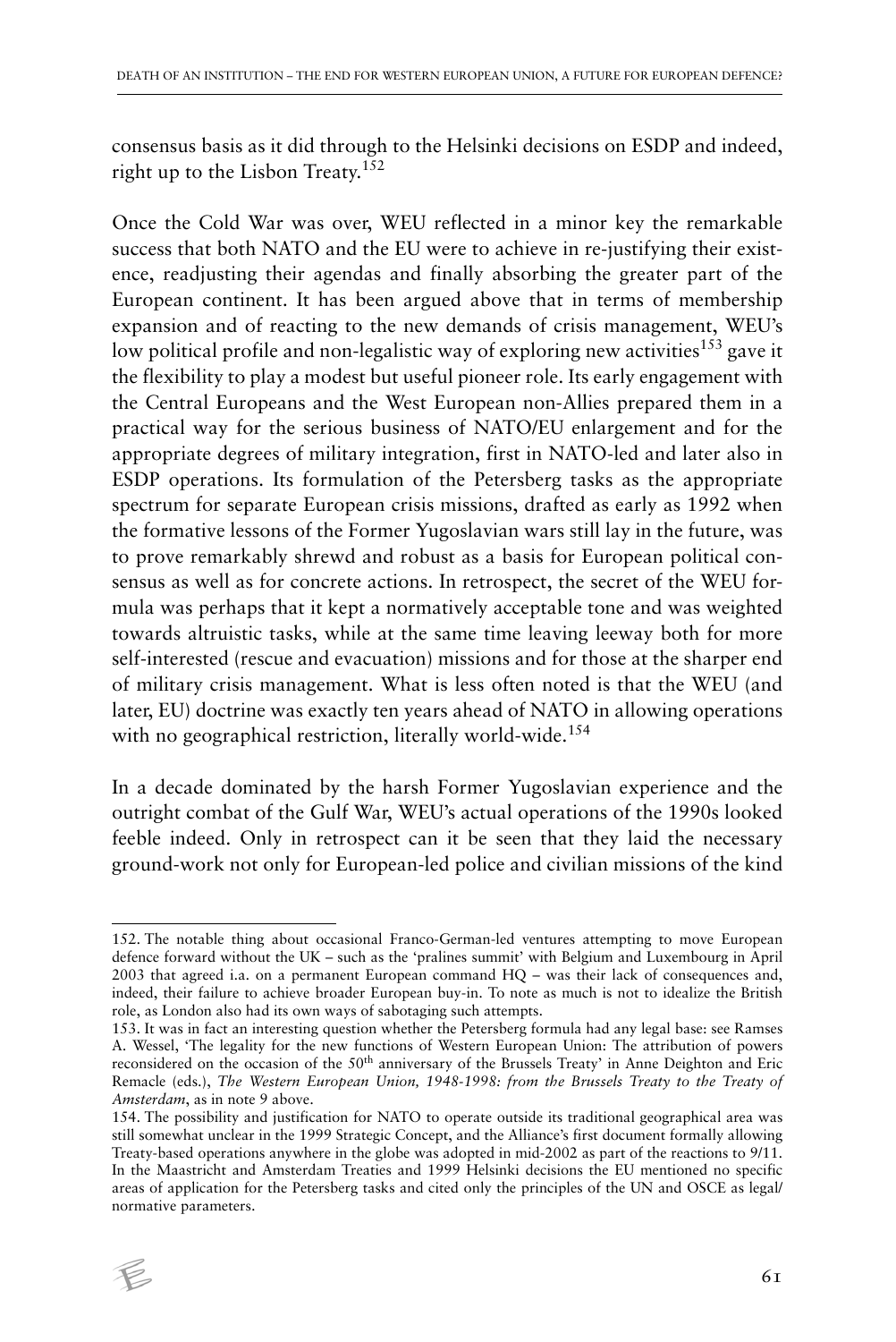consensus basis as it did through to the Helsinki decisions on ESDP and indeed, right up to the Lisbon Treaty.[152]

Once the Cold War was over, WEU reflected in a minor key the remarkable success that both NATO and the EU were to achieve in re-justifying their existence, readjusting their agendas and finally absorbing the greater part of the European continent. It has been argued above that in terms of membership expansion and of reacting to the new demands of crisis management, WEU's low political profile and non-legalistic way of exploring new activities[153] gave it the flexibility to play a modest but useful pioneer role. Its early engagement with the Central Europeans and the West European non-Allies prepared them in a practical way for the serious business of NATO/EU enlargement and for the appropriate degrees of military integration, first in NATO-led and later also in ESDP operations. Its formulation of the Petersberg tasks as the appropriate spectrum for separate European crisis missions, drafted as early as 1992 when the formative lessons of the Former Yugoslavian wars still lay in the future, was to prove remarkably shrewd and robust as a basis for European political consensus as well as for concrete actions. In retrospect, the secret of the WEU formula was perhaps that it kept a normatively acceptable tone and was weighted towards altruistic tasks, while at the same time leaving leeway both for more self-interested (rescue and evacuation) missions and for those at the sharper end of military crisis management. What is less often noted is that the WEU (and later, EU) doctrine was exactly ten years ahead of NATO in allowing operations with no geographical restriction, literally world-wide.[154]

In a decade dominated by the harsh Former Yugoslavian experience and the outright combat of the Gulf War, WEU's actual operations of the 1990s looked feeble indeed. Only in retrospect can it be seen that they laid the necessary ground-work not only for European-led police and civilian missions of the kind

---

152. The notable thing about occasional Franco-German-led ventures attempting to move European defence forward without the UK – such as the 'pralines summit' with Belgium and Luxembourg in April 2003 that agreed i.a. on a permanent European command HQ – was their lack of consequences and, indeed, their failure to achieve broader European buy-in. To note as much is not to idealize the British role, as London also had its own ways of sabotaging such attempts.

153. It was in fact an interesting question whether the Petersberg formula had any legal base: see Ramses A. Wessel, 'The legality for the new functions of Western European Union: The attribution of powers reconsidered on the occasion of the 50th anniversary of the Brussels Treaty' in Anne Deighton and Eric Remacle (eds.), *The Western European Union, 1948-1998: from the Brussels Treaty to the Treaty of Amsterdam*, as in note 9 above.

154. The possibility and justification for NATO to operate outside its traditional geographical area was still somewhat unclear in the 1999 Strategic Concept, and the Alliance's first document formally allowing Treaty-based operations anywhere in the globe was adopted in mid-2002 as part of the reactions to 9/11. In the Maastricht and Amsterdam Treaties and 1999 Helsinki decisions the EU mentioned no specific areas of application for the Petersberg tasks and cited only the principles of the UN and OSCE as legal/normative parameters.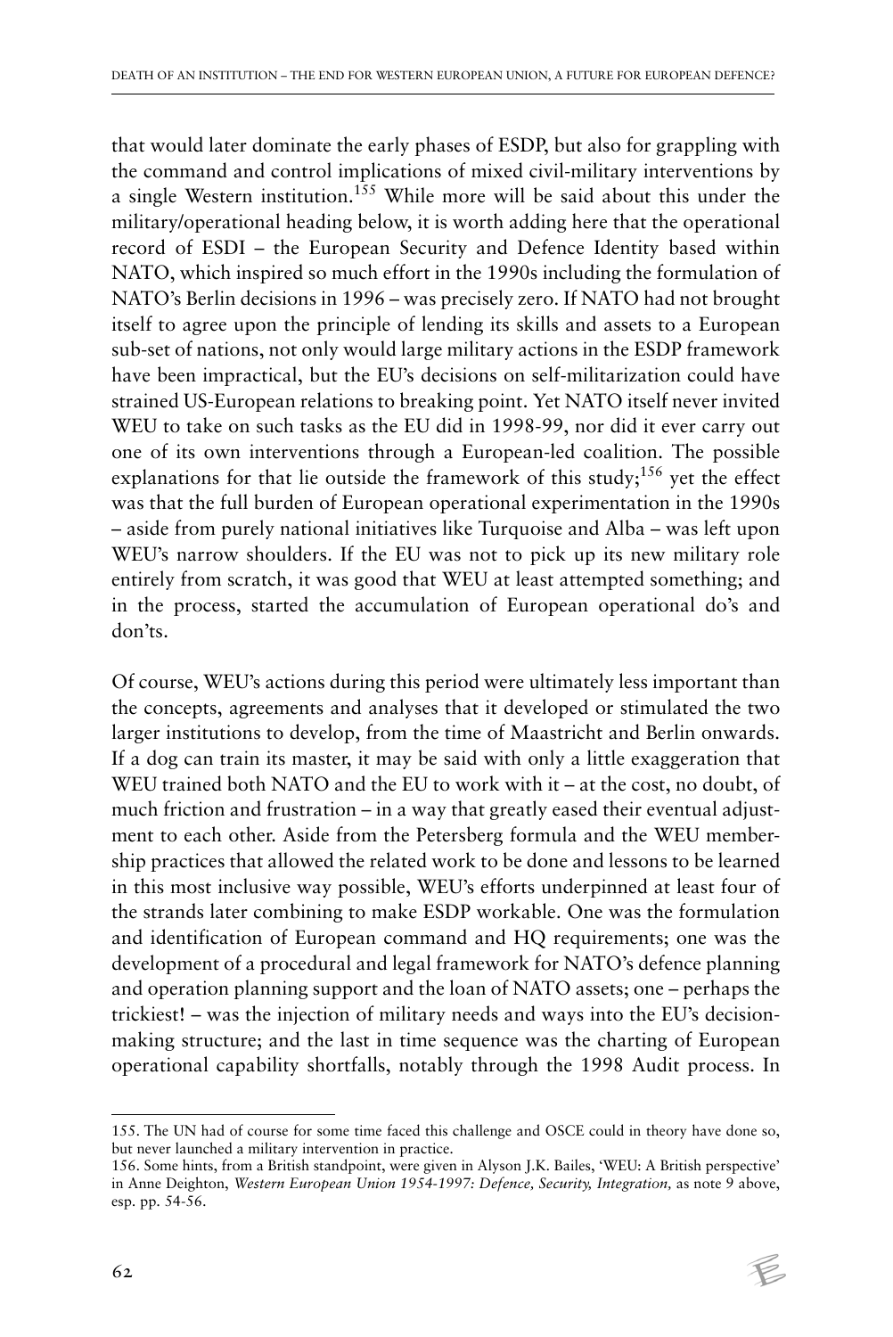that would later dominate the early phases of ESDP, but also for grappling with the command and control implications of mixed civil-military interventions by a single Western institution.[155] While more will be said about this under the military/operational heading below, it is worth adding here that the operational record of ESDI – the European Security and Defence Identity based within NATO, which inspired so much effort in the 1990s including the formulation of NATO's Berlin decisions in 1996 – was precisely zero. If NATO had not brought itself to agree upon the principle of lending its skills and assets to a European sub-set of nations, not only would large military actions in the ESDP framework have been impractical, but the EU's decisions on self-militarization could have strained US-European relations to breaking point. Yet NATO itself never invited WEU to take on such tasks as the EU did in 1998-99, nor did it ever carry out one of its own interventions through a European-led coalition. The possible explanations for that lie outside the framework of this study;[156] yet the effect was that the full burden of European operational experimentation in the 1990s – aside from purely national initiatives like Turquoise and Alba – was left upon WEU's narrow shoulders. If the EU was not to pick up its new military role entirely from scratch, it was good that WEU at least attempted something; and in the process, started the accumulation of European operational do's and don'ts.

Of course, WEU's actions during this period were ultimately less important than the concepts, agreements and analyses that it developed or stimulated the two larger institutions to develop, from the time of Maastricht and Berlin onwards. If a dog can train its master, it may be said with only a little exaggeration that WEU trained both NATO and the EU to work with it – at the cost, no doubt, of much friction and frustration – in a way that greatly eased their eventual adjustment to each other. Aside from the Petersberg formula and the WEU membership practices that allowed the related work to be done and lessons to be learned in this most inclusive way possible, WEU's efforts underpinned at least four of the strands later combining to make ESDP workable. One was the formulation and identification of European command and HQ requirements; one was the development of a procedural and legal framework for NATO's defence planning and operation planning support and the loan of NATO assets; one – perhaps the trickiest! – was the injection of military needs and ways into the EU's decision-making structure; and the last in time sequence was the charting of European operational capability shortfalls, notably through the 1998 Audit process. In

155. The UN had of course for some time faced this challenge and OSCE could in theory have done so, but never launched a military intervention in practice.

156. Some hints, from a British standpoint, were given in Alyson J.K. Bailes, 'WEU: A British perspective' in Anne Deighton, *Western European Union 1954-1997: Defence, Security, Integration,* as note 9 above, esp. pp. 54-56.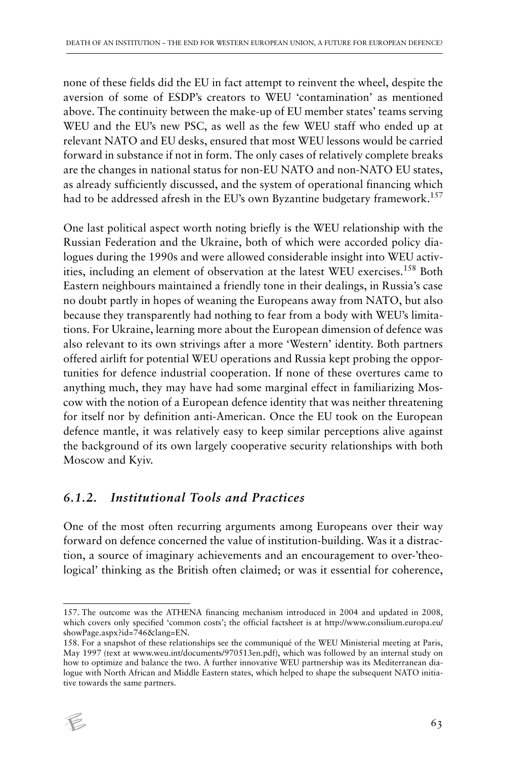none of these fields did the EU in fact attempt to reinvent the wheel, despite the aversion of some of ESDP's creators to WEU 'contamination' as mentioned above. The continuity between the make-up of EU member states' teams serving WEU and the EU's new PSC, as well as the few WEU staff who ended up at relevant NATO and EU desks, ensured that most WEU lessons would be carried forward in substance if not in form. The only cases of relatively complete breaks are the changes in national status for non-EU NATO and non-NATO EU states, as already sufficiently discussed, and the system of operational financing which had to be addressed afresh in the EU's own Byzantine budgetary framework.[157]

One last political aspect worth noting briefly is the WEU relationship with the Russian Federation and the Ukraine, both of which were accorded policy dialogues during the 1990s and were allowed considerable insight into WEU activities, including an element of observation at the latest WEU exercises.[158] Both Eastern neighbours maintained a friendly tone in their dealings, in Russia's case no doubt partly in hopes of weaning the Europeans away from NATO, but also because they transparently had nothing to fear from a body with WEU's limitations. For Ukraine, learning more about the European dimension of defence was also relevant to its own strivings after a more 'Western' identity. Both partners offered airlift for potential WEU operations and Russia kept probing the opportunities for defence industrial cooperation. If none of these overtures came to anything much, they may have had some marginal effect in familiarizing Moscow with the notion of a European defence identity that was neither threatening for itself nor by definition anti-American. Once the EU took on the European defence mantle, it was relatively easy to keep similar perceptions alive against the background of its own largely cooperative security relationships with both Moscow and Kyiv.

### *6.1.2. Institutional Tools and Practices*

One of the most often recurring arguments among Europeans over their way forward on defence concerned the value of institution-building. Was it a distraction, a source of imaginary achievements and an encouragement to over-'theological' thinking as the British often claimed; or was it essential for coherence,

---

157. The outcome was the ATHENA financing mechanism introduced in 2004 and updated in 2008, which covers only specified 'common costs'; the official factsheet is at http://www.consilium.europa.eu/showPage.aspx?id=746&lang=EN.

158. For a snapshot of these relationships see the communiqué of the WEU Ministerial meeting at Paris, May 1997 (text at www.weu.int/documents/970513en.pdf), which was followed by an internal study on how to optimize and balance the two. A further innovative WEU partnership was its Mediterranean dialogue with North African and Middle Eastern states, which helped to shape the subsequent NATO initiative towards the same partners.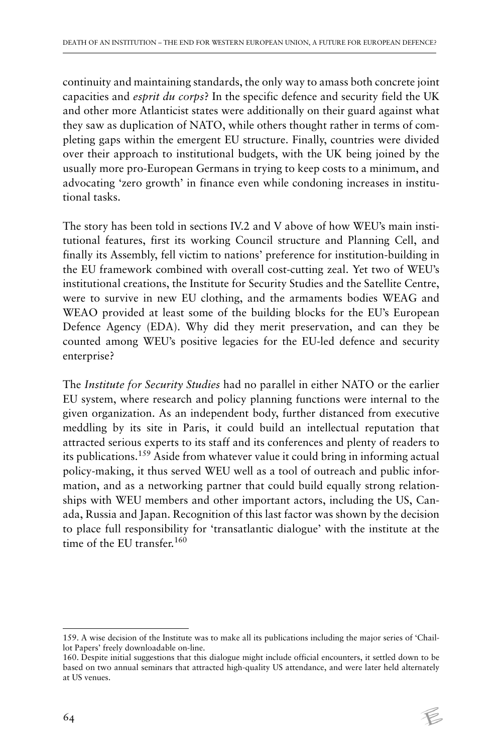continuity and maintaining standards, the only way to amass both concrete joint capacities and *esprit du corps*? In the specific defence and security field the UK and other more Atlanticist states were additionally on their guard against what they saw as duplication of NATO, while others thought rather in terms of completing gaps within the emergent EU structure. Finally, countries were divided over their approach to institutional budgets, with the UK being joined by the usually more pro-European Germans in trying to keep costs to a minimum, and advocating 'zero growth' in finance even while condoning increases in institutional tasks.

The story has been told in sections IV.2 and V above of how WEU's main institutional features, first its working Council structure and Planning Cell, and finally its Assembly, fell victim to nations' preference for institution-building in the EU framework combined with overall cost-cutting zeal. Yet two of WEU's institutional creations, the Institute for Security Studies and the Satellite Centre, were to survive in new EU clothing, and the armaments bodies WEAG and WEAO provided at least some of the building blocks for the EU's European Defence Agency (EDA). Why did they merit preservation, and can they be counted among WEU's positive legacies for the EU-led defence and security enterprise?

The *Institute for Security Studies* had no parallel in either NATO or the earlier EU system, where research and policy planning functions were internal to the given organization. As an independent body, further distanced from executive meddling by its site in Paris, it could build an intellectual reputation that attracted serious experts to its staff and its conferences and plenty of readers to its publications.[159] Aside from whatever value it could bring in informing actual policy-making, it thus served WEU well as a tool of outreach and public information, and as a networking partner that could build equally strong relationships with WEU members and other important actors, including the US, Canada, Russia and Japan. Recognition of this last factor was shown by the decision to place full responsibility for 'transatlantic dialogue' with the institute at the time of the EU transfer.[160]

---

159. A wise decision of the Institute was to make all its publications including the major series of 'Chaillot Papers' freely downloadable on-line.

160. Despite initial suggestions that this dialogue might include official encounters, it settled down to be based on two annual seminars that attracted high-quality US attendance, and were later held alternately at US venues.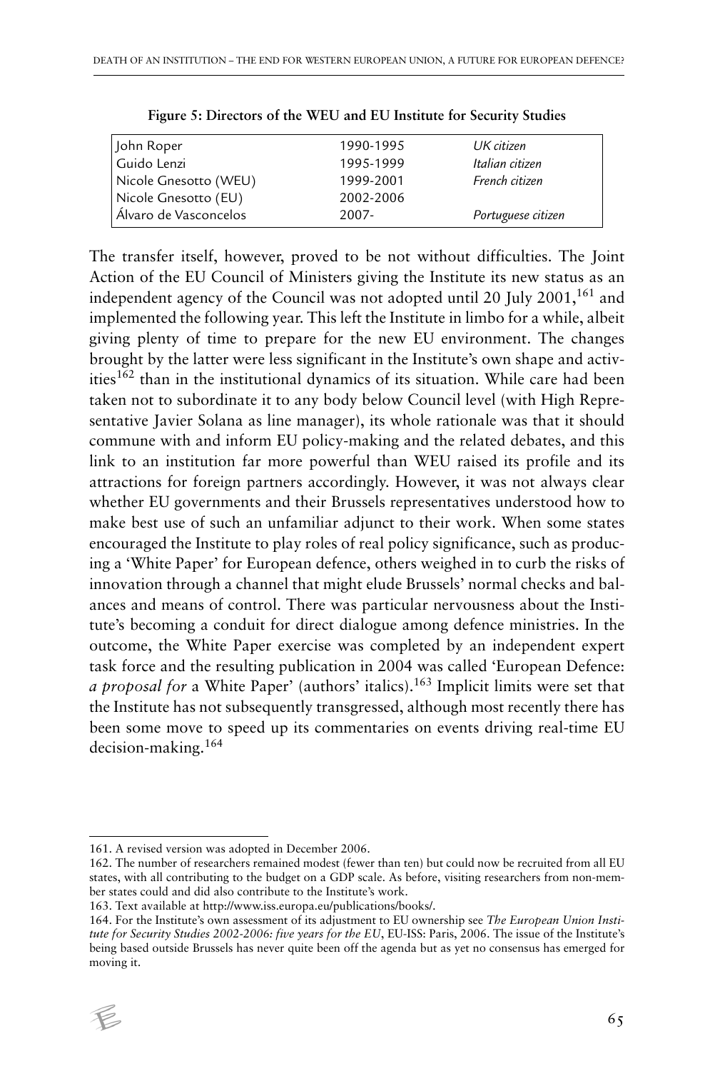**Figure 5: Directors of the WEU and EU Institute for Security Studies**

| | | |
|---|---|---|
| John Roper | 1990-1995 | *UK citizen* |
| Guido Lenzi | 1995-1999 | *Italian citizen* |
| Nicole Gnesotto (WEU) | 1999-2001 | *French citizen* |
| Nicole Gnesotto (EU) | 2002-2006 | |
| Álvaro de Vasconcelos | 2007- | *Portuguese citizen* |

The transfer itself, however, proved to be not without difficulties. The Joint Action of the EU Council of Ministers giving the Institute its new status as an independent agency of the Council was not adopted until 20 July 2001,[161] and implemented the following year. This left the Institute in limbo for a while, albeit giving plenty of time to prepare for the new EU environment. The changes brought by the latter were less significant in the Institute's own shape and activities[162] than in the institutional dynamics of its situation. While care had been taken not to subordinate it to any body below Council level (with High Representative Javier Solana as line manager), its whole rationale was that it should commune with and inform EU policy-making and the related debates, and this link to an institution far more powerful than WEU raised its profile and its attractions for foreign partners accordingly. However, it was not always clear whether EU governments and their Brussels representatives understood how to make best use of such an unfamiliar adjunct to their work. When some states encouraged the Institute to play roles of real policy significance, such as producing a 'White Paper' for European defence, others weighed in to curb the risks of innovation through a channel that might elude Brussels' normal checks and balances and means of control. There was particular nervousness about the Institute's becoming a conduit for direct dialogue among defence ministries. In the outcome, the White Paper exercise was completed by an independent expert task force and the resulting publication in 2004 was called 'European Defence: *a proposal for* a White Paper' (authors' italics).[163] Implicit limits were set that the Institute has not subsequently transgressed, although most recently there has been some move to speed up its commentaries on events driving real-time EU decision-making.[164]

161. A revised version was adopted in December 2006.

162. The number of researchers remained modest (fewer than ten) but could now be recruited from all EU states, with all contributing to the budget on a GDP scale. As before, visiting researchers from non-member states could and did also contribute to the Institute's work.

163. Text available at http://www.iss.europa.eu/publications/books/.

164. For the Institute's own assessment of its adjustment to EU ownership see *The European Union Institute for Security Studies 2002-2006: five years for the EU*, EU-ISS: Paris, 2006. The issue of the Institute's being based outside Brussels has never quite been off the agenda but as yet no consensus has emerged for moving it.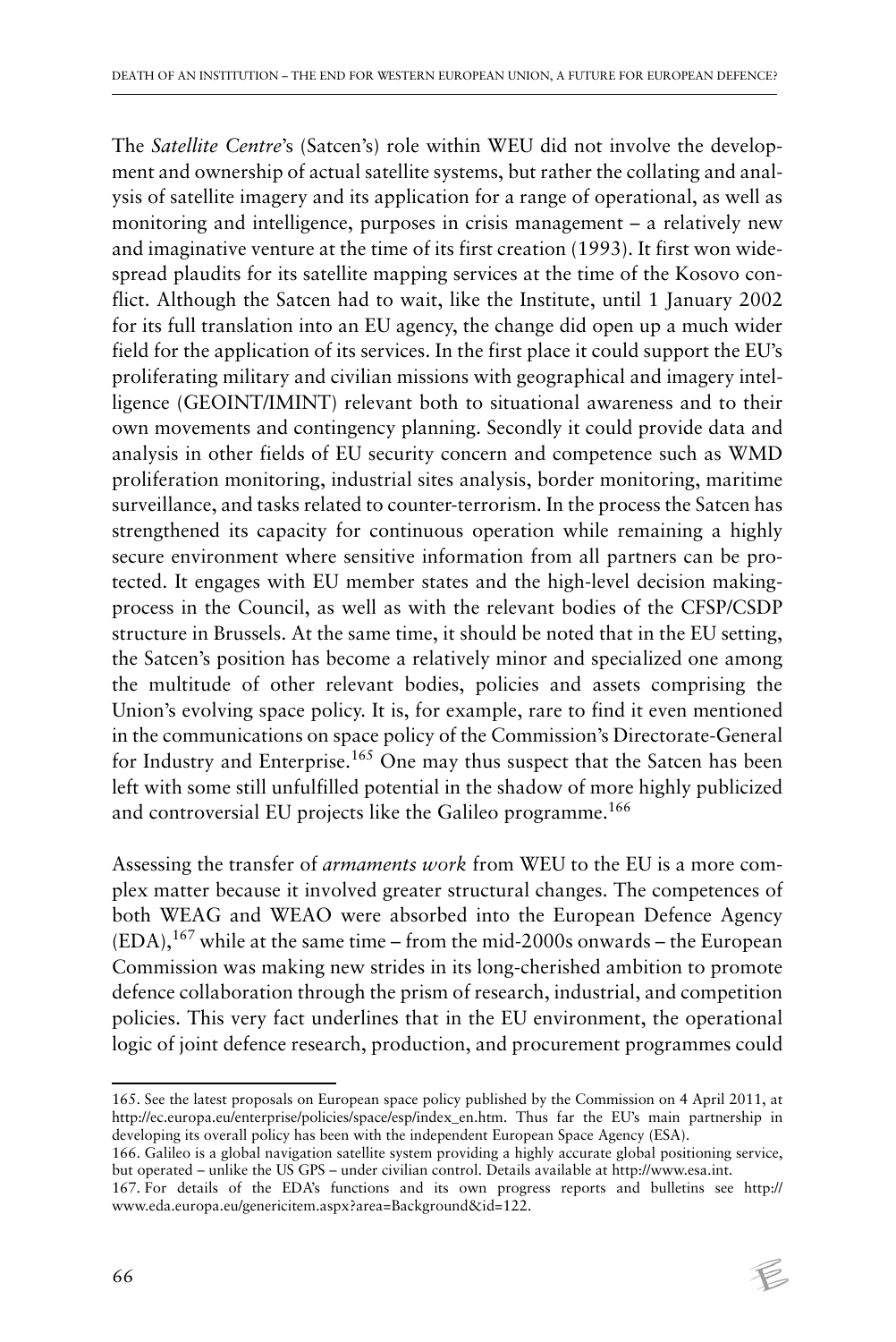The *Satellite Centre*'s (Satcen's) role within WEU did not involve the development and ownership of actual satellite systems, but rather the collating and analysis of satellite imagery and its application for a range of operational, as well as monitoring and intelligence, purposes in crisis management – a relatively new and imaginative venture at the time of its first creation (1993). It first won widespread plaudits for its satellite mapping services at the time of the Kosovo conflict. Although the Satcen had to wait, like the Institute, until 1 January 2002 for its full translation into an EU agency, the change did open up a much wider field for the application of its services. In the first place it could support the EU's proliferating military and civilian missions with geographical and imagery intelligence (GEOINT/IMINT) relevant both to situational awareness and to their own movements and contingency planning. Secondly it could provide data and analysis in other fields of EU security concern and competence such as WMD proliferation monitoring, industrial sites analysis, border monitoring, maritime surveillance, and tasks related to counter-terrorism. In the process the Satcen has strengthened its capacity for continuous operation while remaining a highly secure environment where sensitive information from all partners can be protected. It engages with EU member states and the high-level decision making-process in the Council, as well as with the relevant bodies of the CFSP/CSDP structure in Brussels. At the same time, it should be noted that in the EU setting, the Satcen's position has become a relatively minor and specialized one among the multitude of other relevant bodies, policies and assets comprising the Union's evolving space policy. It is, for example, rare to find it even mentioned in the communications on space policy of the Commission's Directorate-General for Industry and Enterprise.[165] One may thus suspect that the Satcen has been left with some still unfulfilled potential in the shadow of more highly publicized and controversial EU projects like the Galileo programme.[166]

Assessing the transfer of *armaments work* from WEU to the EU is a more complex matter because it involved greater structural changes. The competences of both WEAG and WEAO were absorbed into the European Defence Agency (EDA),[167] while at the same time – from the mid-2000s onwards – the European Commission was making new strides in its long-cherished ambition to promote defence collaboration through the prism of research, industrial, and competition policies. This very fact underlines that in the EU environment, the operational logic of joint defence research, production, and procurement programmes could

---

165. See the latest proposals on European space policy published by the Commission on 4 April 2011, at http://ec.europa.eu/enterprise/policies/space/esp/index_en.htm. Thus far the EU's main partnership in developing its overall policy has been with the independent European Space Agency (ESA).

166. Galileo is a global navigation satellite system providing a highly accurate global positioning service, but operated – unlike the US GPS – under civilian control. Details available at http://www.esa.int.

167. For details of the EDA's functions and its own progress reports and bulletins see http://www.eda.europa.eu/genericitem.aspx?area=Background&id=122.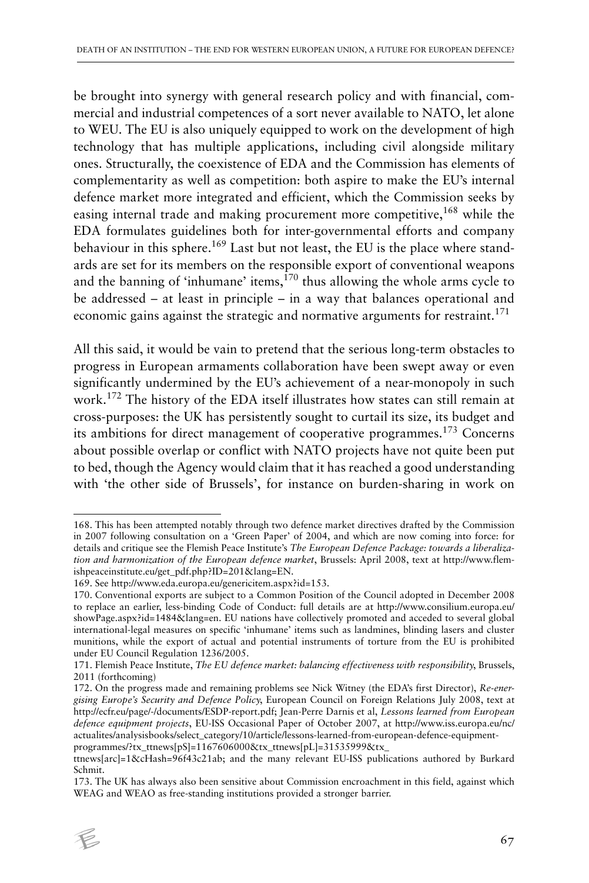be brought into synergy with general research policy and with financial, commercial and industrial competences of a sort never available to NATO, let alone to WEU. The EU is also uniquely equipped to work on the development of high technology that has multiple applications, including civil alongside military ones. Structurally, the coexistence of EDA and the Commission has elements of complementarity as well as competition: both aspire to make the EU's internal defence market more integrated and efficient, which the Commission seeks by easing internal trade and making procurement more competitive,[168] while the EDA formulates guidelines both for inter-governmental efforts and company behaviour in this sphere.[169] Last but not least, the EU is the place where standards are set for its members on the responsible export of conventional weapons and the banning of 'inhumane' items,[170] thus allowing the whole arms cycle to be addressed – at least in principle – in a way that balances operational and economic gains against the strategic and normative arguments for restraint.[171]

All this said, it would be vain to pretend that the serious long-term obstacles to progress in European armaments collaboration have been swept away or even significantly undermined by the EU's achievement of a near-monopoly in such work.[172] The history of the EDA itself illustrates how states can still remain at cross-purposes: the UK has persistently sought to curtail its size, its budget and its ambitions for direct management of cooperative programmes.[173] Concerns about possible overlap or conflict with NATO projects have not quite been put to bed, though the Agency would claim that it has reached a good understanding with 'the other side of Brussels', for instance on burden-sharing in work on

---

168. This has been attempted notably through two defence market directives drafted by the Commission in 2007 following consultation on a 'Green Paper' of 2004, and which are now coming into force: for details and critique see the Flemish Peace Institute's *The European Defence Package: towards a liberalization and harmonization of the European defence market*, Brussels: April 2008, text at http://www.flemishpeaceinstitute.eu/get_pdf.php?ID=201&lang=EN.

169. See http://www.eda.europa.eu/genericitem.aspx?id=153.

170. Conventional exports are subject to a Common Position of the Council adopted in December 2008 to replace an earlier, less-binding Code of Conduct: full details are at http://www.consilium.europa.eu/showPage.aspx?id=1484&lang=en. EU nations have collectively promoted and acceded to several global international-legal measures on specific 'inhumane' items such as landmines, blinding lasers and cluster munitions, while the export of actual and potential instruments of torture from the EU is prohibited under EU Council Regulation 1236/2005.

171. Flemish Peace Institute, *The EU defence market: balancing effectiveness with responsibility*, Brussels, 2011 (forthcoming)

172. On the progress made and remaining problems see Nick Witney (the EDA's first Director), *Re-energising Europe's Security and Defence Policy*, European Council on Foreign Relations July 2008, text at http://ecfr.eu/page/-/documents/ESDP-report.pdf; Jean-Pierre Darnis et al, *Lessons learned from European defence equipment projects*, EU-ISS Occasional Paper of October 2007, at http://www.iss.europa.eu/nc/actualites/analysisbooks/select_category/10/article/lessons-learned-from-european-defence-equipment-programmes/?tx_ttnews[pS]=1167606000&tx_ttnews[pL]=31535999&tx_ttnews[arc]=1&cHash=96f43c21ab; and the many relevant EU-ISS publications authored by Burkard Schmit.

173. The UK has always also been sensitive about Commission encroachment in this field, against which WEAG and WEAO as free-standing institutions provided a stronger barrier.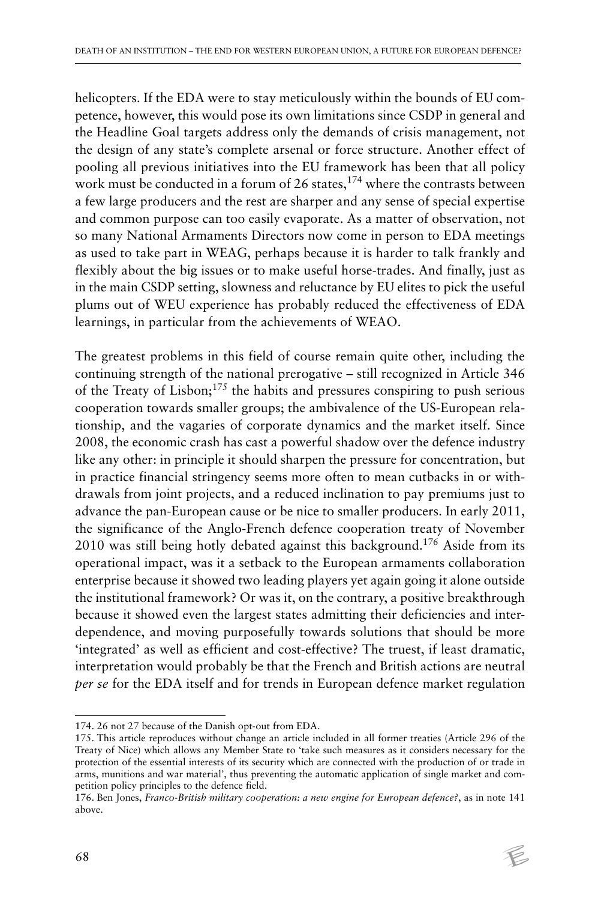helicopters. If the EDA were to stay meticulously within the bounds of EU competence, however, this would pose its own limitations since CSDP in general and the Headline Goal targets address only the demands of crisis management, not the design of any state's complete arsenal or force structure. Another effect of pooling all previous initiatives into the EU framework has been that all policy work must be conducted in a forum of 26 states,[174] where the contrasts between a few large producers and the rest are sharper and any sense of special expertise and common purpose can too easily evaporate. As a matter of observation, not so many National Armaments Directors now come in person to EDA meetings as used to take part in WEAG, perhaps because it is harder to talk frankly and flexibly about the big issues or to make useful horse-trades. And finally, just as in the main CSDP setting, slowness and reluctance by EU elites to pick the useful plums out of WEU experience has probably reduced the effectiveness of EDA learnings, in particular from the achievements of WEAO.

The greatest problems in this field of course remain quite other, including the continuing strength of the national prerogative – still recognized in Article 346 of the Treaty of Lisbon;[175] the habits and pressures conspiring to push serious cooperation towards smaller groups; the ambivalence of the US-European relationship, and the vagaries of corporate dynamics and the market itself. Since 2008, the economic crash has cast a powerful shadow over the defence industry like any other: in principle it should sharpen the pressure for concentration, but in practice financial stringency seems more often to mean cutbacks in or withdrawals from joint projects, and a reduced inclination to pay premiums just to advance the pan-European cause or be nice to smaller producers. In early 2011, the significance of the Anglo-French defence cooperation treaty of November 2010 was still being hotly debated against this background.[176] Aside from its operational impact, was it a setback to the European armaments collaboration enterprise because it showed two leading players yet again going it alone outside the institutional framework? Or was it, on the contrary, a positive breakthrough because it showed even the largest states admitting their deficiencies and interdependence, and moving purposefully towards solutions that should be more 'integrated' as well as efficient and cost-effective? The truest, if least dramatic, interpretation would probably be that the French and British actions are neutral *per se* for the EDA itself and for trends in European defence market regulation

---

174. 26 not 27 because of the Danish opt-out from EDA.

175. This article reproduces without change an article included in all former treaties (Article 296 of the Treaty of Nice) which allows any Member State to 'take such measures as it considers necessary for the protection of the essential interests of its security which are connected with the production of or trade in arms, munitions and war material', thus preventing the automatic application of single market and competition policy principles to the defence field.

176. Ben Jones, *Franco-British military cooperation: a new engine for European defence?*, as in note 141 above.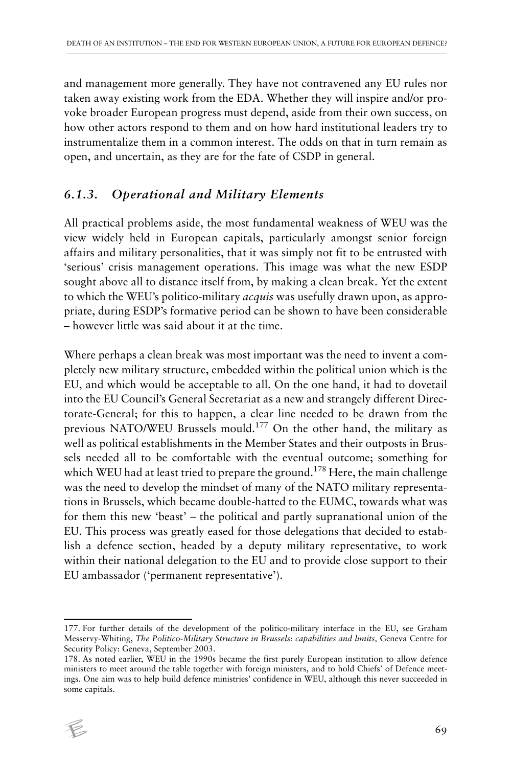and management more generally. They have not contravened any EU rules nor taken away existing work from the EDA. Whether they will inspire and/or provoke broader European progress must depend, aside from their own success, on how other actors respond to them and on how hard institutional leaders try to instrumentalize them in a common interest. The odds on that in turn remain as open, and uncertain, as they are for the fate of CSDP in general.

### *6.1.3. Operational and Military Elements*

All practical problems aside, the most fundamental weakness of WEU was the view widely held in European capitals, particularly amongst senior foreign affairs and military personalities, that it was simply not fit to be entrusted with 'serious' crisis management operations. This image was what the new ESDP sought above all to distance itself from, by making a clean break. Yet the extent to which the WEU's politico-military *acquis* was usefully drawn upon, as appropriate, during ESDP's formative period can be shown to have been considerable – however little was said about it at the time.

Where perhaps a clean break was most important was the need to invent a completely new military structure, embedded within the political union which is the EU, and which would be acceptable to all. On the one hand, it had to dovetail into the EU Council's General Secretariat as a new and strangely different Directorate-General; for this to happen, a clear line needed to be drawn from the previous NATO/WEU Brussels mould.[177] On the other hand, the military as well as political establishments in the Member States and their outposts in Brussels needed all to be comfortable with the eventual outcome; something for which WEU had at least tried to prepare the ground.[178] Here, the main challenge was the need to develop the mindset of many of the NATO military representations in Brussels, which became double-hatted to the EUMC, towards what was for them this new 'beast' – the political and partly supranational union of the EU. This process was greatly eased for those delegations that decided to establish a defence section, headed by a deputy military representative, to work within their national delegation to the EU and to provide close support to their EU ambassador ('permanent representative').

177. For further details of the development of the politico-military interface in the EU, see Graham Messervy-Whiting, *The Politico-Military Structure in Brussels: capabilities and limits,* Geneva Centre for Security Policy: Geneva, September 2003.

178. As noted earlier, WEU in the 1990s became the first purely European institution to allow defence ministers to meet around the table together with foreign ministers, and to hold Chiefs' of Defence meetings. One aim was to help build defence ministries' confidence in WEU, although this never succeeded in some capitals.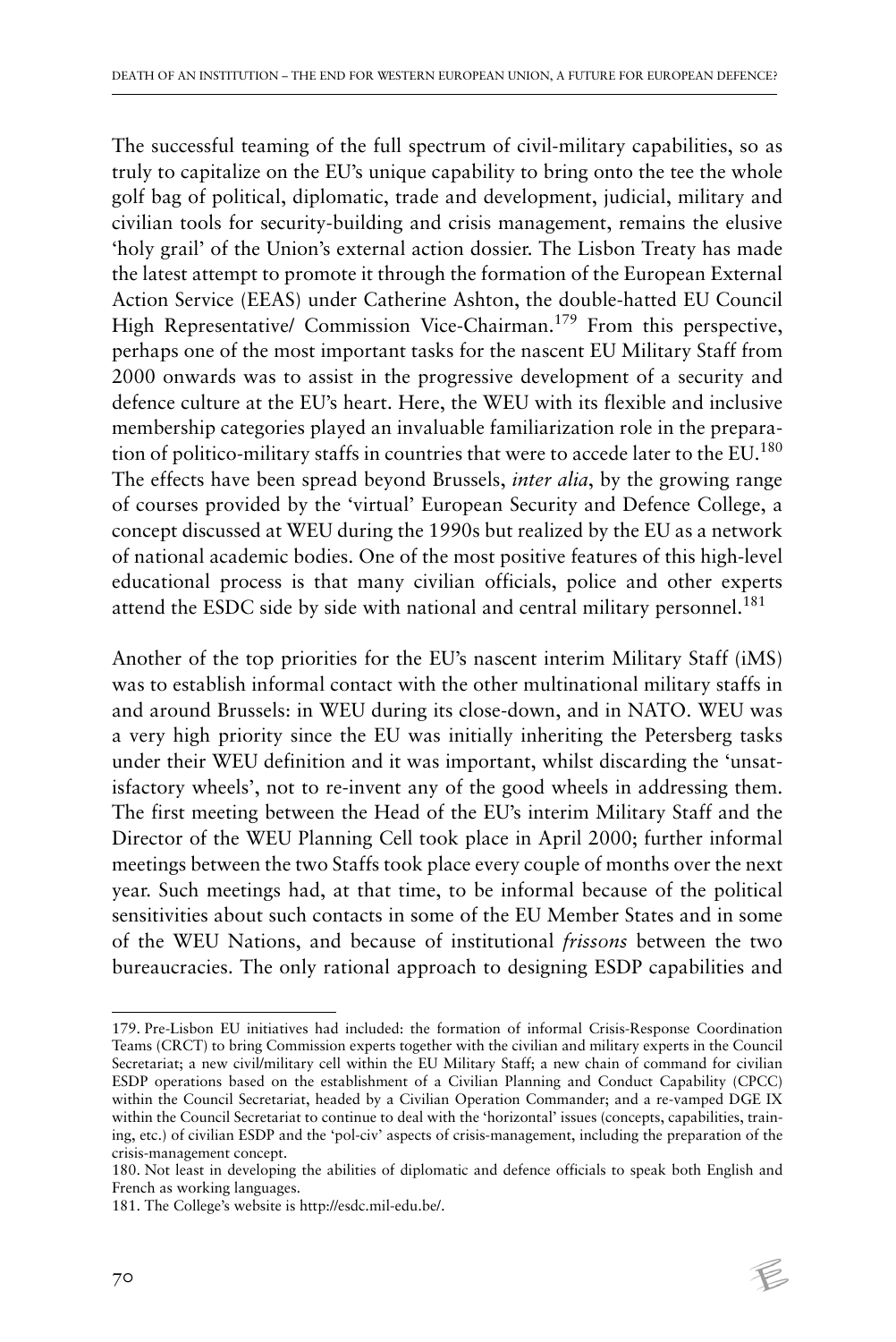The successful teaming of the full spectrum of civil-military capabilities, so as truly to capitalize on the EU's unique capability to bring onto the tee the whole golf bag of political, diplomatic, trade and development, judicial, military and civilian tools for security-building and crisis management, remains the elusive 'holy grail' of the Union's external action dossier. The Lisbon Treaty has made the latest attempt to promote it through the formation of the European External Action Service (EEAS) under Catherine Ashton, the double-hatted EU Council High Representative/ Commission Vice-Chairman.[179] From this perspective, perhaps one of the most important tasks for the nascent EU Military Staff from 2000 onwards was to assist in the progressive development of a security and defence culture at the EU's heart. Here, the WEU with its flexible and inclusive membership categories played an invaluable familiarization role in the preparation of politico-military staffs in countries that were to accede later to the EU.[180] The effects have been spread beyond Brussels, *inter alia*, by the growing range of courses provided by the 'virtual' European Security and Defence College, a concept discussed at WEU during the 1990s but realized by the EU as a network of national academic bodies. One of the most positive features of this high-level educational process is that many civilian officials, police and other experts attend the ESDC side by side with national and central military personnel.[181]

Another of the top priorities for the EU's nascent interim Military Staff (iMS) was to establish informal contact with the other multinational military staffs in and around Brussels: in WEU during its close-down, and in NATO. WEU was a very high priority since the EU was initially inheriting the Petersberg tasks under their WEU definition and it was important, whilst discarding the 'unsatisfactory wheels', not to re-invent any of the good wheels in addressing them. The first meeting between the Head of the EU's interim Military Staff and the Director of the WEU Planning Cell took place in April 2000; further informal meetings between the two Staffs took place every couple of months over the next year. Such meetings had, at that time, to be informal because of the political sensitivities about such contacts in some of the EU Member States and in some of the WEU Nations, and because of institutional *frissons* between the two bureaucracies. The only rational approach to designing ESDP capabilities and

---

179. Pre-Lisbon EU initiatives had included: the formation of informal Crisis-Response Coordination Teams (CRCT) to bring Commission experts together with the civilian and military experts in the Council Secretariat; a new civil/military cell within the EU Military Staff; a new chain of command for civilian ESDP operations based on the establishment of a Civilian Planning and Conduct Capability (CPCC) within the Council Secretariat, headed by a Civilian Operation Commander; and a re-vamped DGE IX within the Council Secretariat to continue to deal with the 'horizontal' issues (concepts, capabilities, training, etc.) of civilian ESDP and the 'pol-civ' aspects of crisis-management, including the preparation of the crisis-management concept.

180. Not least in developing the abilities of diplomatic and defence officials to speak both English and French as working languages.

181. The College's website is http://esdc.mil-edu.be/.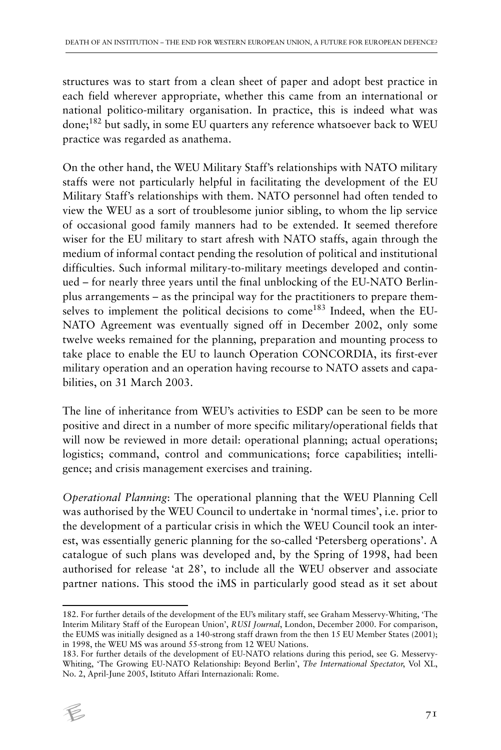structures was to start from a clean sheet of paper and adopt best practice in each field wherever appropriate, whether this came from an international or national politico-military organisation. In practice, this is indeed what was done;[182] but sadly, in some EU quarters any reference whatsoever back to WEU practice was regarded as anathema.

On the other hand, the WEU Military Staff's relationships with NATO military staffs were not particularly helpful in facilitating the development of the EU Military Staff's relationships with them. NATO personnel had often tended to view the WEU as a sort of troublesome junior sibling, to whom the lip service of occasional good family manners had to be extended. It seemed therefore wiser for the EU military to start afresh with NATO staffs, again through the medium of informal contact pending the resolution of political and institutional difficulties. Such informal military-to-military meetings developed and continued – for nearly three years until the final unblocking of the EU-NATO Berlin-plus arrangements – as the principal way for the practitioners to prepare themselves to implement the political decisions to come[183] Indeed, when the EU-NATO Agreement was eventually signed off in December 2002, only some twelve weeks remained for the planning, preparation and mounting process to take place to enable the EU to launch Operation CONCORDIA, its first-ever military operation and an operation having recourse to NATO assets and capabilities, on 31 March 2003.

The line of inheritance from WEU's activities to ESDP can be seen to be more positive and direct in a number of more specific military/operational fields that will now be reviewed in more detail: operational planning; actual operations; logistics; command, control and communications; force capabilities; intelligence; and crisis management exercises and training.

*Operational Planning*: The operational planning that the WEU Planning Cell was authorised by the WEU Council to undertake in 'normal times', i.e. prior to the development of a particular crisis in which the WEU Council took an interest, was essentially generic planning for the so-called 'Petersberg operations'. A catalogue of such plans was developed and, by the Spring of 1998, had been authorised for release 'at 28', to include all the WEU observer and associate partner nations. This stood the iMS in particularly good stead as it set about

---

182. For further details of the development of the EU's military staff, see Graham Messervy-Whiting, 'The Interim Military Staff of the European Union', *RUSI Journal*, London, December 2000. For comparison, the EUMS was initially designed as a 140-strong staff drawn from the then 15 EU Member States (2001); in 1998, the WEU MS was around 55-strong from 12 WEU Nations.

183. For further details of the development of EU-NATO relations during this period, see G. Messervy-Whiting, 'The Growing EU-NATO Relationship: Beyond Berlin', *The International Spectator*, Vol XL, No. 2, April-June 2005, Istituto Affari Internazionali: Rome.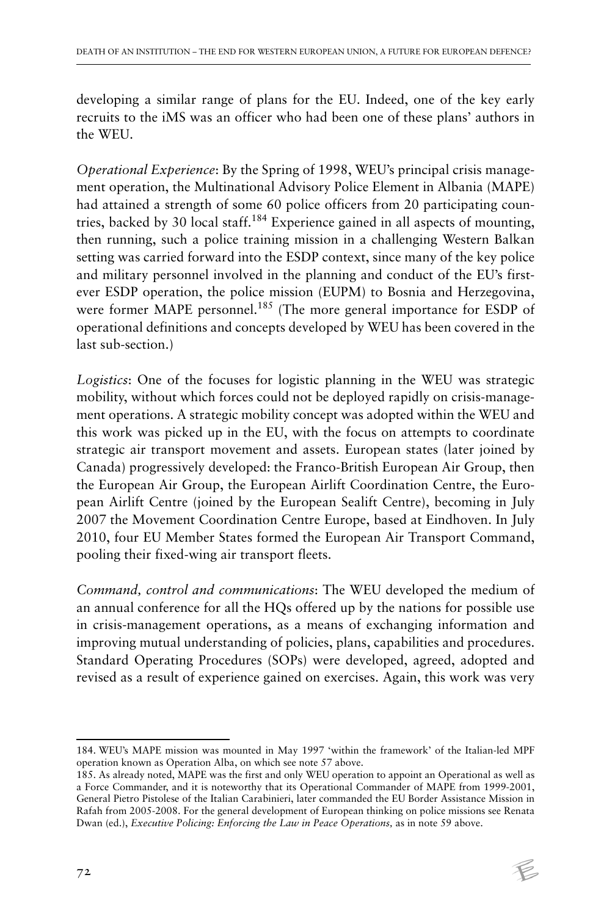developing a similar range of plans for the EU. Indeed, one of the key early recruits to the iMS was an officer who had been one of these plans' authors in the WEU.

*Operational Experience*: By the Spring of 1998, WEU's principal crisis management operation, the Multinational Advisory Police Element in Albania (MAPE) had attained a strength of some 60 police officers from 20 participating countries, backed by 30 local staff.[184] Experience gained in all aspects of mounting, then running, such a police training mission in a challenging Western Balkan setting was carried forward into the ESDP context, since many of the key police and military personnel involved in the planning and conduct of the EU's first-ever ESDP operation, the police mission (EUPM) to Bosnia and Herzegovina, were former MAPE personnel.[185] (The more general importance for ESDP of operational definitions and concepts developed by WEU has been covered in the last sub-section.)

*Logistics*: One of the focuses for logistic planning in the WEU was strategic mobility, without which forces could not be deployed rapidly on crisis-management operations. A strategic mobility concept was adopted within the WEU and this work was picked up in the EU, with the focus on attempts to coordinate strategic air transport movement and assets. European states (later joined by Canada) progressively developed: the Franco-British European Air Group, then the European Air Group, the European Airlift Coordination Centre, the European Airlift Centre (joined by the European Sealift Centre), becoming in July 2007 the Movement Coordination Centre Europe, based at Eindhoven. In July 2010, four EU Member States formed the European Air Transport Command, pooling their fixed-wing air transport fleets.

*Command, control and communications*: The WEU developed the medium of an annual conference for all the HQs offered up by the nations for possible use in crisis-management operations, as a means of exchanging information and improving mutual understanding of policies, plans, capabilities and procedures. Standard Operating Procedures (SOPs) were developed, agreed, adopted and revised as a result of experience gained on exercises. Again, this work was very

---

184. WEU's MAPE mission was mounted in May 1997 'within the framework' of the Italian-led MPF operation known as Operation Alba, on which see note 57 above.

185. As already noted, MAPE was the first and only WEU operation to appoint an Operational as well as a Force Commander, and it is noteworthy that its Operational Commander of MAPE from 1999-2001, General Pietro Pistolese of the Italian Carabinieri, later commanded the EU Border Assistance Mission in Rafah from 2005-2008. For the general development of European thinking on police missions see Renata Dwan (ed.), *Executive Policing: Enforcing the Law in Peace Operations,* as in note 59 above.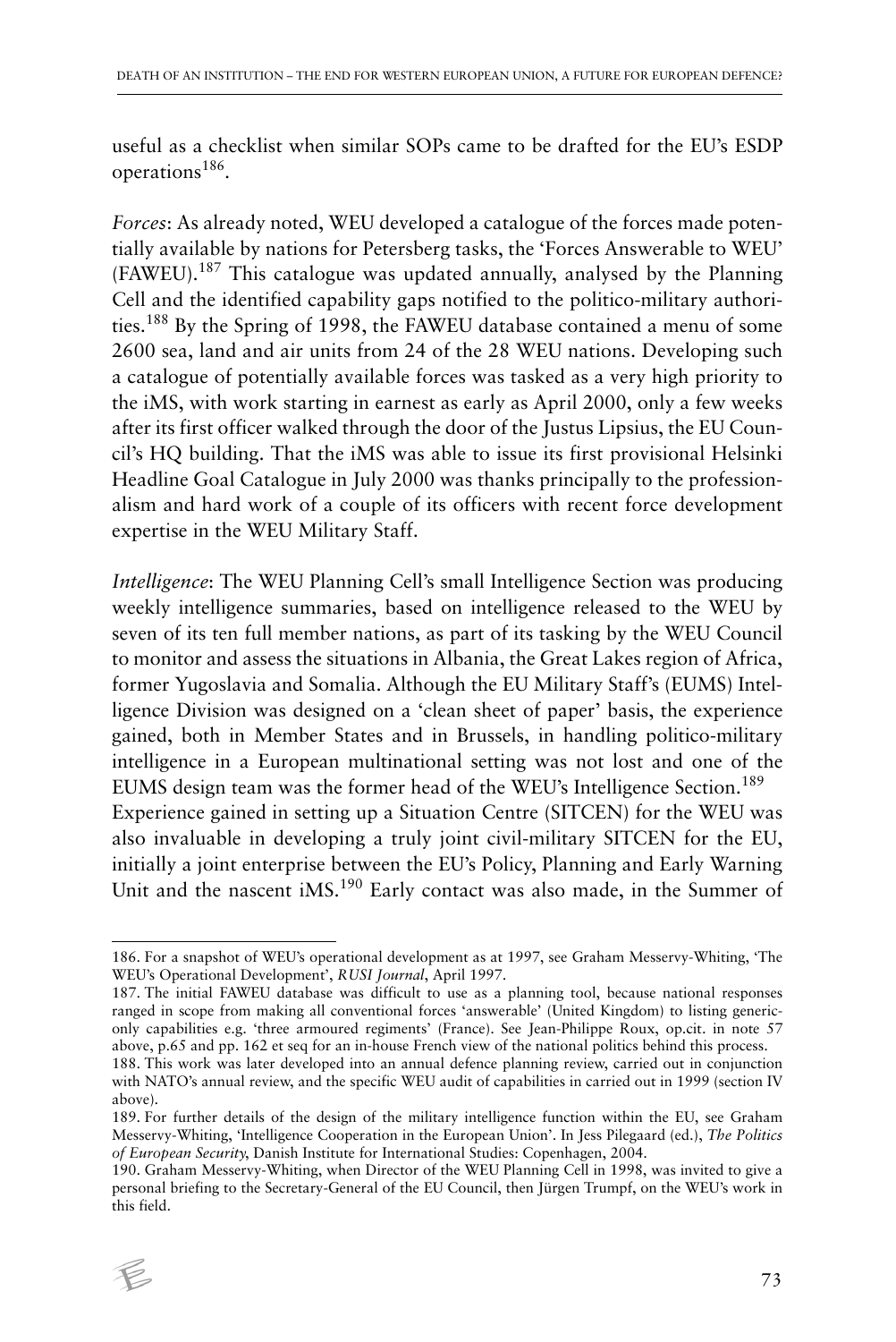useful as a checklist when similar SOPs came to be drafted for the EU's ESDP operations[186].

*Forces*: As already noted, WEU developed a catalogue of the forces made potentially available by nations for Petersberg tasks, the 'Forces Answerable to WEU' (FAWEU).[187] This catalogue was updated annually, analysed by the Planning Cell and the identified capability gaps notified to the politico-military authorities.[188] By the Spring of 1998, the FAWEU database contained a menu of some 2600 sea, land and air units from 24 of the 28 WEU nations. Developing such a catalogue of potentially available forces was tasked as a very high priority to the iMS, with work starting in earnest as early as April 2000, only a few weeks after its first officer walked through the door of the Justus Lipsius, the EU Council's HQ building. That the iMS was able to issue its first provisional Helsinki Headline Goal Catalogue in July 2000 was thanks principally to the professionalism and hard work of a couple of its officers with recent force development expertise in the WEU Military Staff.

*Intelligence*: The WEU Planning Cell's small Intelligence Section was producing weekly intelligence summaries, based on intelligence released to the WEU by seven of its ten full member nations, as part of its tasking by the WEU Council to monitor and assess the situations in Albania, the Great Lakes region of Africa, former Yugoslavia and Somalia. Although the EU Military Staff's (EUMS) Intelligence Division was designed on a 'clean sheet of paper' basis, the experience gained, both in Member States and in Brussels, in handling politico-military intelligence in a European multinational setting was not lost and one of the EUMS design team was the former head of the WEU's Intelligence Section.[189]

Experience gained in setting up a Situation Centre (SITCEN) for the WEU was also invaluable in developing a truly joint civil-military SITCEN for the EU, initially a joint enterprise between the EU's Policy, Planning and Early Warning Unit and the nascent iMS.[190] Early contact was also made, in the Summer of

---

186. For a snapshot of WEU's operational development as at 1997, see Graham Messervy-Whiting, 'The WEU's Operational Development', *RUSI Journal*, April 1997.

187. The initial FAWEU database was difficult to use as a planning tool, because national responses ranged in scope from making all conventional forces 'answerable' (United Kingdom) to listing generic-only capabilities e.g. 'three armoured regiments' (France). See Jean-Philippe Roux, op.cit. in note 57 above, p.65 and pp. 162 et seq for an in-house French view of the national politics behind this process.

188. This work was later developed into an annual defence planning review, carried out in conjunction with NATO's annual review, and the specific WEU audit of capabilities in carried out in 1999 (section IV above).

189. For further details of the design of the military intelligence function within the EU, see Graham Messervy-Whiting, 'Intelligence Cooperation in the European Union'. In Jess Pilegaard (ed.), *The Politics of European Security*, Danish Institute for International Studies: Copenhagen, 2004.

190. Graham Messervy-Whiting, when Director of the WEU Planning Cell in 1998, was invited to give a personal briefing to the Secretary-General of the EU Council, then Jürgen Trumpf, on the WEU's work in this field.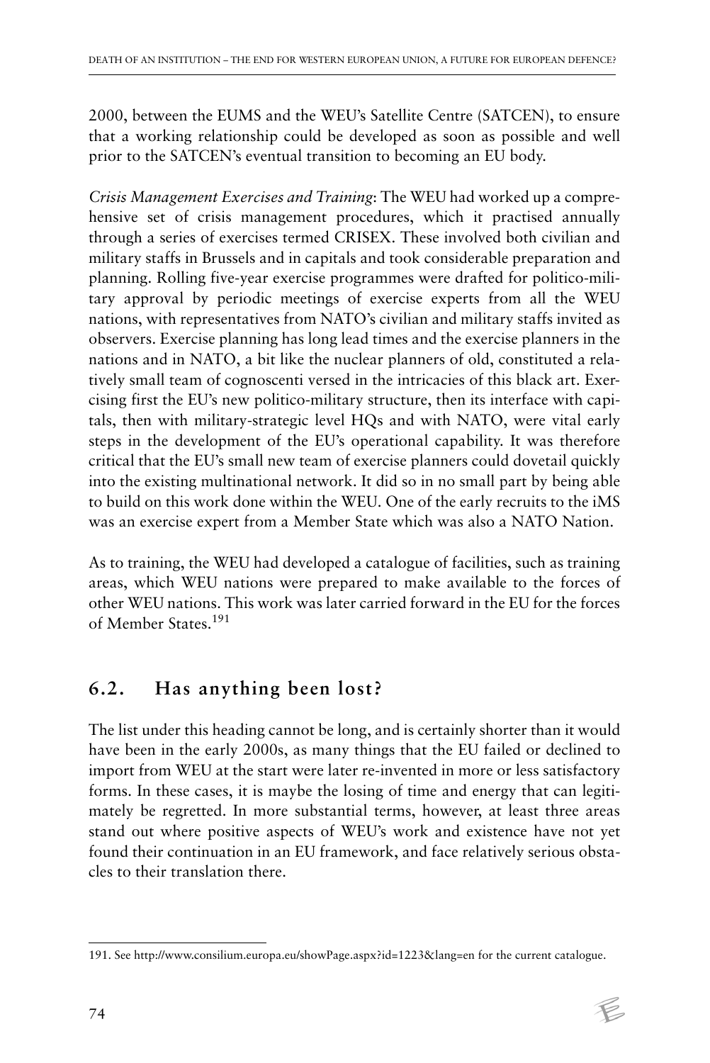2000, between the EUMS and the WEU's Satellite Centre (SATCEN), to ensure that a working relationship could be developed as soon as possible and well prior to the SATCEN's eventual transition to becoming an EU body.

*Crisis Management Exercises and Training*: The WEU had worked up a comprehensive set of crisis management procedures, which it practised annually through a series of exercises termed CRISEX. These involved both civilian and military staffs in Brussels and in capitals and took considerable preparation and planning. Rolling five-year exercise programmes were drafted for politico-military approval by periodic meetings of exercise experts from all the WEU nations, with representatives from NATO's civilian and military staffs invited as observers. Exercise planning has long lead times and the exercise planners in the nations and in NATO, a bit like the nuclear planners of old, constituted a relatively small team of cognoscenti versed in the intricacies of this black art. Exercising first the EU's new politico-military structure, then its interface with capitals, then with military-strategic level HQs and with NATO, were vital early steps in the development of the EU's operational capability. It was therefore critical that the EU's small new team of exercise planners could dovetail quickly into the existing multinational network. It did so in no small part by being able to build on this work done within the WEU. One of the early recruits to the iMS was an exercise expert from a Member State which was also a NATO Nation.

As to training, the WEU had developed a catalogue of facilities, such as training areas, which WEU nations were prepared to make available to the forces of other WEU nations. This work was later carried forward in the EU for the forces of Member States.[191]

## 6.2. Has anything been lost?

The list under this heading cannot be long, and is certainly shorter than it would have been in the early 2000s, as many things that the EU failed or declined to import from WEU at the start were later re-invented in more or less satisfactory forms. In these cases, it is maybe the losing of time and energy that can legitimately be regretted. In more substantial terms, however, at least three areas stand out where positive aspects of WEU's work and existence have not yet found their continuation in an EU framework, and face relatively serious obstacles to their translation there.

---

191. See http://www.consilium.europa.eu/showPage.aspx?id=1223&lang=en for the current catalogue.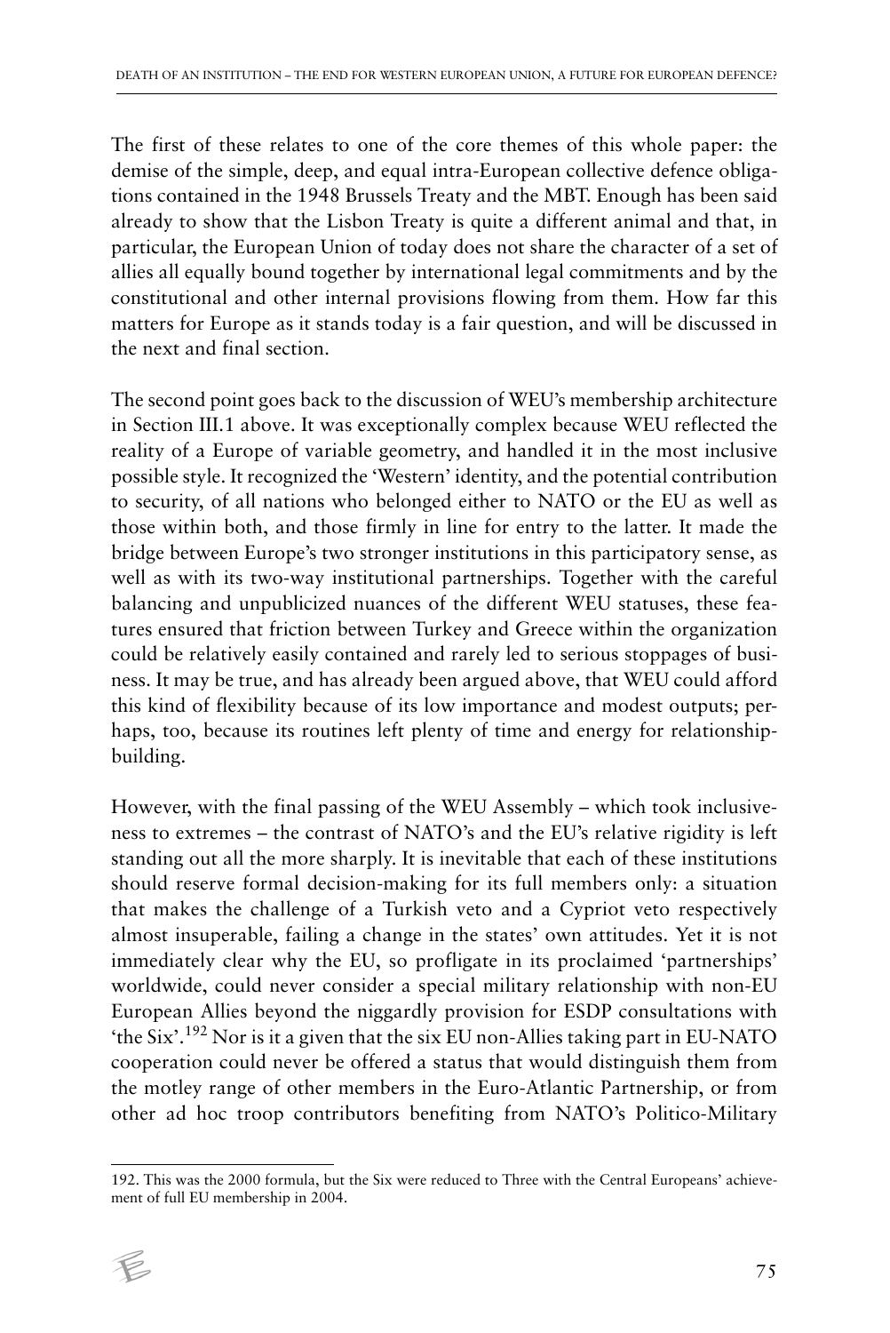The first of these relates to one of the core themes of this whole paper: the demise of the simple, deep, and equal intra-European collective defence obligations contained in the 1948 Brussels Treaty and the MBT. Enough has been said already to show that the Lisbon Treaty is quite a different animal and that, in particular, the European Union of today does not share the character of a set of allies all equally bound together by international legal commitments and by the constitutional and other internal provisions flowing from them. How far this matters for Europe as it stands today is a fair question, and will be discussed in the next and final section.

The second point goes back to the discussion of WEU's membership architecture in Section III.1 above. It was exceptionally complex because WEU reflected the reality of a Europe of variable geometry, and handled it in the most inclusive possible style. It recognized the 'Western' identity, and the potential contribution to security, of all nations who belonged either to NATO or the EU as well as those within both, and those firmly in line for entry to the latter. It made the bridge between Europe's two stronger institutions in this participatory sense, as well as with its two-way institutional partnerships. Together with the careful balancing and unpublicized nuances of the different WEU statuses, these features ensured that friction between Turkey and Greece within the organization could be relatively easily contained and rarely led to serious stoppages of business. It may be true, and has already been argued above, that WEU could afford this kind of flexibility because of its low importance and modest outputs; perhaps, too, because its routines left plenty of time and energy for relationship-building.

However, with the final passing of the WEU Assembly – which took inclusiveness to extremes – the contrast of NATO's and the EU's relative rigidity is left standing out all the more sharply. It is inevitable that each of these institutions should reserve formal decision-making for its full members only: a situation that makes the challenge of a Turkish veto and a Cypriot veto respectively almost insuperable, failing a change in the states' own attitudes. Yet it is not immediately clear why the EU, so profligate in its proclaimed 'partnerships' worldwide, could never consider a special military relationship with non-EU European Allies beyond the niggardly provision for ESDP consultations with 'the Six'.[192] Nor is it a given that the six EU non-Allies taking part in EU-NATO cooperation could never be offered a status that would distinguish them from the motley range of other members in the Euro-Atlantic Partnership, or from other ad hoc troop contributors benefiting from NATO's Politico-Military

---

192. This was the 2000 formula, but the Six were reduced to Three with the Central Europeans' achievement of full EU membership in 2004.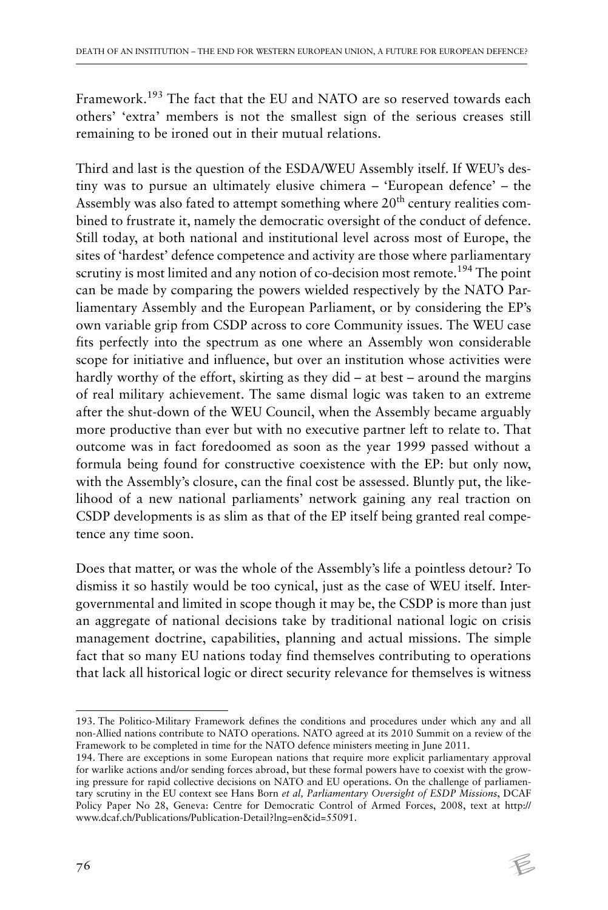Framework.[193] The fact that the EU and NATO are so reserved towards each others' 'extra' members is not the smallest sign of the serious creases still remaining to be ironed out in their mutual relations.

Third and last is the question of the ESDA/WEU Assembly itself. If WEU's destiny was to pursue an ultimately elusive chimera – 'European defence' – the Assembly was also fated to attempt something where 20th century realities combined to frustrate it, namely the democratic oversight of the conduct of defence. Still today, at both national and institutional level across most of Europe, the sites of 'hardest' defence competence and activity are those where parliamentary scrutiny is most limited and any notion of co-decision most remote.[194] The point can be made by comparing the powers wielded respectively by the NATO Parliamentary Assembly and the European Parliament, or by considering the EP's own variable grip from CSDP across to core Community issues. The WEU case fits perfectly into the spectrum as one where an Assembly won considerable scope for initiative and influence, but over an institution whose activities were hardly worthy of the effort, skirting as they did – at best – around the margins of real military achievement. The same dismal logic was taken to an extreme after the shut-down of the WEU Council, when the Assembly became arguably more productive than ever but with no executive partner left to relate to. That outcome was in fact foredoomed as soon as the year 1999 passed without a formula being found for constructive coexistence with the EP: but only now, with the Assembly's closure, can the final cost be assessed. Bluntly put, the likelihood of a new national parliaments' network gaining any real traction on CSDP developments is as slim as that of the EP itself being granted real competence any time soon.

Does that matter, or was the whole of the Assembly's life a pointless detour? To dismiss it so hastily would be too cynical, just as the case of WEU itself. Intergovernmental and limited in scope though it may be, the CSDP is more than just an aggregate of national decisions take by traditional national logic on crisis management doctrine, capabilities, planning and actual missions. The simple fact that so many EU nations today find themselves contributing to operations that lack all historical logic or direct security relevance for themselves is witness

---

193. The Politico-Military Framework defines the conditions and procedures under which any and all non-Allied nations contribute to NATO operations. NATO agreed at its 2010 Summit on a review of the Framework to be completed in time for the NATO defence ministers meeting in June 2011.

194. There are exceptions in some European nations that require more explicit parliamentary approval for warlike actions and/or sending forces abroad, but these formal powers have to coexist with the growing pressure for rapid collective decisions on NATO and EU operations. On the challenge of parliamentary scrutiny in the EU context see Hans Born *et al, Parliamentary Oversight of ESDP Missions*, DCAF Policy Paper No 28, Geneva: Centre for Democratic Control of Armed Forces, 2008, text at http://www.dcaf.ch/Publications/Publication-Detail?lng=en&id=55091.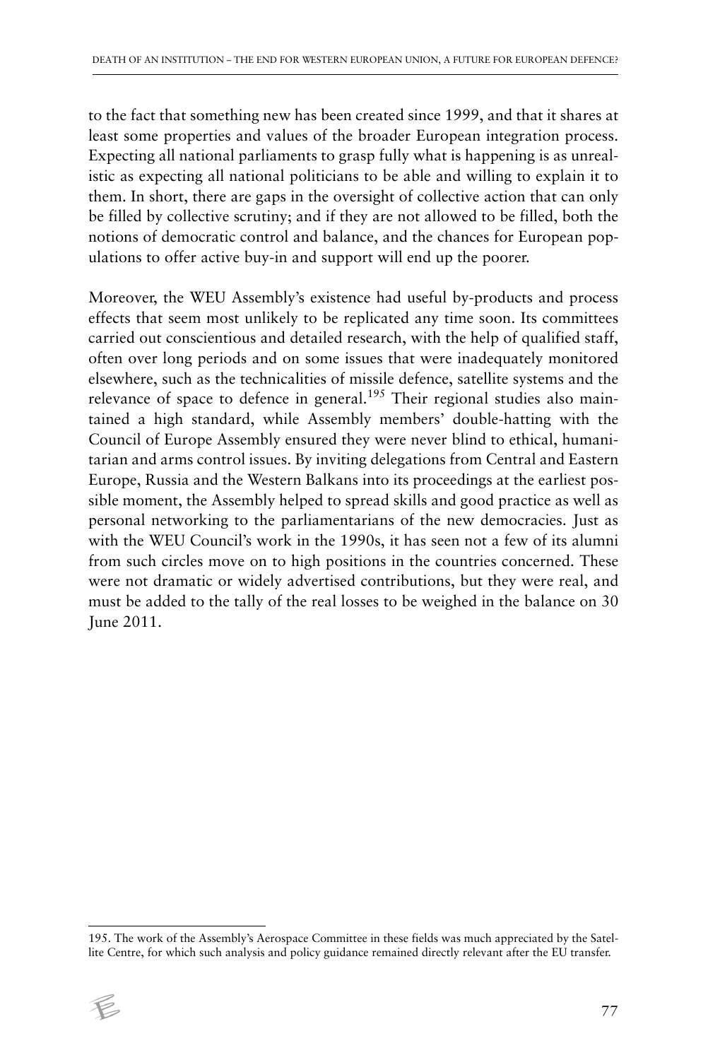to the fact that something new has been created since 1999, and that it shares at least some properties and values of the broader European integration process. Expecting all national parliaments to grasp fully what is happening is as unrealistic as expecting all national politicians to be able and willing to explain it to them. In short, there are gaps in the oversight of collective action that can only be filled by collective scrutiny; and if they are not allowed to be filled, both the notions of democratic control and balance, and the chances for European populations to offer active buy-in and support will end up the poorer.

Moreover, the WEU Assembly's existence had useful by-products and process effects that seem most unlikely to be replicated any time soon. Its committees carried out conscientious and detailed research, with the help of qualified staff, often over long periods and on some issues that were inadequately monitored elsewhere, such as the technicalities of missile defence, satellite systems and the relevance of space to defence in general.[195] Their regional studies also maintained a high standard, while Assembly members' double-hatting with the Council of Europe Assembly ensured they were never blind to ethical, humanitarian and arms control issues. By inviting delegations from Central and Eastern Europe, Russia and the Western Balkans into its proceedings at the earliest possible moment, the Assembly helped to spread skills and good practice as well as personal networking to the parliamentarians of the new democracies. Just as with the WEU Council's work in the 1990s, it has seen not a few of its alumni from such circles move on to high positions in the countries concerned. These were not dramatic or widely advertised contributions, but they were real, and must be added to the tally of the real losses to be weighed in the balance on 30 June 2011.

195. The work of the Assembly's Aerospace Committee in these fields was much appreciated by the Satellite Centre, for which such analysis and policy guidance remained directly relevant after the EU transfer.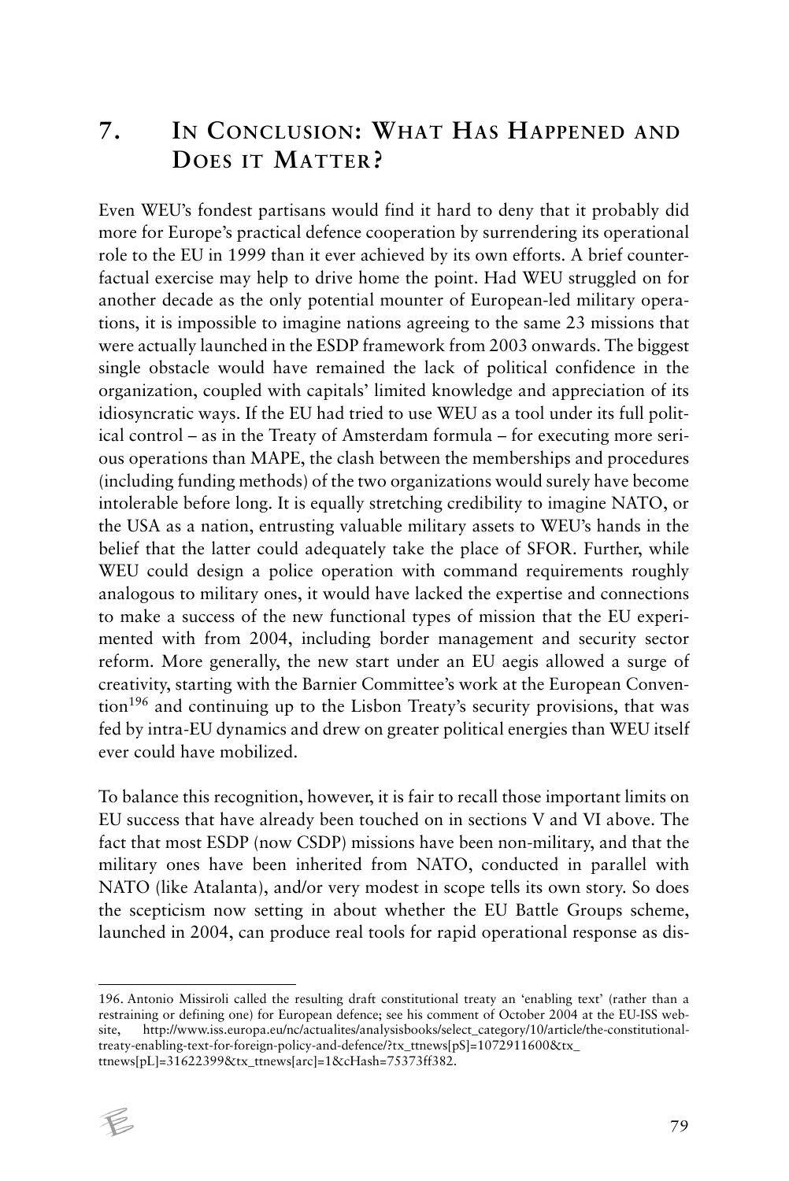## 7. In Conclusion: What Has Happened and Does it Matter?

Even WEU's fondest partisans would find it hard to deny that it probably did more for Europe's practical defence cooperation by surrendering its operational role to the EU in 1999 than it ever achieved by its own efforts. A brief counterfactual exercise may help to drive home the point. Had WEU struggled on for another decade as the only potential mounter of European-led military operations, it is impossible to imagine nations agreeing to the same 23 missions that were actually launched in the ESDP framework from 2003 onwards. The biggest single obstacle would have remained the lack of political confidence in the organization, coupled with capitals' limited knowledge and appreciation of its idiosyncratic ways. If the EU had tried to use WEU as a tool under its full political control – as in the Treaty of Amsterdam formula – for executing more serious operations than MAPE, the clash between the memberships and procedures (including funding methods) of the two organizations would surely have become intolerable before long. It is equally stretching credibility to imagine NATO, or the USA as a nation, entrusting valuable military assets to WEU's hands in the belief that the latter could adequately take the place of SFOR. Further, while WEU could design a police operation with command requirements roughly analogous to military ones, it would have lacked the expertise and connections to make a success of the new functional types of mission that the EU experimented with from 2004, including border management and security sector reform. More generally, the new start under an EU aegis allowed a surge of creativity, starting with the Barnier Committee's work at the European Convention[196] and continuing up to the Lisbon Treaty's security provisions, that was fed by intra-EU dynamics and drew on greater political energies than WEU itself ever could have mobilized.

To balance this recognition, however, it is fair to recall those important limits on EU success that have already been touched on in sections V and VI above. The fact that most ESDP (now CSDP) missions have been non-military, and that the military ones have been inherited from NATO, conducted in parallel with NATO (like Atalanta), and/or very modest in scope tells its own story. So does the scepticism now setting in about whether the EU Battle Groups scheme, launched in 2004, can produce real tools for rapid operational response as dis-

---

196. Antonio Missiroli called the resulting draft constitutional treaty an 'enabling text' (rather than a restraining or defining one) for European defence; see his comment of October 2004 at the EU-ISS website, http://www.iss.europa.eu/nc/actualites/analysisbooks/select_category/10/article/the-constitutional-treaty-enabling-text-for-foreign-policy-and-defence/?tx_ttnews[pS]=1072911600&tx_ttnews[pL]=31622399&tx_ttnews[arc]=1&cHash=75373ff382.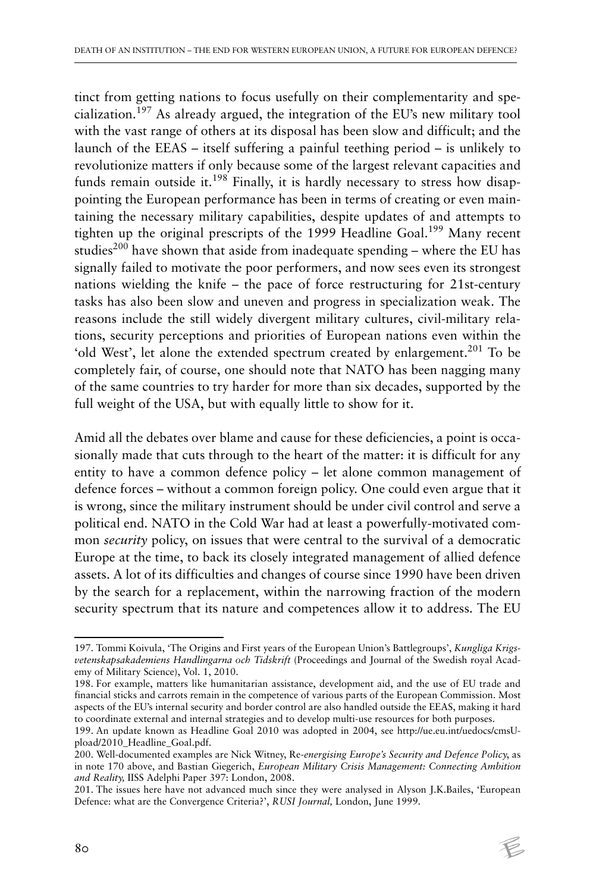tinct from getting nations to focus usefully on their complementarity and specialization.[197] As already argued, the integration of the EU's new military tool with the vast range of others at its disposal has been slow and difficult; and the launch of the EEAS – itself suffering a painful teething period – is unlikely to revolutionize matters if only because some of the largest relevant capacities and funds remain outside it.[198] Finally, it is hardly necessary to stress how disappointing the European performance has been in terms of creating or even maintaining the necessary military capabilities, despite updates of and attempts to tighten up the original prescripts of the 1999 Headline Goal.[199] Many recent studies[200] have shown that aside from inadequate spending – where the EU has signally failed to motivate the poor performers, and now sees even its strongest nations wielding the knife – the pace of force restructuring for 21st-century tasks has also been slow and uneven and progress in specialization weak. The reasons include the still widely divergent military cultures, civil-military relations, security perceptions and priorities of European nations even within the 'old West', let alone the extended spectrum created by enlargement.[201] To be completely fair, of course, one should note that NATO has been nagging many of the same countries to try harder for more than six decades, supported by the full weight of the USA, but with equally little to show for it.

Amid all the debates over blame and cause for these deficiencies, a point is occasionally made that cuts through to the heart of the matter: it is difficult for any entity to have a common defence policy – let alone common management of defence forces – without a common foreign policy. One could even argue that it is wrong, since the military instrument should be under civil control and serve a political end. NATO in the Cold War had at least a powerfully-motivated common *security* policy, on issues that were central to the survival of a democratic Europe at the time, to back its closely integrated management of allied defence assets. A lot of its difficulties and changes of course since 1990 have been driven by the search for a replacement, within the narrowing fraction of the modern security spectrum that its nature and competences allow it to address. The EU

---

197. Tommi Koivula, 'The Origins and First years of the European Union's Battlegroups', *Kungliga Krigsvetenskapsakademiens Handlingarna och Tidskrift* (Proceedings and Journal of the Swedish royal Academy of Military Science), Vol. 1, 2010.

198. For example, matters like humanitarian assistance, development aid, and the use of EU trade and financial sticks and carrots remain in the competence of various parts of the European Commission. Most aspects of the EU's internal security and border control are also handled outside the EEAS, making it hard to coordinate external and internal strategies and to develop multi-use resources for both purposes.

199. An update known as Headline Goal 2010 was adopted in 2004, see http://ue.eu.int/uedocs/cmsUpload/2010_Headline_Goal.pdf.

200. Well-documented examples are Nick Witney, Re-*energising Europe's Security and Defence Policy*, as in note 170 above, and Bastian Giegerich, *European Military Crisis Management: Connecting Ambition and Reality,* IISS Adelphi Paper 397: London, 2008.

201. The issues here have not advanced much since they were analysed in Alyson J.K.Bailes, 'European Defence: what are the Convergence Criteria?', *RUSI Journal,* London, June 1999.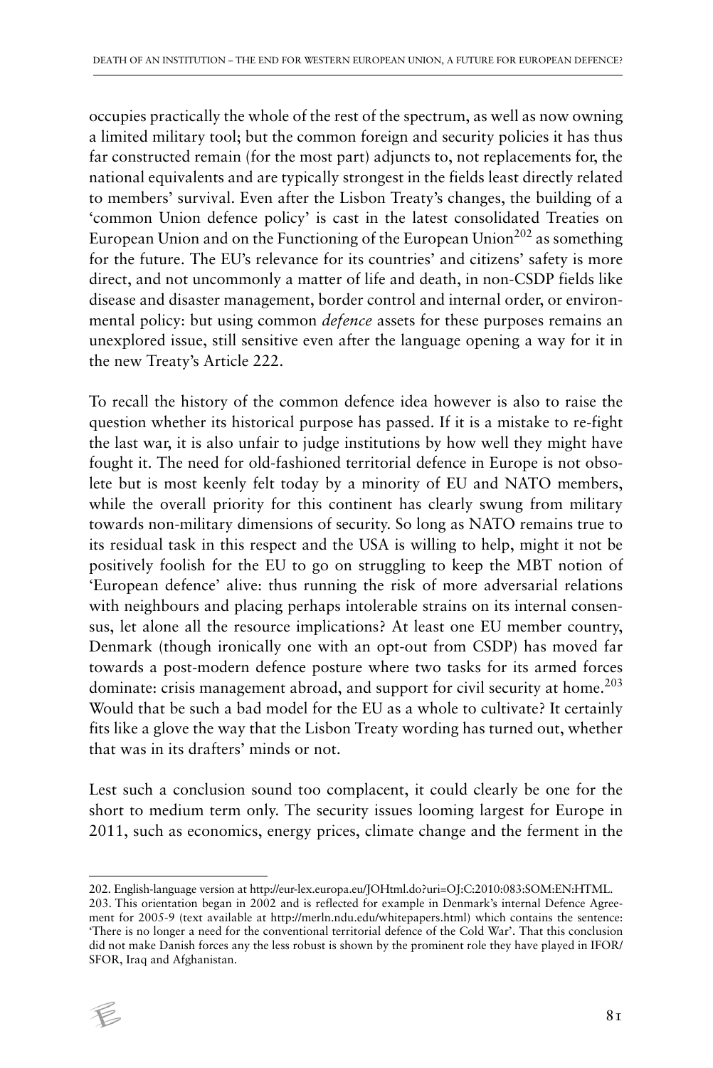occupies practically the whole of the rest of the spectrum, as well as now owning a limited military tool; but the common foreign and security policies it has thus far constructed remain (for the most part) adjuncts to, not replacements for, the national equivalents and are typically strongest in the fields least directly related to members' survival. Even after the Lisbon Treaty's changes, the building of a 'common Union defence policy' is cast in the latest consolidated Treaties on European Union and on the Functioning of the European Union[202] as something for the future. The EU's relevance for its countries' and citizens' safety is more direct, and not uncommonly a matter of life and death, in non-CSDP fields like disease and disaster management, border control and internal order, or environmental policy: but using common *defence* assets for these purposes remains an unexplored issue, still sensitive even after the language opening a way for it in the new Treaty's Article 222.

To recall the history of the common defence idea however is also to raise the question whether its historical purpose has passed. If it is a mistake to re-fight the last war, it is also unfair to judge institutions by how well they might have fought it. The need for old-fashioned territorial defence in Europe is not obsolete but is most keenly felt today by a minority of EU and NATO members, while the overall priority for this continent has clearly swung from military towards non-military dimensions of security. So long as NATO remains true to its residual task in this respect and the USA is willing to help, might it not be positively foolish for the EU to go on struggling to keep the MBT notion of 'European defence' alive: thus running the risk of more adversarial relations with neighbours and placing perhaps intolerable strains on its internal consensus, let alone all the resource implications? At least one EU member country, Denmark (though ironically one with an opt-out from CSDP) has moved far towards a post-modern defence posture where two tasks for its armed forces dominate: crisis management abroad, and support for civil security at home.[203] Would that be such a bad model for the EU as a whole to cultivate? It certainly fits like a glove the way that the Lisbon Treaty wording has turned out, whether that was in its drafters' minds or not.

Lest such a conclusion sound too complacent, it could clearly be one for the short to medium term only. The security issues looming largest for Europe in 2011, such as economics, energy prices, climate change and the ferment in the

---

202. English-language version at http://eur-lex.europa.eu/JOHtml.do?uri=OJ:C:2010:083:SOM:EN:HTML.

203. This orientation began in 2002 and is reflected for example in Denmark's internal Defence Agreement for 2005-9 (text available at http://merln.ndu.edu/whitepapers.html) which contains the sentence: 'There is no longer a need for the conventional territorial defence of the Cold War'. That this conclusion did not make Danish forces any the less robust is shown by the prominent role they have played in IFOR/SFOR, Iraq and Afghanistan.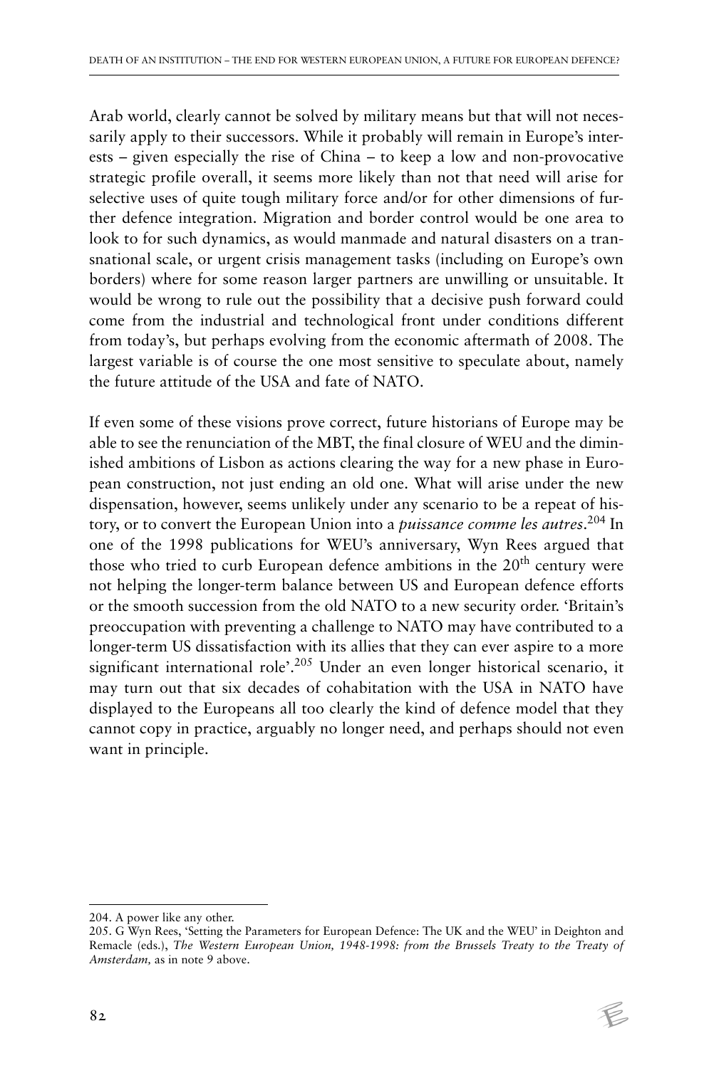Arab world, clearly cannot be solved by military means but that will not necessarily apply to their successors. While it probably will remain in Europe's interests – given especially the rise of China – to keep a low and non-provocative strategic profile overall, it seems more likely than not that need will arise for selective uses of quite tough military force and/or for other dimensions of further defence integration. Migration and border control would be one area to look to for such dynamics, as would manmade and natural disasters on a transnational scale, or urgent crisis management tasks (including on Europe's own borders) where for some reason larger partners are unwilling or unsuitable. It would be wrong to rule out the possibility that a decisive push forward could come from the industrial and technological front under conditions different from today's, but perhaps evolving from the economic aftermath of 2008. The largest variable is of course the one most sensitive to speculate about, namely the future attitude of the USA and fate of NATO.

If even some of these visions prove correct, future historians of Europe may be able to see the renunciation of the MBT, the final closure of WEU and the diminished ambitions of Lisbon as actions clearing the way for a new phase in European construction, not just ending an old one. What will arise under the new dispensation, however, seems unlikely under any scenario to be a repeat of history, or to convert the European Union into a *puissance comme les autres*.[204] In one of the 1998 publications for WEU's anniversary, Wyn Rees argued that those who tried to curb European defence ambitions in the 20th century were not helping the longer-term balance between US and European defence efforts or the smooth succession from the old NATO to a new security order. 'Britain's preoccupation with preventing a challenge to NATO may have contributed to a longer-term US dissatisfaction with its allies that they can ever aspire to a more significant international role'.[205] Under an even longer historical scenario, it may turn out that six decades of cohabitation with the USA in NATO have displayed to the Europeans all too clearly the kind of defence model that they cannot copy in practice, arguably no longer need, and perhaps should not even want in principle.

---

204. A power like any other.

205. G Wyn Rees, 'Setting the Parameters for European Defence: The UK and the WEU' in Deighton and Remacle (eds.), *The Western European Union, 1948-1998: from the Brussels Treaty to the Treaty of Amsterdam,* as in note 9 above.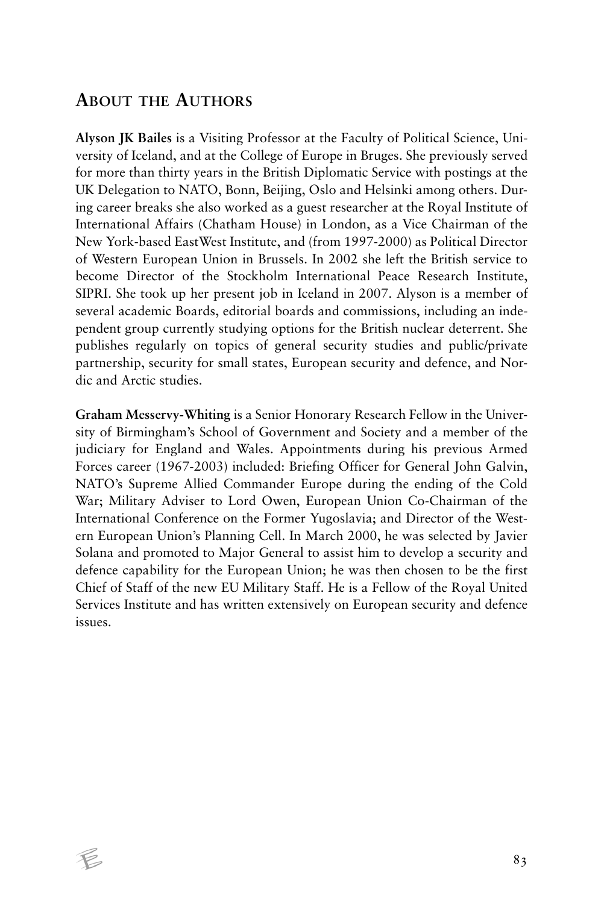## About the Authors

**Alyson JK Bailes** is a Visiting Professor at the Faculty of Political Science, University of Iceland, and at the College of Europe in Bruges. She previously served for more than thirty years in the British Diplomatic Service with postings at the UK Delegation to NATO, Bonn, Beijing, Oslo and Helsinki among others. During career breaks she also worked as a guest researcher at the Royal Institute of International Affairs (Chatham House) in London, as a Vice Chairman of the New York-based EastWest Institute, and (from 1997-2000) as Political Director of Western European Union in Brussels. In 2002 she left the British service to become Director of the Stockholm International Peace Research Institute, SIPRI. She took up her present job in Iceland in 2007. Alyson is a member of several academic Boards, editorial boards and commissions, including an independent group currently studying options for the British nuclear deterrent. She publishes regularly on topics of general security studies and public/private partnership, security for small states, European security and defence, and Nordic and Arctic studies.

**Graham Messervy-Whiting** is a Senior Honorary Research Fellow in the University of Birmingham's School of Government and Society and a member of the judiciary for England and Wales. Appointments during his previous Armed Forces career (1967-2003) included: Briefing Officer for General John Galvin, NATO's Supreme Allied Commander Europe during the ending of the Cold War; Military Adviser to Lord Owen, European Union Co-Chairman of the International Conference on the Former Yugoslavia; and Director of the Western European Union's Planning Cell. In March 2000, he was selected by Javier Solana and promoted to Major General to assist him to develop a security and defence capability for the European Union; he was then chosen to be the first Chief of Staff of the new EU Military Staff. He is a Fellow of the Royal United Services Institute and has written extensively on European security and defence issues.